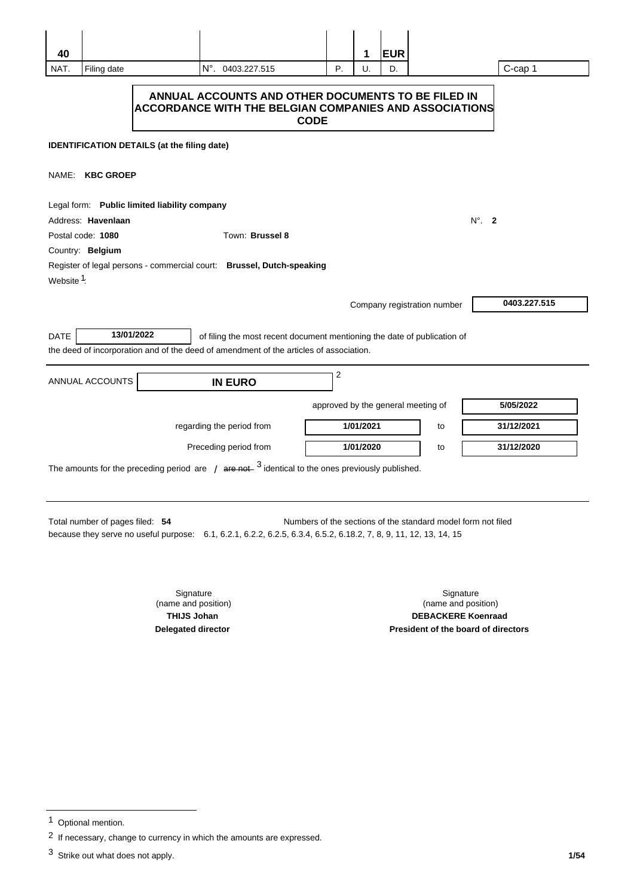| 40 | | | | 1 | EUR | | |
|---|---|---|---|---|---|---|---|
| NAT. | Filing date | N°. 0403.227.515 | P. | U. | D. | | C-cap 1 |

# ANNUAL ACCOUNTS AND OTHER DOCUMENTS TO BE FILED IN ACCORDANCE WITH THE BELGIAN COMPANIES AND ASSOCIATIONS CODE

**IDENTIFICATION DETAILS (at the filing date)**

NAME: **KBC GROEP**

Legal form: **Public limited liability company**

Address: **Havenlaan** N°. **2**

Postal code: **1080** Town: **Brussel 8**

Country: **Belgium**

Register of legal persons - commercial court: **Brussel, Dutch-speaking**

Website [1]:

Company registration number **0403.227.515**

DATE **13/01/2022** of filing the most recent document mentioning the date of publication of the deed of incorporation and of the deed of amendment of the articles of association.

ANNUAL ACCOUNTS **IN EURO** [2]

approved by the general meeting of **5/05/2022**

regarding the period from **1/01/2021** to **31/12/2021**

Preceding period from **1/01/2020** to **31/12/2020**

The amounts for the preceding period are / ~~are not~~ [3] identical to the ones previously published.

Total number of pages filed: **54** Numbers of the sections of the standard model form not filed because they serve no useful purpose: 6.1, 6.2.1, 6.2.2, 6.2.5, 6.3.4, 6.5.2, 6.18.2, 7, 8, 9, 11, 12, 13, 14, 15

| Signature (name and position) | Signature (name and position) |
|---|---|
| **THIJS Johan** | **DEBACKERE Koenraad** |
| **Delegated director** | **President of the board of directors** |

[1] Optional mention.

[2] If necessary, change to currency in which the amounts are expressed.

[3] Strike out what does not apply.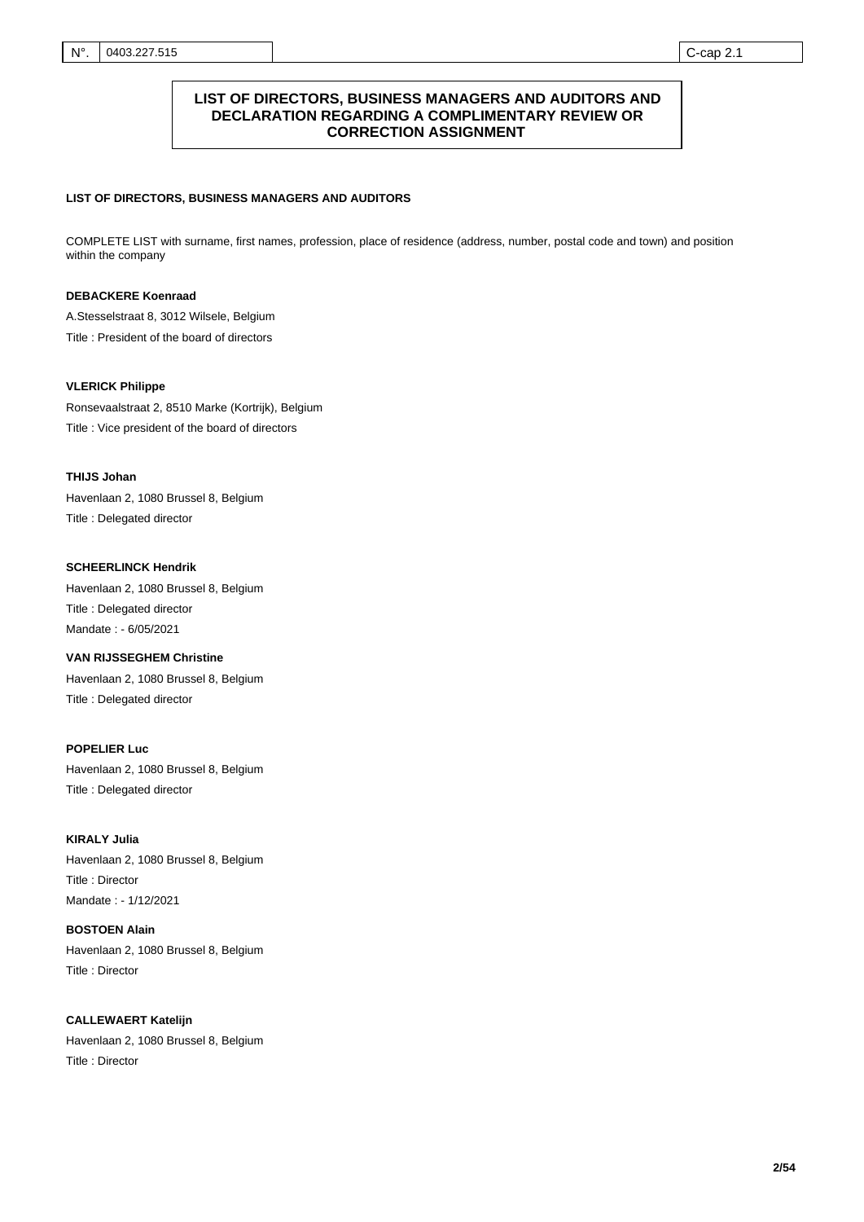# LIST OF DIRECTORS, BUSINESS MANAGERS AND AUDITORS AND DECLARATION REGARDING A COMPLIMENTARY REVIEW OR CORRECTION ASSIGNMENT

## LIST OF DIRECTORS, BUSINESS MANAGERS AND AUDITORS

COMPLETE LIST with surname, first names, profession, place of residence (address, number, postal code and town) and position within the company

**DEBACKERE Koenraad**

A.Stesselstraat 8, 3012 Wilsele, Belgium

Title : President of the board of directors

**VLERICK Philippe**

Ronsevaalstraat 2, 8510 Marke (Kortrijk), Belgium

Title : Vice president of the board of directors

**THIJS Johan**

Havenlaan 2, 1080 Brussel 8, Belgium

Title : Delegated director

**SCHEERLINCK Hendrik**

Havenlaan 2, 1080 Brussel 8, Belgium

Title : Delegated director

Mandate : - 6/05/2021

**VAN RIJSSEGHEM Christine**

Havenlaan 2, 1080 Brussel 8, Belgium

Title : Delegated director

**POPELIER Luc**

Havenlaan 2, 1080 Brussel 8, Belgium

Title : Delegated director

**KIRALY Julia**

Havenlaan 2, 1080 Brussel 8, Belgium

Title : Director

Mandate : - 1/12/2021

**BOSTOEN Alain**

Havenlaan 2, 1080 Brussel 8, Belgium

Title : Director

**CALLEWAERT Katelijn**

Havenlaan 2, 1080 Brussel 8, Belgium

Title : Director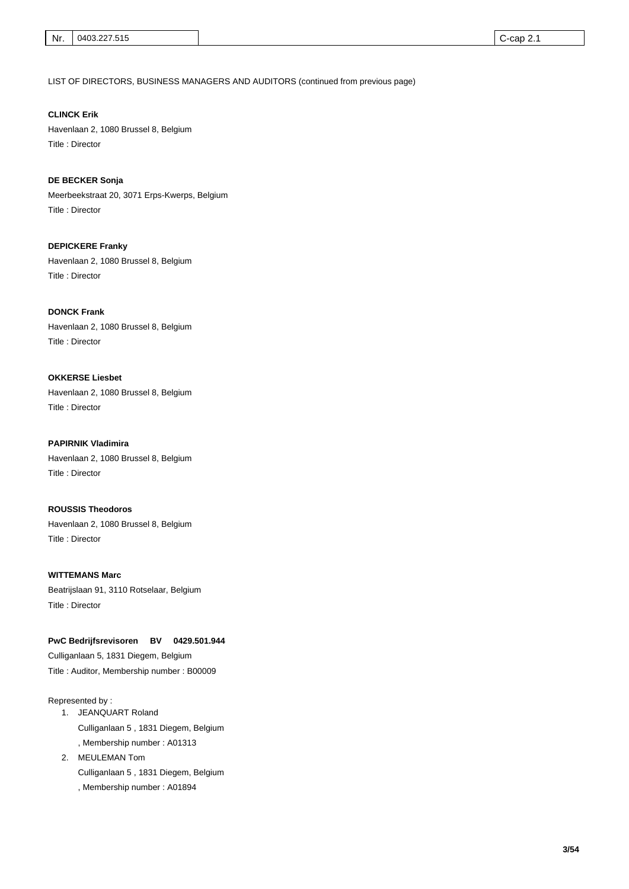LIST OF DIRECTORS, BUSINESS MANAGERS AND AUDITORS (continued from previous page)

**CLINCK Erik**
Havenlaan 2, 1080 Brussel 8, Belgium
Title : Director

**DE BECKER Sonja**
Meerbeekstraat 20, 3071 Erps-Kwerps, Belgium
Title : Director

**DEPICKERE Franky**
Havenlaan 2, 1080 Brussel 8, Belgium
Title : Director

**DONCK Frank**
Havenlaan 2, 1080 Brussel 8, Belgium
Title : Director

**OKKERSE Liesbet**
Havenlaan 2, 1080 Brussel 8, Belgium
Title : Director

**PAPIRNIK Vladimira**
Havenlaan 2, 1080 Brussel 8, Belgium
Title : Director

**ROUSSIS Theodoros**
Havenlaan 2, 1080 Brussel 8, Belgium
Title : Director

**WITTEMANS Marc**
Beatrijslaan 91, 3110 Rotselaar, Belgium
Title : Director

**PwC Bedrijfsrevisoren BV 0429.501.944**
Culliganlaan 5, 1831 Diegem, Belgium
Title : Auditor, Membership number : B00009

Represented by :

1. JEANQUART Roland
   Culliganlaan 5 , 1831 Diegem, Belgium
   , Membership number : A01313
2. MEULEMAN Tom
   Culliganlaan 5 , 1831 Diegem, Belgium
   , Membership number : A01894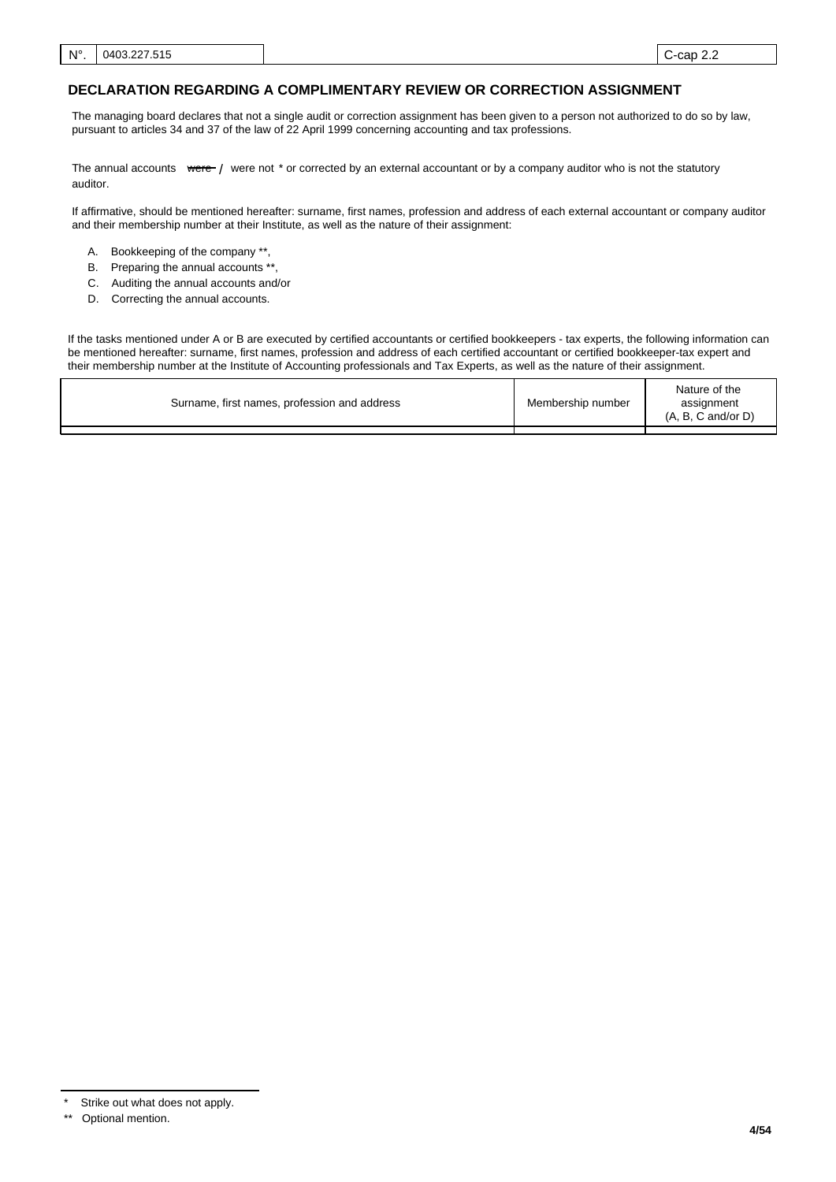| N°. | 0403.227.515 | C-cap 2.2 |
|---|---|---|

## DECLARATION REGARDING A COMPLIMENTARY REVIEW OR CORRECTION ASSIGNMENT

The managing board declares that not a single audit or correction assignment has been given to a person not authorized to do so by law, pursuant to articles 34 and 37 of the law of 22 April 1999 concerning accounting and tax professions.

The annual accounts ~~were~~ / were not * or corrected by an external accountant or by a company auditor who is not the statutory auditor.

If affirmative, should be mentioned hereafter: surname, first names, profession and address of each external accountant or company auditor and their membership number at their Institute, as well as the nature of their assignment:

A. Bookkeeping of the company **,
B. Preparing the annual accounts **,
C. Auditing the annual accounts and/or
D. Correcting the annual accounts.

If the tasks mentioned under A or B are executed by certified accountants or certified bookkeepers - tax experts, the following information can be mentioned hereafter: surname, first names, profession and address of each certified accountant or certified bookkeeper-tax expert and their membership number at the Institute of Accounting professionals and Tax Experts, as well as the nature of their assignment.

| Surname, first names, profession and address | Membership number | Nature of the assignment (A, B, C and/or D) |
|---|---|---|
| | | |

\* Strike out what does not apply.

\** Optional mention.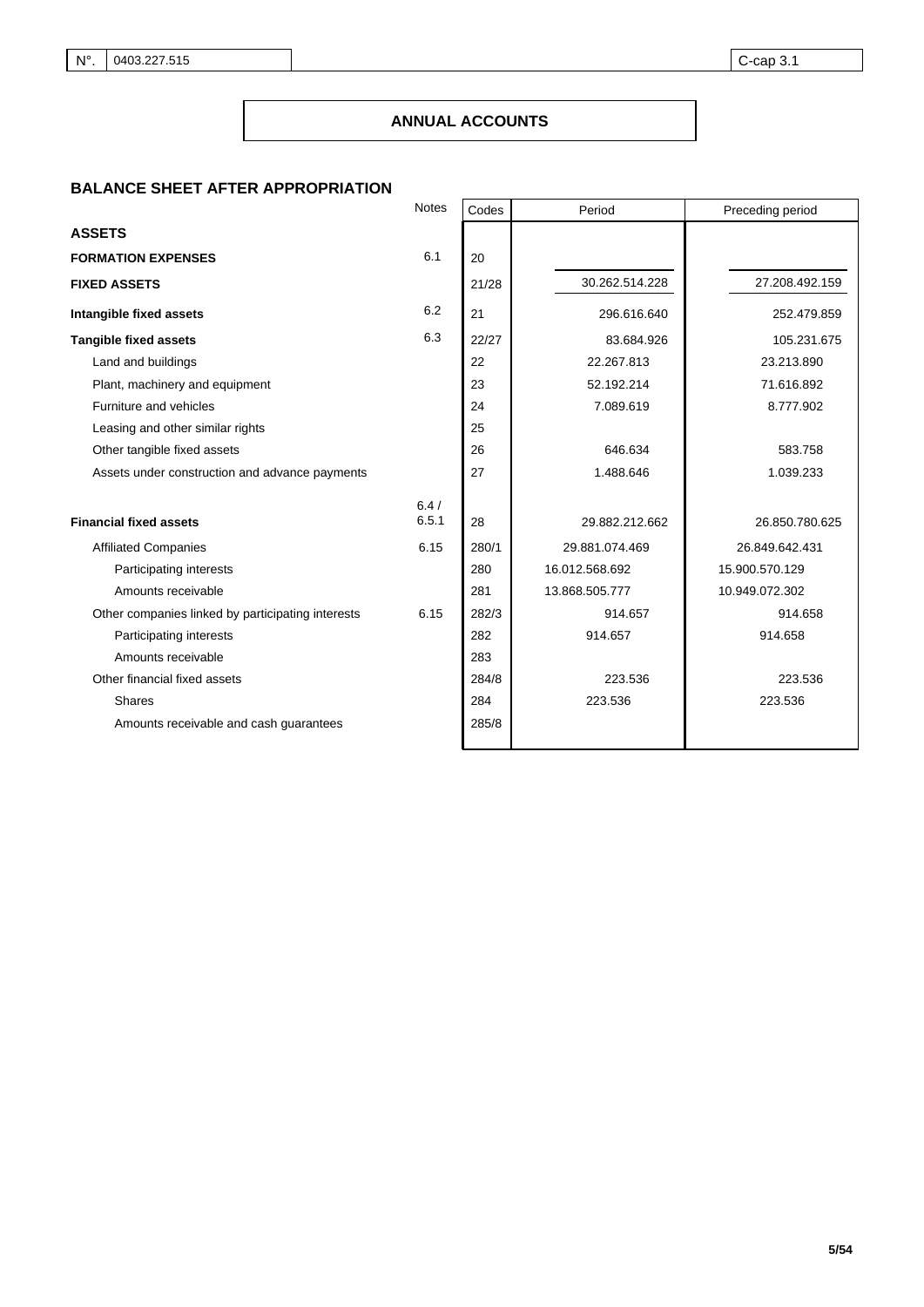| N°. | 0403.227.515 | C-cap 3.1 |
|---|---|---|

# ANNUAL ACCOUNTS

## BALANCE SHEET AFTER APPROPRIATION

| | Notes | Codes | Period | Preceding period |
|---|---|---|---|---|
| **ASSETS** | | | | |
| **FORMATION EXPENSES** | 6.1 | 20 | | |
| **FIXED ASSETS** | | 21/28 | 30.262.514.228 | 27.208.492.159 |
| **Intangible fixed assets** | 6.2 | 21 | 296.616.640 | 252.479.859 |
| **Tangible fixed assets** | 6.3 | 22/27 | 83.684.926 | 105.231.675 |
| Land and buildings | | 22 | 22.267.813 | 23.213.890 |
| Plant, machinery and equipment | | 23 | 52.192.214 | 71.616.892 |
| Furniture and vehicles | | 24 | 7.089.619 | 8.777.902 |
| Leasing and other similar rights | | 25 | | |
| Other tangible fixed assets | | 26 | 646.634 | 583.758 |
| Assets under construction and advance payments | | 27 | 1.488.646 | 1.039.233 |
| **Financial fixed assets** | 6.4 / 6.5.1 | 28 | 29.882.212.662 | 26.850.780.625 |
| Affiliated Companies | 6.15 | 280/1 | 29.881.074.469 | 26.849.642.431 |
| Participating interests | | 280 | 16.012.568.692 | 15.900.570.129 |
| Amounts receivable | | 281 | 13.868.505.777 | 10.949.072.302 |
| Other companies linked by participating interests | 6.15 | 282/3 | 914.657 | 914.658 |
| Participating interests | | 282 | 914.657 | 914.658 |
| Amounts receivable | | 283 | | |
| Other financial fixed assets | | 284/8 | 223.536 | 223.536 |
| Shares | | 284 | 223.536 | 223.536 |
| Amounts receivable and cash guarantees | | 285/8 | | |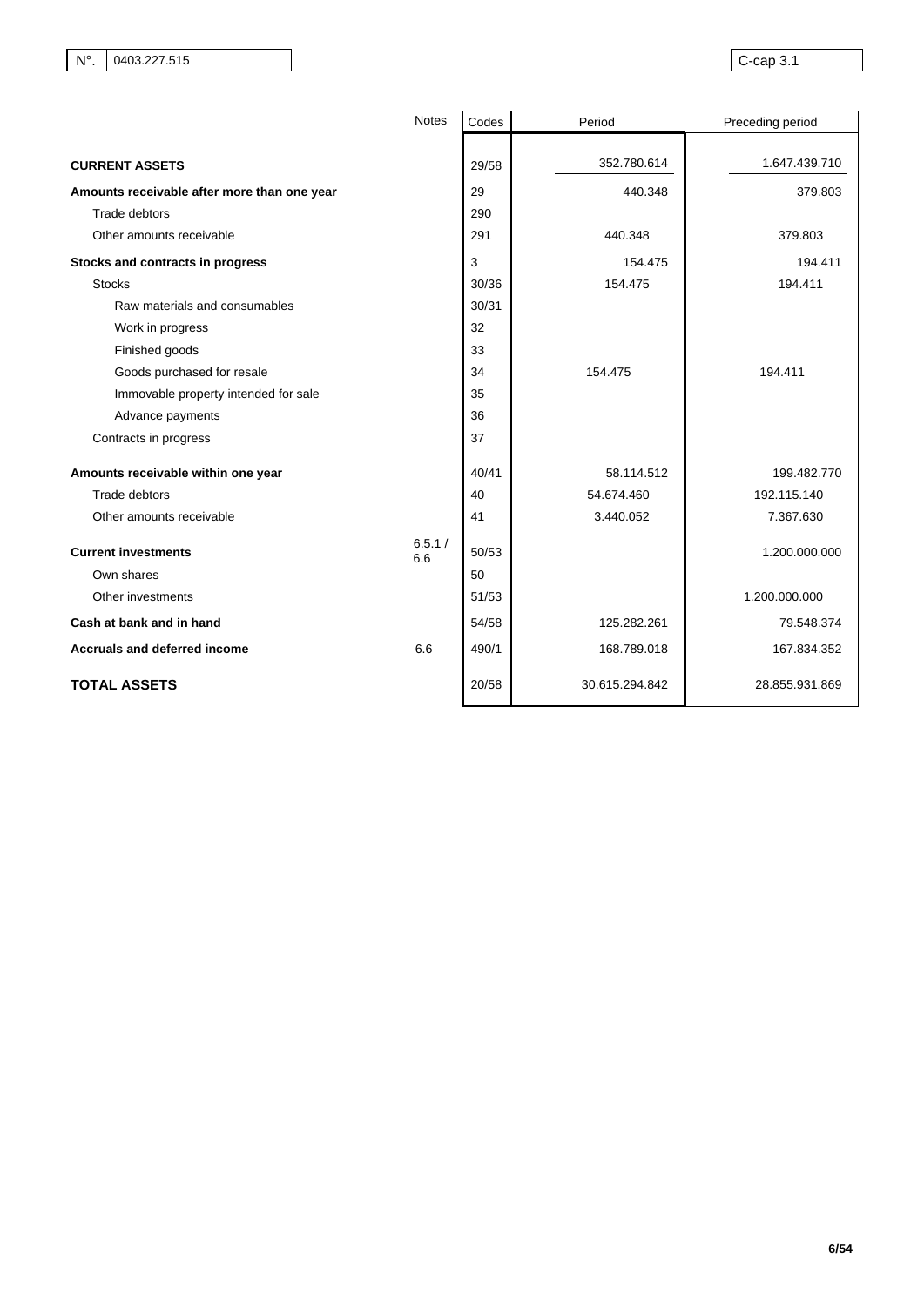| N°. | 0403.227.515 | C-cap 3.1 |
|---|---|---|

| | Notes | Codes | Period | Preceding period |
|---|---|---|---|---|
| **CURRENT ASSETS** | | 29/58 | 352.780.614 | 1.647.439.710 |
| **Amounts receivable after more than one year** | | 29 | 440.348 | 379.803 |
| Trade debtors | | 290 | | |
| Other amounts receivable | | 291 | 440.348 | 379.803 |
| **Stocks and contracts in progress** | | 3 | 154.475 | 194.411 |
| Stocks | | 30/36 | 154.475 | 194.411 |
| Raw materials and consumables | | 30/31 | | |
| Work in progress | | 32 | | |
| Finished goods | | 33 | | |
| Goods purchased for resale | | 34 | 154.475 | 194.411 |
| Immovable property intended for sale | | 35 | | |
| Advance payments | | 36 | | |
| Contracts in progress | | 37 | | |
| **Amounts receivable within one year** | | 40/41 | 58.114.512 | 199.482.770 |
| Trade debtors | | 40 | 54.674.460 | 192.115.140 |
| Other amounts receivable | | 41 | 3.440.052 | 7.367.630 |
| **Current investments** | 6.5.1 / 6.6 | 50/53 | | 1.200.000.000 |
| Own shares | | 50 | | |
| Other investments | | 51/53 | | 1.200.000.000 |
| **Cash at bank and in hand** | | 54/58 | 125.282.261 | 79.548.374 |
| **Accruals and deferred income** | 6.6 | 490/1 | 168.789.018 | 167.834.352 |
| **TOTAL ASSETS** | | 20/58 | 30.615.294.842 | 28.855.931.869 |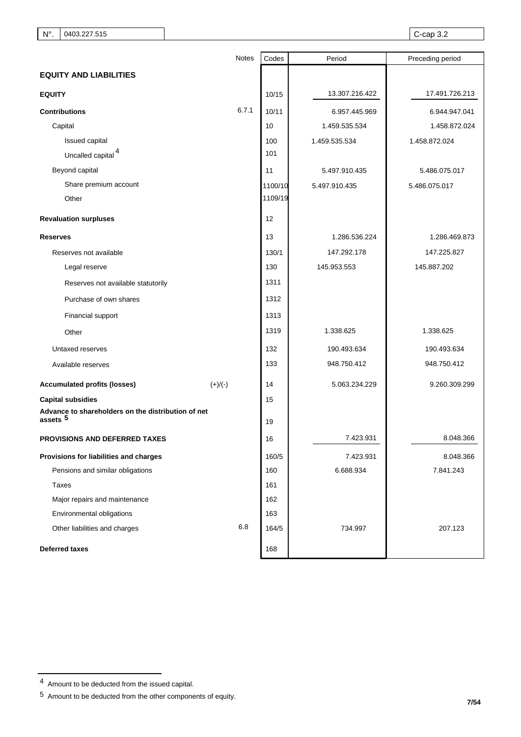| N°. | 0403.227.515 | | C-cap 3.2 |
|---|---|---|---|

| | Notes | Codes | Period | Preceding period |
|---|---|---|---|---|
| **EQUITY AND LIABILITIES** | | | | |
| **EQUITY** | | 10/15 | 13.307.216.422 | 17.491.726.213 |
| **Contributions** | 6.7.1 | 10/11 | 6.957.445.969 | 6.944.947.041 |
| Capital | | 10 | 1.459.535.534 | 1.458.872.024 |
| Issued capital | | 100 | 1.459.535.534 | 1.458.872.024 |
| Uncalled capital [4] | | 101 | | |
| Beyond capital | | 11 | 5.497.910.435 | 5.486.075.017 |
| Share premium account | | 1100/10 | 5.497.910.435 | 5.486.075.017 |
| Other | | 1109/19 | | |
| **Revaluation surpluses** | | 12 | | |
| **Reserves** | | 13 | 1.286.536.224 | 1.286.469.873 |
| Reserves not available | | 130/1 | 147.292.178 | 147.225.827 |
| Legal reserve | | 130 | 145.953.553 | 145.887.202 |
| Reserves not available statutorily | | 1311 | | |
| Purchase of own shares | | 1312 | | |
| Financial support | | 1313 | | |
| Other | | 1319 | 1.338.625 | 1.338.625 |
| Untaxed reserves | | 132 | 190.493.634 | 190.493.634 |
| Available reserves | | 133 | 948.750.412 | 948.750.412 |
| **Accumulated profits (losses)** (+)/(-) | | 14 | 5.063.234.229 | 9.260.309.299 |
| **Capital subsidies** | | 15 | | |
| **Advance to shareholders on the distribution of net assets [5]** | | 19 | | |
| **PROVISIONS AND DEFERRED TAXES** | | 16 | 7.423.931 | 8.048.366 |
| **Provisions for liabilities and charges** | | 160/5 | 7.423.931 | 8.048.366 |
| Pensions and similar obligations | | 160 | 6.688.934 | 7.841.243 |
| Taxes | | 161 | | |
| Major repairs and maintenance | | 162 | | |
| Environmental obligations | | 163 | | |
| Other liabilities and charges | 6.8 | 164/5 | 734.997 | 207.123 |
| **Deferred taxes** | | 168 | | |

[4] Amount to be deducted from the issued capital.

[5] Amount to be deducted from the other components of equity.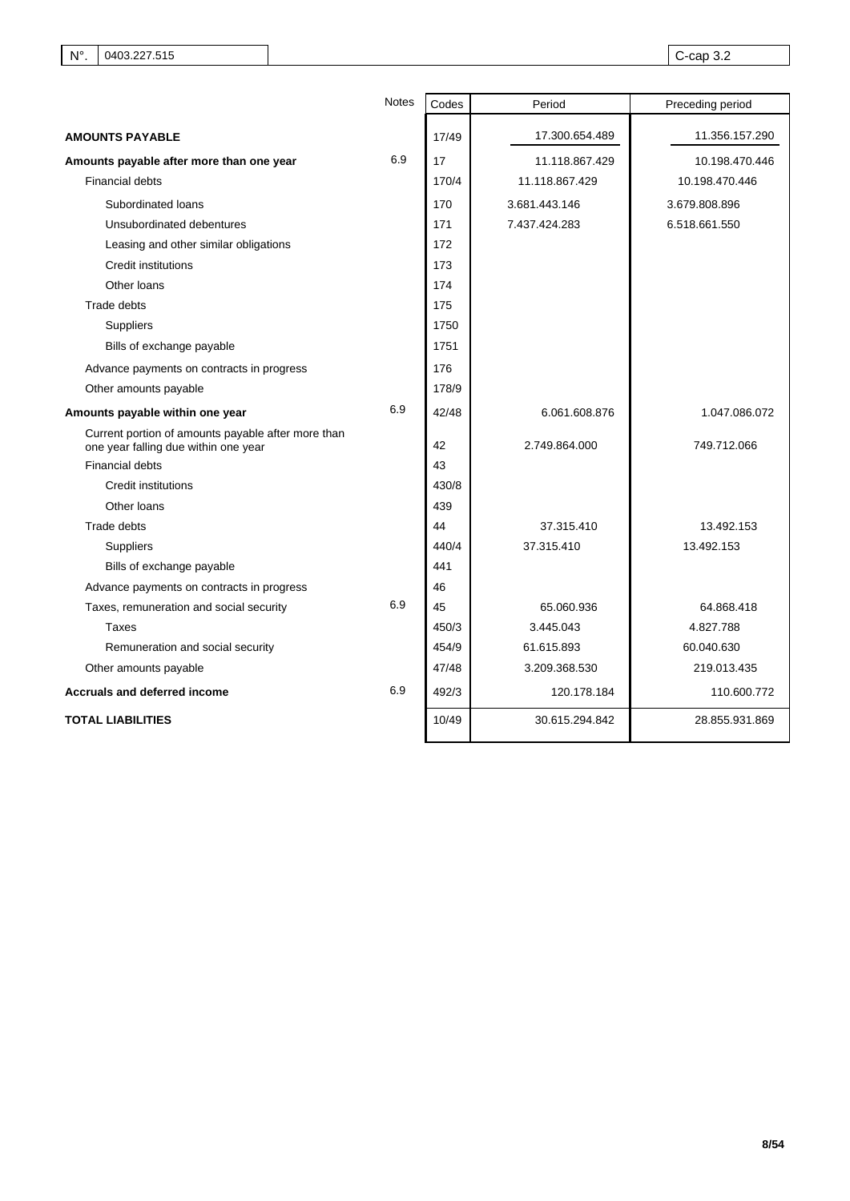| N°. | 0403.227.515 | C-cap 3.2 |
|---|---|---|

| | Notes | Codes | Period | Preceding period |
|---|---|---|---|---|
| **AMOUNTS PAYABLE** | | 17/49 | 17.300.654.489 | 11.356.157.290 |
| **Amounts payable after more than one year** | 6.9 | 17 | 11.118.867.429 | 10.198.470.446 |
| Financial debts | | 170/4 | 11.118.867.429 | 10.198.470.446 |
| Subordinated loans | | 170 | 3.681.443.146 | 3.679.808.896 |
| Unsubordinated debentures | | 171 | 7.437.424.283 | 6.518.661.550 |
| Leasing and other similar obligations | | 172 | | |
| Credit institutions | | 173 | | |
| Other loans | | 174 | | |
| Trade debts | | 175 | | |
| Suppliers | | 1750 | | |
| Bills of exchange payable | | 1751 | | |
| Advance payments on contracts in progress | | 176 | | |
| Other amounts payable | | 178/9 | | |
| **Amounts payable within one year** | 6.9 | 42/48 | 6.061.608.876 | 1.047.086.072 |
| Current portion of amounts payable after more than one year falling due within one year | | 42 | 2.749.864.000 | 749.712.066 |
| Financial debts | | 43 | | |
| Credit institutions | | 430/8 | | |
| Other loans | | 439 | | |
| Trade debts | | 44 | 37.315.410 | 13.492.153 |
| Suppliers | | 440/4 | 37.315.410 | 13.492.153 |
| Bills of exchange payable | | 441 | | |
| Advance payments on contracts in progress | | 46 | | |
| Taxes, remuneration and social security | 6.9 | 45 | 65.060.936 | 64.868.418 |
| Taxes | | 450/3 | 3.445.043 | 4.827.788 |
| Remuneration and social security | | 454/9 | 61.615.893 | 60.040.630 |
| Other amounts payable | | 47/48 | 3.209.368.530 | 219.013.435 |
| **Accruals and deferred income** | 6.9 | 492/3 | 120.178.184 | 110.600.772 |
| **TOTAL LIABILITIES** | | 10/49 | 30.615.294.842 | 28.855.931.869 |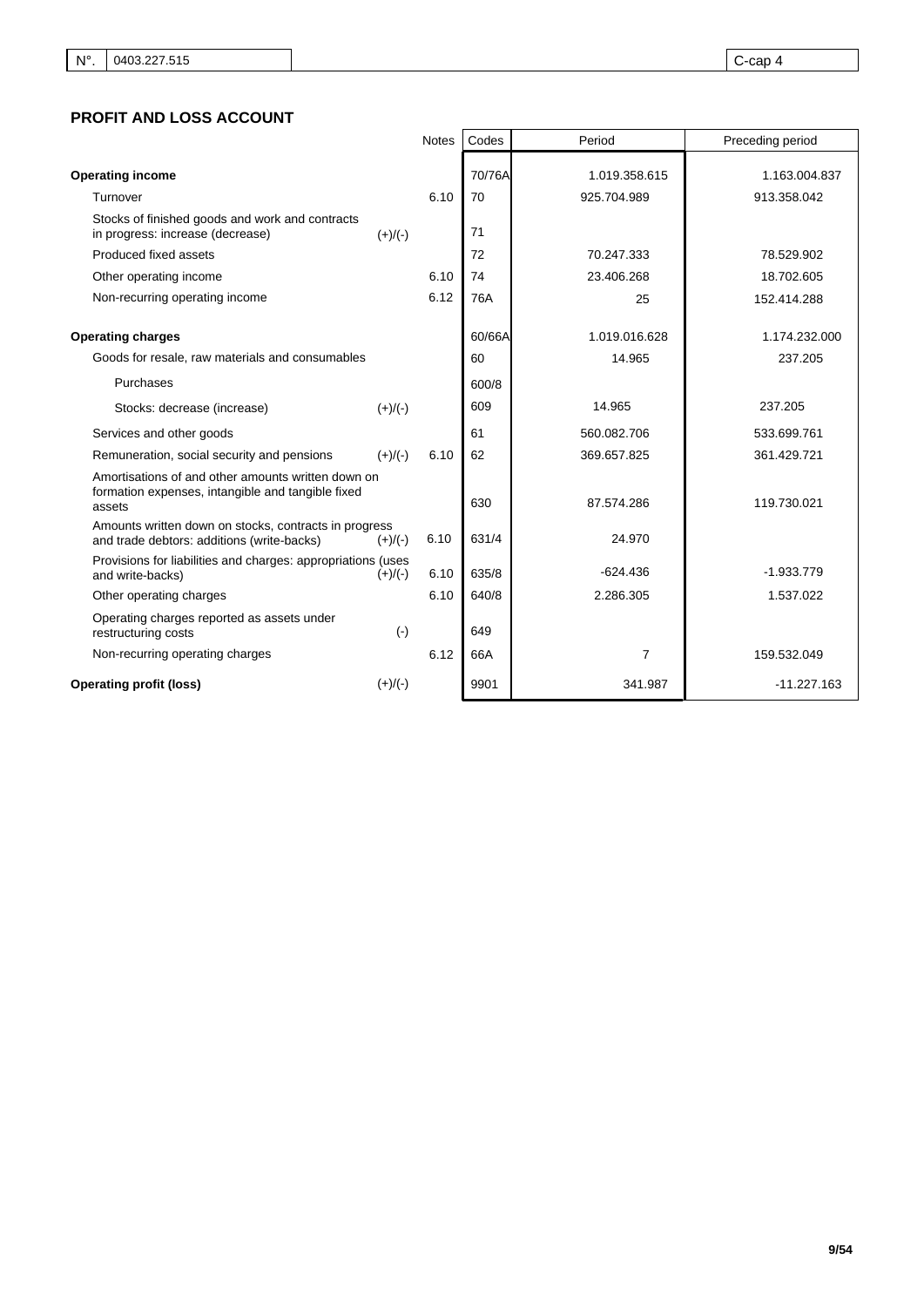| N°. | 0403.227.515 | C-cap 4 |
|---|---|---|

## PROFIT AND LOSS ACCOUNT

| | | Notes | Codes | Period | Preceding period |
|---|---|---|---|---|---|
| **Operating income** | | | 70/76A | 1.019.358.615 | 1.163.004.837 |
| Turnover | | 6.10 | 70 | 925.704.989 | 913.358.042 |
| Stocks of finished goods and work and contracts in progress: increase (decrease) | (+)/(-) | | 71 | | |
| Produced fixed assets | | | 72 | 70.247.333 | 78.529.902 |
| Other operating income | | 6.10 | 74 | 23.406.268 | 18.702.605 |
| Non-recurring operating income | | 6.12 | 76A | 25 | 152.414.288 |
| **Operating charges** | | | 60/66A | 1.019.016.628 | 1.174.232.000 |
| Goods for resale, raw materials and consumables | | | 60 | 14.965 | 237.205 |
| Purchases | | | 600/8 | | |
| Stocks: decrease (increase) | (+)/(-) | | 609 | 14.965 | 237.205 |
| Services and other goods | | | 61 | 560.082.706 | 533.699.761 |
| Remuneration, social security and pensions | (+)/(-) | 6.10 | 62 | 369.657.825 | 361.429.721 |
| Amortisations of and other amounts written down on formation expenses, intangible and tangible fixed assets | | | 630 | 87.574.286 | 119.730.021 |
| Amounts written down on stocks, contracts in progress and trade debtors: additions (write-backs) | (+)/(-) | 6.10 | 631/4 | 24.970 | |
| Provisions for liabilities and charges: appropriations (uses and write-backs) | (+)/(-) | 6.10 | 635/8 | -624.436 | -1.933.779 |
| Other operating charges | | 6.10 | 640/8 | 2.286.305 | 1.537.022 |
| Operating charges reported as assets under restructuring costs | (-) | | 649 | | |
| Non-recurring operating charges | | 6.12 | 66A | 7 | 159.532.049 |
| **Operating profit (loss)** | (+)/(-) | | 9901 | 341.987 | -11.227.163 |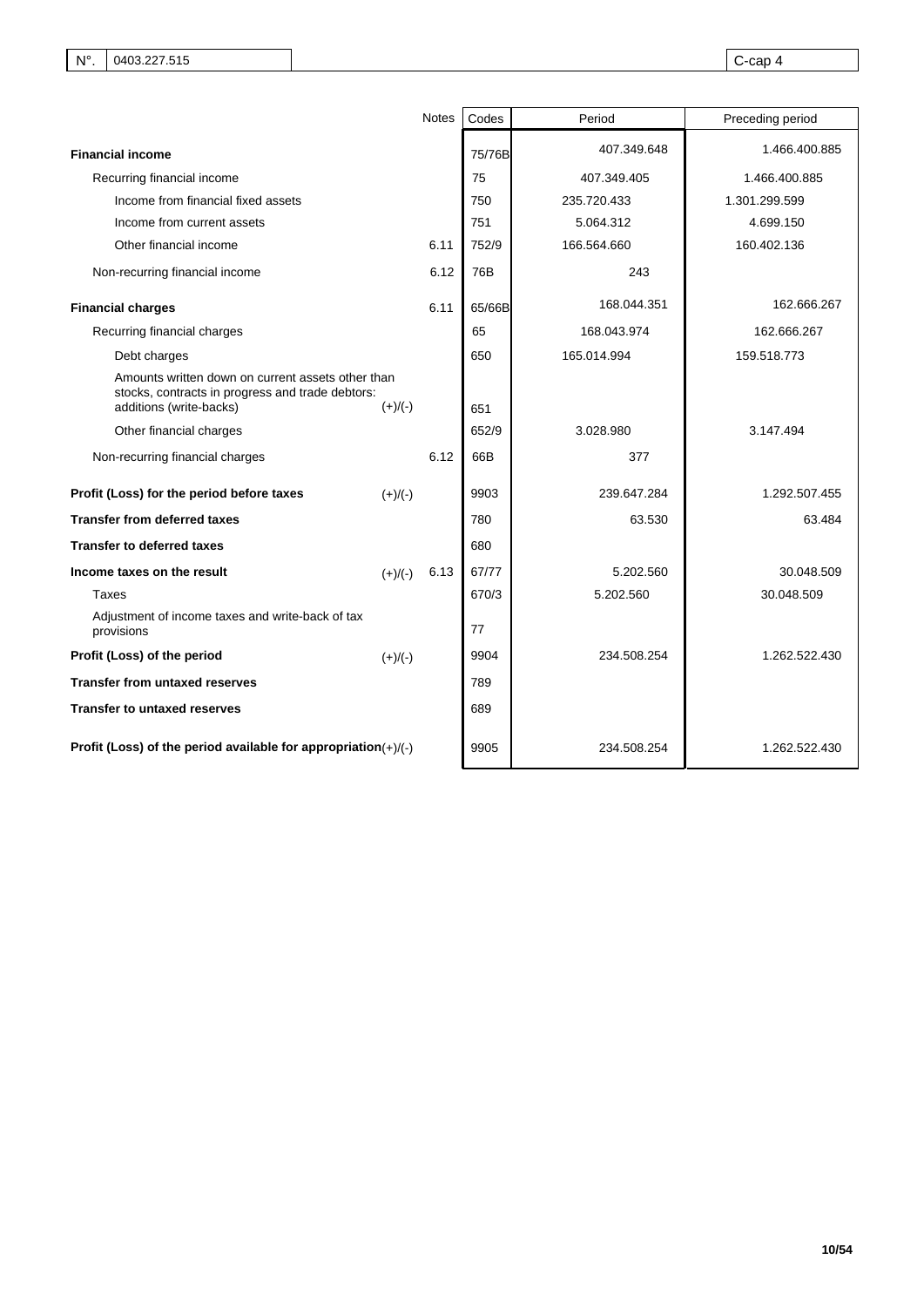| N°. | 0403.227.515 | C-cap 4 |
|---|---|---|

| | | Notes | Codes | Period | Preceding period |
|---|---|---|---|---|---|
| **Financial income** | | | 75/76B | 407.349.648 | 1.466.400.885 |
| Recurring financial income | | | 75 | 407.349.405 | 1.466.400.885 |
| Income from financial fixed assets | | | 750 | 235.720.433 | 1.301.299.599 |
| Income from current assets | | | 751 | 5.064.312 | 4.699.150 |
| Other financial income | | 6.11 | 752/9 | 166.564.660 | 160.402.136 |
| Non-recurring financial income | | 6.12 | 76B | 243 | |
| **Financial charges** | | 6.11 | 65/66B | 168.044.351 | 162.666.267 |
| Recurring financial charges | | | 65 | 168.043.974 | 162.666.267 |
| Debt charges | | | 650 | 165.014.994 | 159.518.773 |
| Amounts written down on current assets other than stocks, contracts in progress and trade debtors: additions (write-backs) | (+)/(-) | | 651 | | |
| Other financial charges | | | 652/9 | 3.028.980 | 3.147.494 |
| Non-recurring financial charges | | 6.12 | 66B | 377 | |
| **Profit (Loss) for the period before taxes** | (+)/(-) | | 9903 | 239.647.284 | 1.292.507.455 |
| **Transfer from deferred taxes** | | | 780 | 63.530 | 63.484 |
| **Transfer to deferred taxes** | | | 680 | | |
| **Income taxes on the result** | (+)/(-) | 6.13 | 67/77 | 5.202.560 | 30.048.509 |
| Taxes | | | 670/3 | 5.202.560 | 30.048.509 |
| Adjustment of income taxes and write-back of tax provisions | | | 77 | | |
| **Profit (Loss) of the period** | (+)/(-) | | 9904 | 234.508.254 | 1.262.522.430 |
| **Transfer from untaxed reserves** | | | 789 | | |
| **Transfer to untaxed reserves** | | | 689 | | |
| **Profit (Loss) of the period available for appropriation** | (+)/(-) | | 9905 | 234.508.254 | 1.262.522.430 |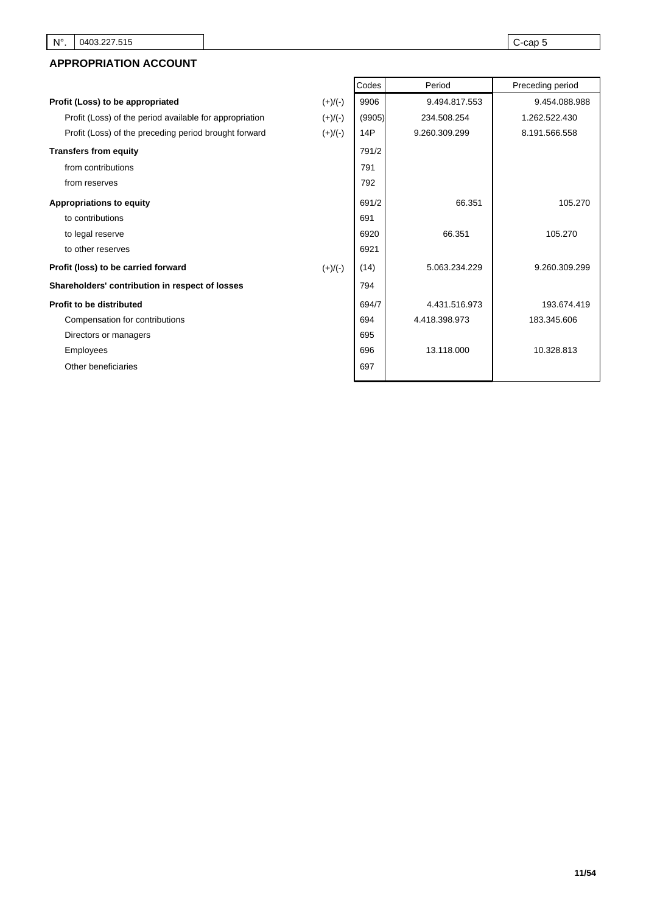| N°. | 0403.227.515 | C-cap 5 |
|---|---|---|

## APPROPRIATION ACCOUNT

| | | Codes | Period | Preceding period |
|---|---|---|---|---|
| **Profit (Loss) to be appropriated** | (+)/(-) | 9906 | 9.494.817.553 | 9.454.088.988 |
| Profit (Loss) of the period available for appropriation | (+)/(-) | (9905) | 234.508.254 | 1.262.522.430 |
| Profit (Loss) of the preceding period brought forward | (+)/(-) | 14P | 9.260.309.299 | 8.191.566.558 |
| **Transfers from equity** | | 791/2 | | |
| from contributions | | 791 | | |
| from reserves | | 792 | | |
| **Appropriations to equity** | | 691/2 | 66.351 | 105.270 |
| to contributions | | 691 | | |
| to legal reserve | | 6920 | 66.351 | 105.270 |
| to other reserves | | 6921 | | |
| **Profit (loss) to be carried forward** | (+)/(-) | (14) | 5.063.234.229 | 9.260.309.299 |
| **Shareholders' contribution in respect of losses** | | 794 | | |
| **Profit to be distributed** | | 694/7 | 4.431.516.973 | 193.674.419 |
| Compensation for contributions | | 694 | 4.418.398.973 | 183.345.606 |
| Directors or managers | | 695 | | |
| Employees | | 696 | 13.118.000 | 10.328.813 |
| Other beneficiaries | | 697 | | |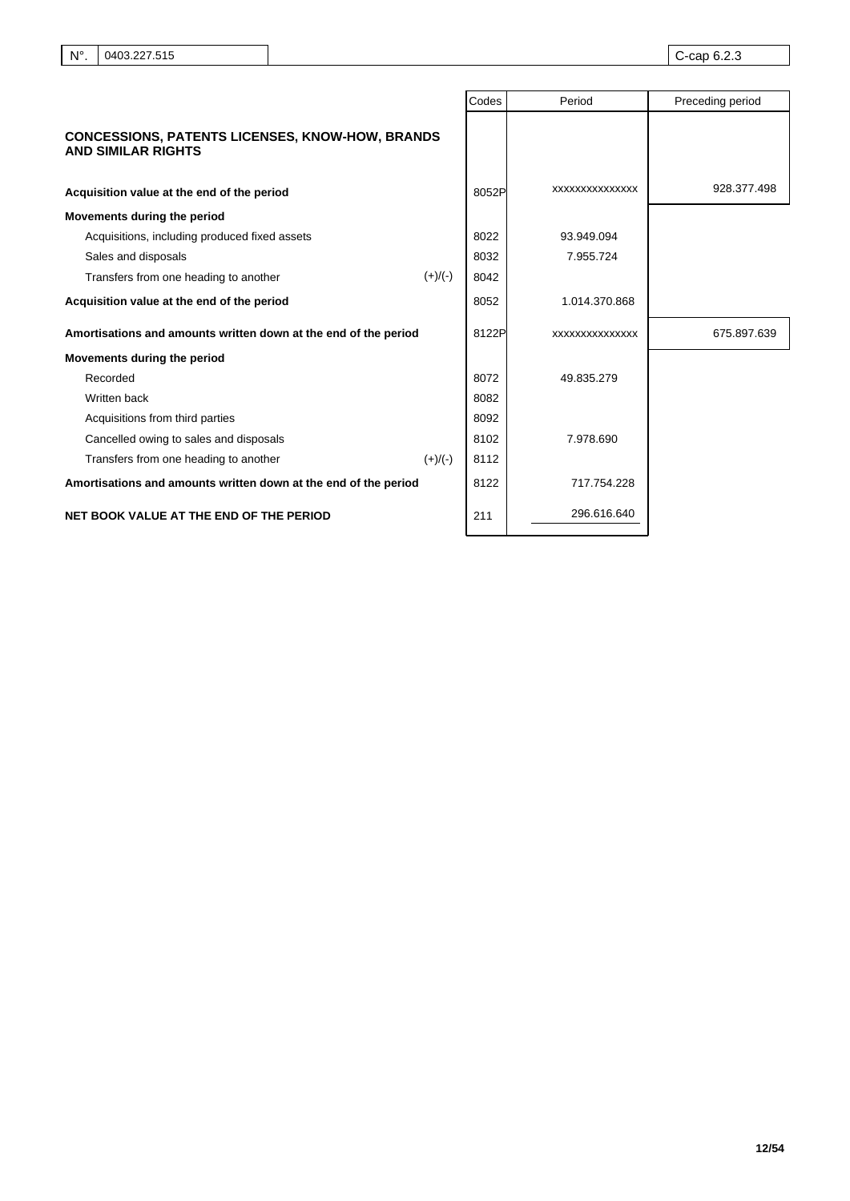| N°. | 0403.227.515 | C-cap 6.2.3 |
|---|---|---|

| | | Codes | Period | Preceding period |
|---|---|---|---|---|
| **CONCESSIONS, PATENTS LICENSES, KNOW-HOW, BRANDS AND SIMILAR RIGHTS** | | | | |
| **Acquisition value at the end of the period** | | 8052P | xxxxxxxxxxxxxx | 928.377.498 |
| **Movements during the period** | | | | |
| Acquisitions, including produced fixed assets | | 8022 | 93.949.094 | |
| Sales and disposals | | 8032 | 7.955.724 | |
| Transfers from one heading to another | (+)/(-) | 8042 | | |
| **Acquisition value at the end of the period** | | 8052 | 1.014.370.868 | |
| **Amortisations and amounts written down at the end of the period** | | 8122P | xxxxxxxxxxxxxx | 675.897.639 |
| **Movements during the period** | | | | |
| Recorded | | 8072 | 49.835.279 | |
| Written back | | 8082 | | |
| Acquisitions from third parties | | 8092 | | |
| Cancelled owing to sales and disposals | | 8102 | 7.978.690 | |
| Transfers from one heading to another | (+)/(-) | 8112 | | |
| **Amortisations and amounts written down at the end of the period** | | 8122 | 717.754.228 | |
| **NET BOOK VALUE AT THE END OF THE PERIOD** | | 211 | 296.616.640 | |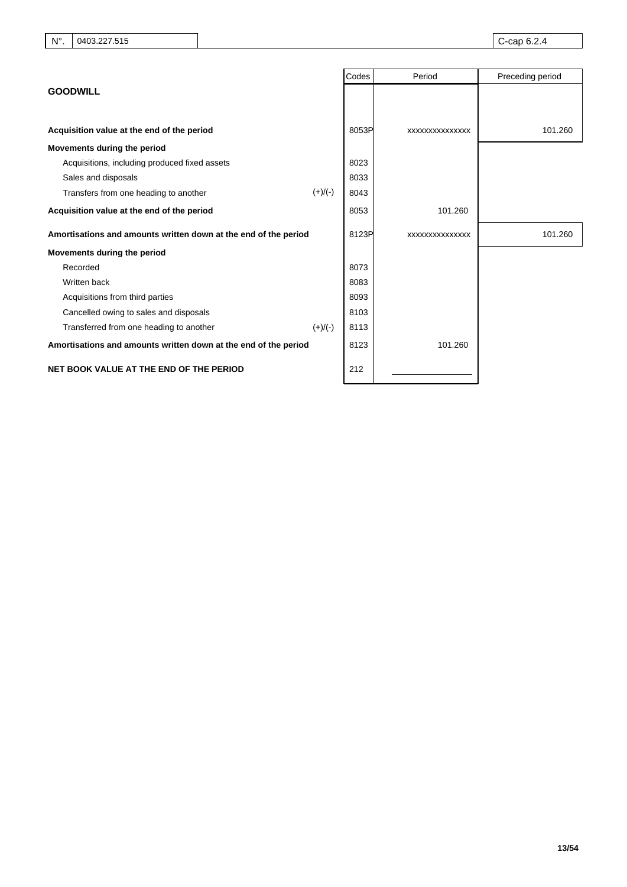| N°. | 0403.227.515 | C-cap 6.2.4 |
|---|---|---|

| | | Codes | Period | Preceding period |
|---|---|---|---|---|
| **GOODWILL** | | | | |
| **Acquisition value at the end of the period** | | 8053P | xxxxxxxxxxxxxx | 101.260 |
| **Movements during the period** | | | | |
| Acquisitions, including produced fixed assets | | 8023 | | |
| Sales and disposals | | 8033 | | |
| Transfers from one heading to another | (+)/(-) | 8043 | | |
| **Acquisition value at the end of the period** | | 8053 | 101.260 | |
| **Amortisations and amounts written down at the end of the period** | | 8123P | xxxxxxxxxxxxxx | 101.260 |
| **Movements during the period** | | | | |
| Recorded | | 8073 | | |
| Written back | | 8083 | | |
| Acquisitions from third parties | | 8093 | | |
| Cancelled owing to sales and disposals | | 8103 | | |
| Transferred from one heading to another | (+)/(-) | 8113 | | |
| **Amortisations and amounts written down at the end of the period** | | 8123 | 101.260 | |
| **NET BOOK VALUE AT THE END OF THE PERIOD** | | 212 | | |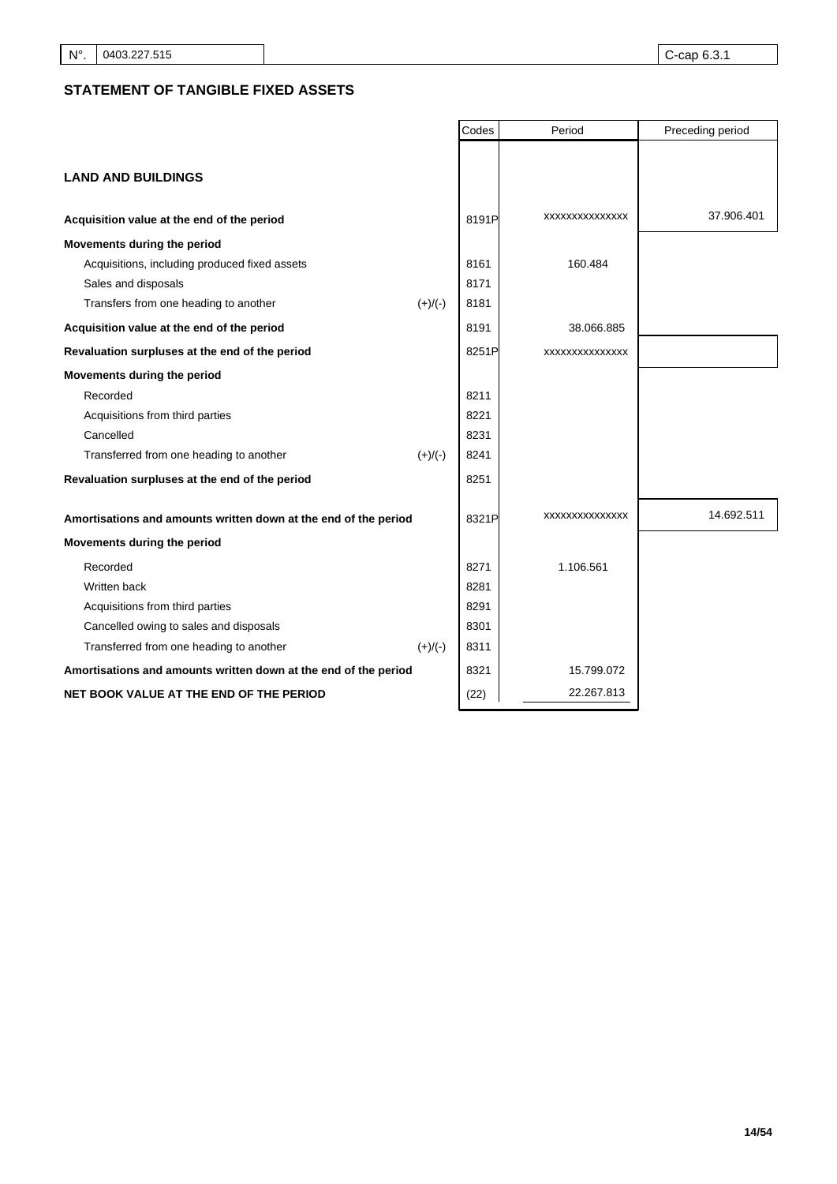| N°. | 0403.227.515 | C-cap 6.3.1 |
|---|---|---|

## STATEMENT OF TANGIBLE FIXED ASSETS

| | | Codes | Period | Preceding period |
|---|---|---|---|---|
| **LAND AND BUILDINGS** | | | | |
| **Acquisition value at the end of the period** | | 8191P | xxxxxxxxxxxxxx | 37.906.401 |
| **Movements during the period** | | | | |
| Acquisitions, including produced fixed assets | | 8161 | 160.484 | |
| Sales and disposals | | 8171 | | |
| Transfers from one heading to another | (+)/(-) | 8181 | | |
| **Acquisition value at the end of the period** | | 8191 | 38.066.885 | |
| **Revaluation surpluses at the end of the period** | | 8251P | xxxxxxxxxxxxxx | |
| **Movements during the period** | | | | |
| Recorded | | 8211 | | |
| Acquisitions from third parties | | 8221 | | |
| Cancelled | | 8231 | | |
| Transferred from one heading to another | (+)/(-) | 8241 | | |
| **Revaluation surpluses at the end of the period** | | 8251 | | |
| **Amortisations and amounts written down at the end of the period** | | 8321P | xxxxxxxxxxxxxx | 14.692.511 |
| **Movements during the period** | | | | |
| Recorded | | 8271 | 1.106.561 | |
| Written back | | 8281 | | |
| Acquisitions from third parties | | 8291 | | |
| Cancelled owing to sales and disposals | | 8301 | | |
| Transferred from one heading to another | (+)/(-) | 8311 | | |
| **Amortisations and amounts written down at the end of the period** | | 8321 | 15.799.072 | |
| **NET BOOK VALUE AT THE END OF THE PERIOD** | | (22) | 22.267.813 | |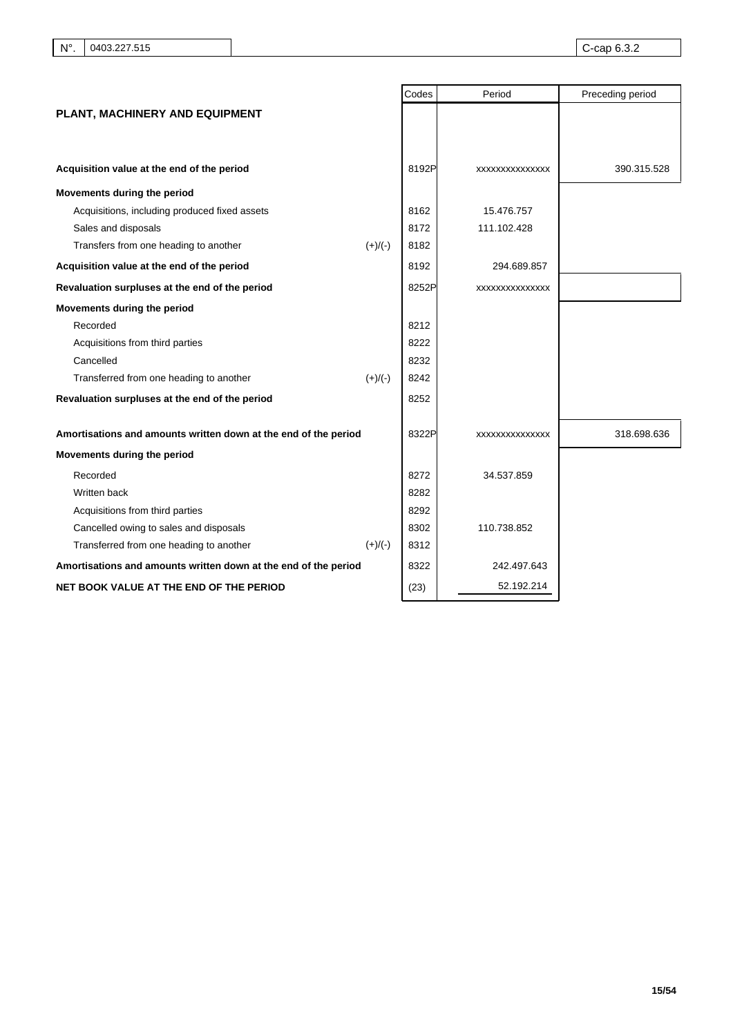| N°. | 0403.227.515 | C-cap 6.3.2 |
|---|---|---|

| | | Codes | Period | Preceding period |
|---|---|---|---|---|
| **PLANT, MACHINERY AND EQUIPMENT** | | | | |
| **Acquisition value at the end of the period** | | 8192P | xxxxxxxxxxxxxx | 390.315.528 |
| **Movements during the period** | | | | |
| Acquisitions, including produced fixed assets | | 8162 | 15.476.757 | |
| Sales and disposals | | 8172 | 111.102.428 | |
| Transfers from one heading to another | (+)/(-) | 8182 | | |
| **Acquisition value at the end of the period** | | 8192 | 294.689.857 | |
| **Revaluation surpluses at the end of the period** | | 8252P | xxxxxxxxxxxxxx | |
| **Movements during the period** | | | | |
| Recorded | | 8212 | | |
| Acquisitions from third parties | | 8222 | | |
| Cancelled | | 8232 | | |
| Transferred from one heading to another | (+)/(-) | 8242 | | |
| **Revaluation surpluses at the end of the period** | | 8252 | | |
| **Amortisations and amounts written down at the end of the period** | | 8322P | xxxxxxxxxxxxxx | 318.698.636 |
| **Movements during the period** | | | | |
| Recorded | | 8272 | 34.537.859 | |
| Written back | | 8282 | | |
| Acquisitions from third parties | | 8292 | | |
| Cancelled owing to sales and disposals | | 8302 | 110.738.852 | |
| Transferred from one heading to another | (+)/(-) | 8312 | | |
| **Amortisations and amounts written down at the end of the period** | | 8322 | 242.497.643 | |
| **NET BOOK VALUE AT THE END OF THE PERIOD** | | (23) | 52.192.214 | |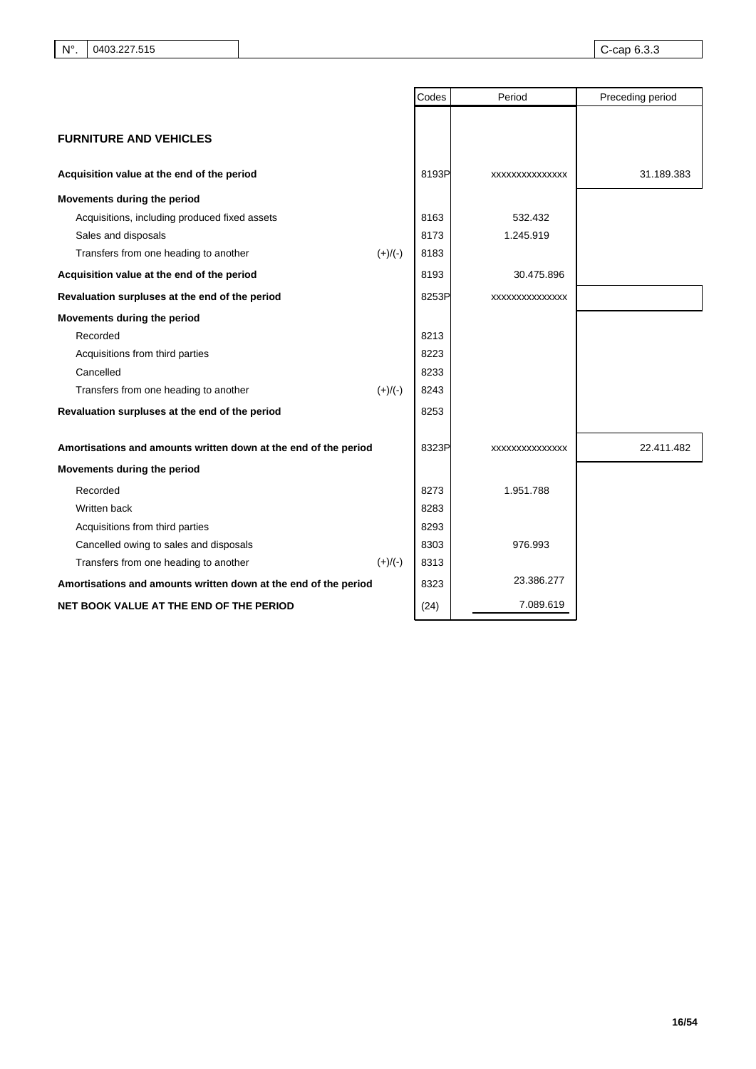| N°. | 0403.227.515 | C-cap 6.3.3 |
|---|---|---|

| | | Codes | Period | Preceding period |
|---|---|---|---|---|
| **FURNITURE AND VEHICLES** | | | | |
| **Acquisition value at the end of the period** | | 8193P | xxxxxxxxxxxxxx | 31.189.383 |
| **Movements during the period** | | | | |
| Acquisitions, including produced fixed assets | | 8163 | 532.432 | |
| Sales and disposals | | 8173 | 1.245.919 | |
| Transfers from one heading to another | (+)/(-) | 8183 | | |
| **Acquisition value at the end of the period** | | 8193 | 30.475.896 | |
| **Revaluation surpluses at the end of the period** | | 8253P | xxxxxxxxxxxxxx | |
| **Movements during the period** | | | | |
| Recorded | | 8213 | | |
| Acquisitions from third parties | | 8223 | | |
| Cancelled | | 8233 | | |
| Transfers from one heading to another | (+)/(-) | 8243 | | |
| **Revaluation surpluses at the end of the period** | | 8253 | | |
| **Amortisations and amounts written down at the end of the period** | | 8323P | xxxxxxxxxxxxxx | 22.411.482 |
| **Movements during the period** | | | | |
| Recorded | | 8273 | 1.951.788 | |
| Written back | | 8283 | | |
| Acquisitions from third parties | | 8293 | | |
| Cancelled owing to sales and disposals | | 8303 | 976.993 | |
| Transfers from one heading to another | (+)/(-) | 8313 | | |
| **Amortisations and amounts written down at the end of the period** | | 8323 | 23.386.277 | |
| **NET BOOK VALUE AT THE END OF THE PERIOD** | | (24) | 7.089.619 | |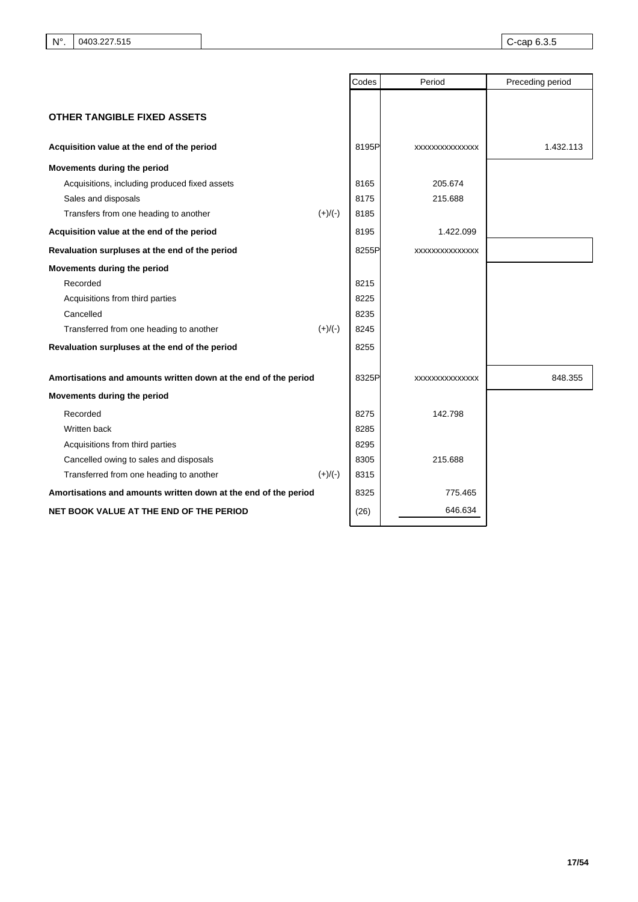| N°. | 0403.227.515 | C-cap 6.3.5 |
|---|---|---|

| | | Codes | Period | Preceding period |
|---|---|---|---|---|
| **OTHER TANGIBLE FIXED ASSETS** | | | | |
| **Acquisition value at the end of the period** | | 8195P | xxxxxxxxxxxxxx | 1.432.113 |
| **Movements during the period** | | | | |
| Acquisitions, including produced fixed assets | | 8165 | 205.674 | |
| Sales and disposals | | 8175 | 215.688 | |
| Transfers from one heading to another | (+)/(-) | 8185 | | |
| **Acquisition value at the end of the period** | | 8195 | 1.422.099 | |
| **Revaluation surpluses at the end of the period** | | 8255P | xxxxxxxxxxxxxx | |
| **Movements during the period** | | | | |
| Recorded | | 8215 | | |
| Acquisitions from third parties | | 8225 | | |
| Cancelled | | 8235 | | |
| Transferred from one heading to another | (+)/(-) | 8245 | | |
| **Revaluation surpluses at the end of the period** | | 8255 | | |
| **Amortisations and amounts written down at the end of the period** | | 8325P | xxxxxxxxxxxxxx | 848.355 |
| **Movements during the period** | | | | |
| Recorded | | 8275 | 142.798 | |
| Written back | | 8285 | | |
| Acquisitions from third parties | | 8295 | | |
| Cancelled owing to sales and disposals | | 8305 | 215.688 | |
| Transferred from one heading to another | (+)/(-) | 8315 | | |
| **Amortisations and amounts written down at the end of the period** | | 8325 | 775.465 | |
| **NET BOOK VALUE AT THE END OF THE PERIOD** | | (26) | 646.634 | |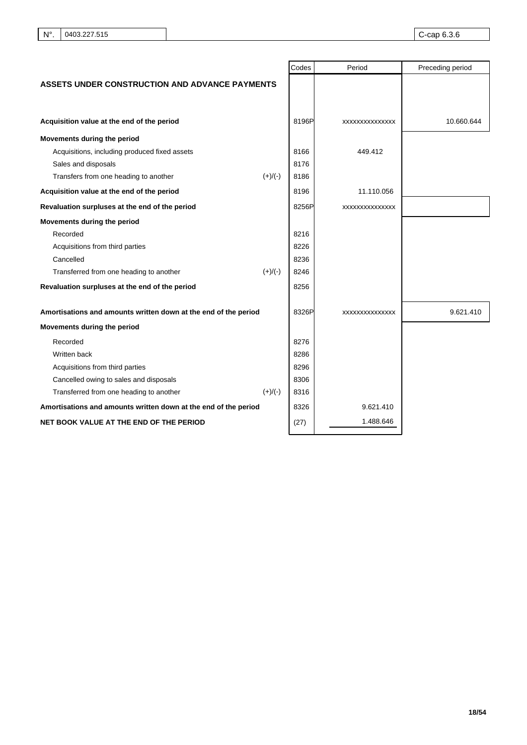| N°. | 0403.227.515 | C-cap 6.3.6 |
|---|---|---|

| | | Codes | Period | Preceding period |
|---|---|---|---|---|
| **ASSETS UNDER CONSTRUCTION AND ADVANCE PAYMENTS** | | | | |
| **Acquisition value at the end of the period** | | 8196P | xxxxxxxxxxxxxx | 10.660.644 |
| **Movements during the period** | | | | |
| Acquisitions, including produced fixed assets | | 8166 | 449.412 | |
| Sales and disposals | | 8176 | | |
| Transfers from one heading to another | (+)/(-) | 8186 | | |
| **Acquisition value at the end of the period** | | 8196 | 11.110.056 | |
| **Revaluation surpluses at the end of the period** | | 8256P | xxxxxxxxxxxxxx | |
| **Movements during the period** | | | | |
| Recorded | | 8216 | | |
| Acquisitions from third parties | | 8226 | | |
| Cancelled | | 8236 | | |
| Transferred from one heading to another | (+)/(-) | 8246 | | |
| **Revaluation surpluses at the end of the period** | | 8256 | | |
| **Amortisations and amounts written down at the end of the period** | | 8326P | xxxxxxxxxxxxxx | 9.621.410 |
| **Movements during the period** | | | | |
| Recorded | | 8276 | | |
| Written back | | 8286 | | |
| Acquisitions from third parties | | 8296 | | |
| Cancelled owing to sales and disposals | | 8306 | | |
| Transferred from one heading to another | (+)/(-) | 8316 | | |
| **Amortisations and amounts written down at the end of the period** | | 8326 | 9.621.410 | |
| **NET BOOK VALUE AT THE END OF THE PERIOD** | | (27) | 1.488.646 | |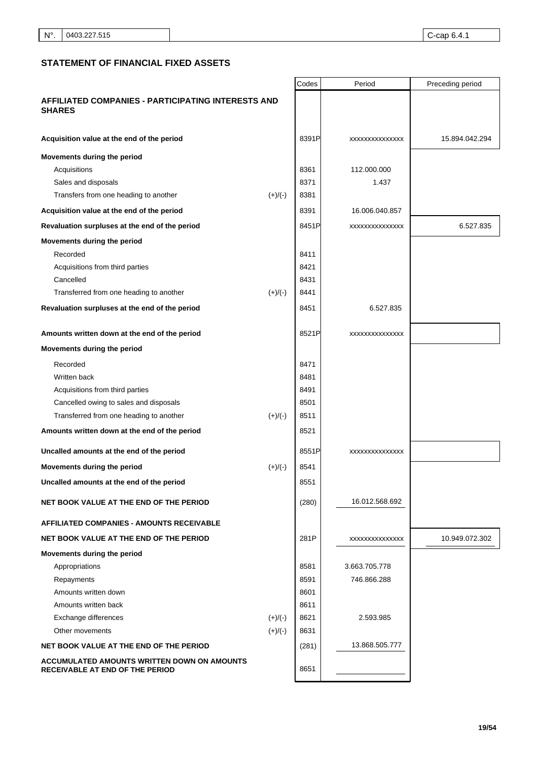| N°. | 0403.227.515 | C-cap 6.4.1 |
|---|---|---|

## STATEMENT OF FINANCIAL FIXED ASSETS

| | | Codes | Period | Preceding period |
|---|---|---|---|---|
| **AFFILIATED COMPANIES - PARTICIPATING INTERESTS AND SHARES** | | | | |
| **Acquisition value at the end of the period** | | 8391P | xxxxxxxxxxxxxx | 15.894.042.294 |
| **Movements during the period** | | | | |
| Acquisitions | | 8361 | 112.000.000 | |
| Sales and disposals | | 8371 | 1.437 | |
| Transfers from one heading to another | (+)/(-) | 8381 | | |
| **Acquisition value at the end of the period** | | 8391 | 16.006.040.857 | |
| **Revaluation surpluses at the end of the period** | | 8451P | xxxxxxxxxxxxxx | 6.527.835 |
| **Movements during the period** | | | | |
| Recorded | | 8411 | | |
| Acquisitions from third parties | | 8421 | | |
| Cancelled | | 8431 | | |
| Transferred from one heading to another | (+)/(-) | 8441 | | |
| **Revaluation surpluses at the end of the period** | | 8451 | 6.527.835 | |
| **Amounts written down at the end of the period** | | 8521P | xxxxxxxxxxxxxx | |
| **Movements during the period** | | | | |
| Recorded | | 8471 | | |
| Written back | | 8481 | | |
| Acquisitions from third parties | | 8491 | | |
| Cancelled owing to sales and disposals | | 8501 | | |
| Transferred from one heading to another | (+)/(-) | 8511 | | |
| **Amounts written down at the end of the period** | | 8521 | | |
| **Uncalled amounts at the end of the period** | | 8551P | xxxxxxxxxxxxxx | |
| **Movements during the period** | (+)/(-) | 8541 | | |
| **Uncalled amounts at the end of the period** | | 8551 | | |
| **NET BOOK VALUE AT THE END OF THE PERIOD** | | (280) | 16.012.568.692 | |
| **AFFILIATED COMPANIES - AMOUNTS RECEIVABLE** | | | | |
| **NET BOOK VALUE AT THE END OF THE PERIOD** | | 281P | xxxxxxxxxxxxxx | 10.949.072.302 |
| **Movements during the period** | | | | |
| Appropriations | | 8581 | 3.663.705.778 | |
| Repayments | | 8591 | 746.866.288 | |
| Amounts written down | | 8601 | | |
| Amounts written back | | 8611 | | |
| Exchange differences | (+)/(-) | 8621 | 2.593.985 | |
| Other movements | (+)/(-) | 8631 | | |
| **NET BOOK VALUE AT THE END OF THE PERIOD** | | (281) | 13.868.505.777 | |
| **ACCUMULATED AMOUNTS WRITTEN DOWN ON AMOUNTS RECEIVABLE AT END OF THE PERIOD** | | 8651 | | |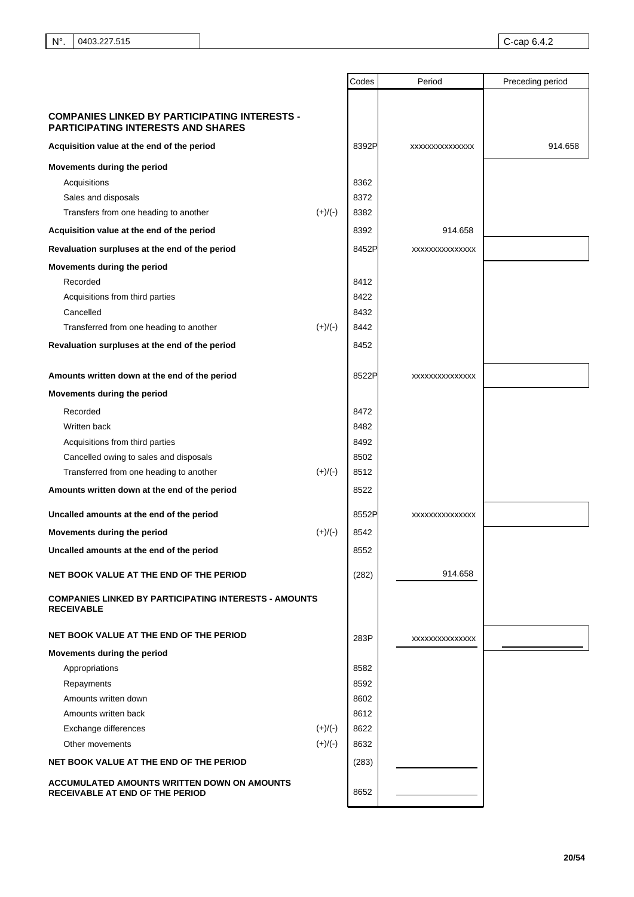| N°. | 0403.227.515 | C-cap 6.4.2 |
|---|---|---|

| | | Codes | Period | Preceding period |
|---|---|---|---|---|
| **COMPANIES LINKED BY PARTICIPATING INTERESTS - PARTICIPATING INTERESTS AND SHARES** | | | | |
| **Acquisition value at the end of the period** | | 8392P | xxxxxxxxxxxxxx | 914.658 |
| **Movements during the period** | | | | |
| Acquisitions | | 8362 | | |
| Sales and disposals | | 8372 | | |
| Transfers from one heading to another | (+)/(-) | 8382 | | |
| **Acquisition value at the end of the period** | | 8392 | 914.658 | |
| **Revaluation surpluses at the end of the period** | | 8452P | xxxxxxxxxxxxxx | |
| **Movements during the period** | | | | |
| Recorded | | 8412 | | |
| Acquisitions from third parties | | 8422 | | |
| Cancelled | | 8432 | | |
| Transferred from one heading to another | (+)/(-) | 8442 | | |
| **Revaluation surpluses at the end of the period** | | 8452 | | |
| **Amounts written down at the end of the period** | | 8522P | xxxxxxxxxxxxxx | |
| **Movements during the period** | | | | |
| Recorded | | 8472 | | |
| Written back | | 8482 | | |
| Acquisitions from third parties | | 8492 | | |
| Cancelled owing to sales and disposals | | 8502 | | |
| Transferred from one heading to another | (+)/(-) | 8512 | | |
| **Amounts written down at the end of the period** | | 8522 | | |
| **Uncalled amounts at the end of the period** | | 8552P | xxxxxxxxxxxxxx | |
| **Movements during the period** | (+)/(-) | 8542 | | |
| **Uncalled amounts at the end of the period** | | 8552 | | |
| **NET BOOK VALUE AT THE END OF THE PERIOD** | | (282) | 914.658 | |
| **COMPANIES LINKED BY PARTICIPATING INTERESTS - AMOUNTS RECEIVABLE** | | | | |
| **NET BOOK VALUE AT THE END OF THE PERIOD** | | 283P | xxxxxxxxxxxxxx | |
| **Movements during the period** | | | | |
| Appropriations | | 8582 | | |
| Repayments | | 8592 | | |
| Amounts written down | | 8602 | | |
| Amounts written back | | 8612 | | |
| Exchange differences | (+)/(-) | 8622 | | |
| Other movements | (+)/(-) | 8632 | | |
| **NET BOOK VALUE AT THE END OF THE PERIOD** | | (283) | | |
| **ACCUMULATED AMOUNTS WRITTEN DOWN ON AMOUNTS RECEIVABLE AT END OF THE PERIOD** | | 8652 | | |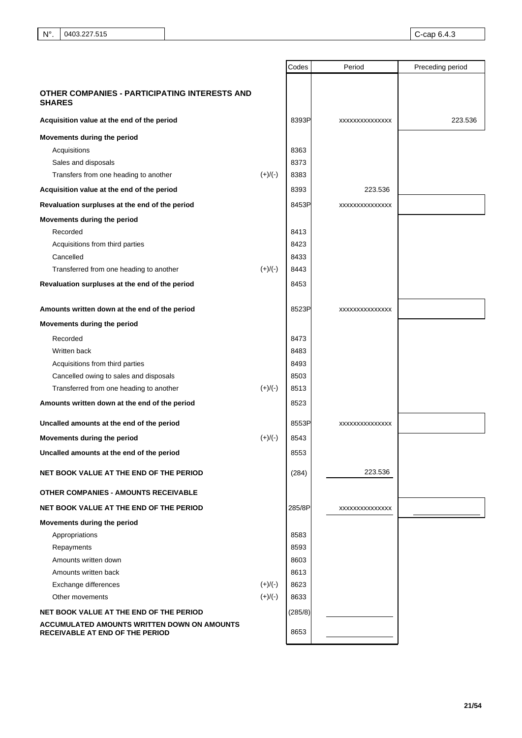| N°. | 0403.227.515 | | C-cap 6.4.3 |
|---|---|---|---|

| | | Codes | Period | Preceding period |
|---|---|---|---|---|
| **OTHER COMPANIES - PARTICIPATING INTERESTS AND SHARES** | | | | |
| **Acquisition value at the end of the period** | | 8393P | xxxxxxxxxxxxxx | 223.536 |
| **Movements during the period** | | | | |
| Acquisitions | | 8363 | | |
| Sales and disposals | | 8373 | | |
| Transfers from one heading to another | (+)/(-) | 8383 | | |
| **Acquisition value at the end of the period** | | 8393 | 223.536 | |
| **Revaluation surpluses at the end of the period** | | 8453P | xxxxxxxxxxxxxx | |
| **Movements during the period** | | | | |
| Recorded | | 8413 | | |
| Acquisitions from third parties | | 8423 | | |
| Cancelled | | 8433 | | |
| Transferred from one heading to another | (+)/(-) | 8443 | | |
| **Revaluation surpluses at the end of the period** | | 8453 | | |
| **Amounts written down at the end of the period** | | 8523P | xxxxxxxxxxxxxx | |
| **Movements during the period** | | | | |
| Recorded | | 8473 | | |
| Written back | | 8483 | | |
| Acquisitions from third parties | | 8493 | | |
| Cancelled owing to sales and disposals | | 8503 | | |
| Transferred from one heading to another | (+)/(-) | 8513 | | |
| **Amounts written down at the end of the period** | | 8523 | | |
| **Uncalled amounts at the end of the period** | | 8553P | xxxxxxxxxxxxxx | |
| **Movements during the period** | (+)/(-) | 8543 | | |
| **Uncalled amounts at the end of the period** | | 8553 | | |
| **NET BOOK VALUE AT THE END OF THE PERIOD** | | (284) | 223.536 | |
| **OTHER COMPANIES - AMOUNTS RECEIVABLE** | | | | |
| **NET BOOK VALUE AT THE END OF THE PERIOD** | | 285/8P | xxxxxxxxxxxxxx | |
| **Movements during the period** | | | | |
| Appropriations | | 8583 | | |
| Repayments | | 8593 | | |
| Amounts written down | | 8603 | | |
| Amounts written back | | 8613 | | |
| Exchange differences | (+)/(-) | 8623 | | |
| Other movements | (+)/(-) | 8633 | | |
| **NET BOOK VALUE AT THE END OF THE PERIOD** | | (285/8) | | |
| **ACCUMULATED AMOUNTS WRITTEN DOWN ON AMOUNTS RECEIVABLE AT END OF THE PERIOD** | | 8653 | | |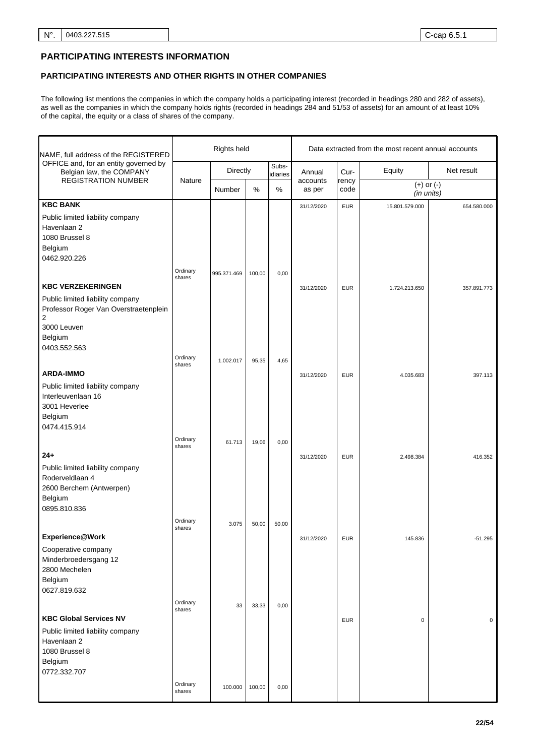## PARTICIPATING INTERESTS INFORMATION

### PARTICIPATING INTERESTS AND OTHER RIGHTS IN OTHER COMPANIES

The following list mentions the companies in which the company holds a participating interest (recorded in headings 280 and 282 of assets), as well as the companies in which the company holds rights (recorded in headings 284 and 51/53 of assets) for an amount of at least 10% of the capital, the equity or a class of shares of the company.

| NAME, full address of the REGISTERED OFFICE and, for an entity governed by Belgian law, the COMPANY REGISTRATION NUMBER | Rights held | | | | Data extracted from the most recent annual accounts | | | |
|---|---|---|---|---|---|---|---|---|
| | Nature | Directly | | Subs-idiaries | Annual accounts as per | Currency code | Equity | Net result |
| | | Number | % | % | | | (+) or (-) (in units) | |
| **KBC BANK**<br>Public limited liability company<br>Havenlaan 2<br>1080 Brussel 8<br>Belgium<br>0462.920.226 | | | | | 31/12/2020 | EUR | 15.801.579.000 | 654.580.000 |
| | Ordinary shares | 995.371.469 | 100,00 | 0,00 | | | | |
| **KBC VERZEKERINGEN**<br>Public limited liability company<br>Professor Roger Van Overstraetenplein 2<br>3000 Leuven<br>Belgium<br>0403.552.563 | | | | | 31/12/2020 | EUR | 1.724.213.650 | 357.891.773 |
| | Ordinary shares | 1.002.017 | 95,35 | 4,65 | | | | |
| **ARDA-IMMO**<br>Public limited liability company<br>Interleuvenlaan 16<br>3001 Heverlee<br>Belgium<br>0474.415.914 | | | | | 31/12/2020 | EUR | 4.035.683 | 397.113 |
| | Ordinary shares | 61.713 | 19,06 | 0,00 | | | | |
| **24+**<br>Public limited liability company<br>Roderveldlaan 4<br>2600 Berchem (Antwerpen)<br>Belgium<br>0895.810.836 | | | | | 31/12/2020 | EUR | 2.498.384 | 416.352 |
| | Ordinary shares | 3.075 | 50,00 | 50,00 | | | | |
| **Experience@Work**<br>Cooperative company<br>Minderbroedersgang 12<br>2800 Mechelen<br>Belgium<br>0627.819.632 | | | | | 31/12/2020 | EUR | 145.836 | -51.295 |
| | Ordinary shares | 33 | 33,33 | 0,00 | | | | |
| **KBC Global Services NV**<br>Public limited liability company<br>Havenlaan 2<br>1080 Brussel 8<br>Belgium<br>0772.332.707 | | | | | | EUR | 0 | 0 |
| | Ordinary shares | 100.000 | 100,00 | 0,00 | | | | |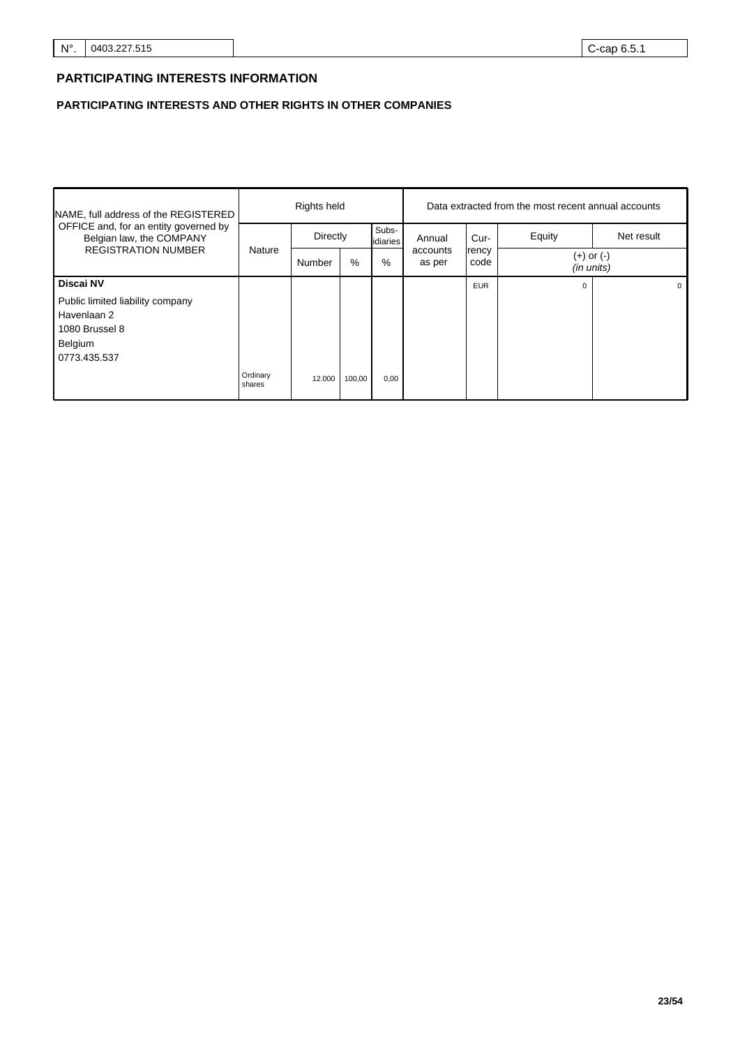| N°. | 0403.227.515 | C-cap 6.5.1 |
|---|---|---|

## PARTICIPATING INTERESTS INFORMATION

### PARTICIPATING INTERESTS AND OTHER RIGHTS IN OTHER COMPANIES

| NAME, full address of the REGISTERED OFFICE and, for an entity governed by Belgian law, the COMPANY REGISTRATION NUMBER | Rights held | | | | Data extracted from the most recent annual accounts | | | |
|---|---|---|---|---|---|---|---|---|
| | Nature | Directly | | Subs-idiaries | Annual accounts as per | Cur-rency code | Equity | Net result |
| | | Number | % | % | | | (+) or (-) *(in units)* | |
| **Discai NV**<br>Public limited liability company<br>Havenlaan 2<br>1080 Brussel 8<br>Belgium<br>0773.435.537 | | | | | | EUR | 0 | 0 |
| | Ordinary shares | 12.000 | 100,00 | 0,00 | | | | |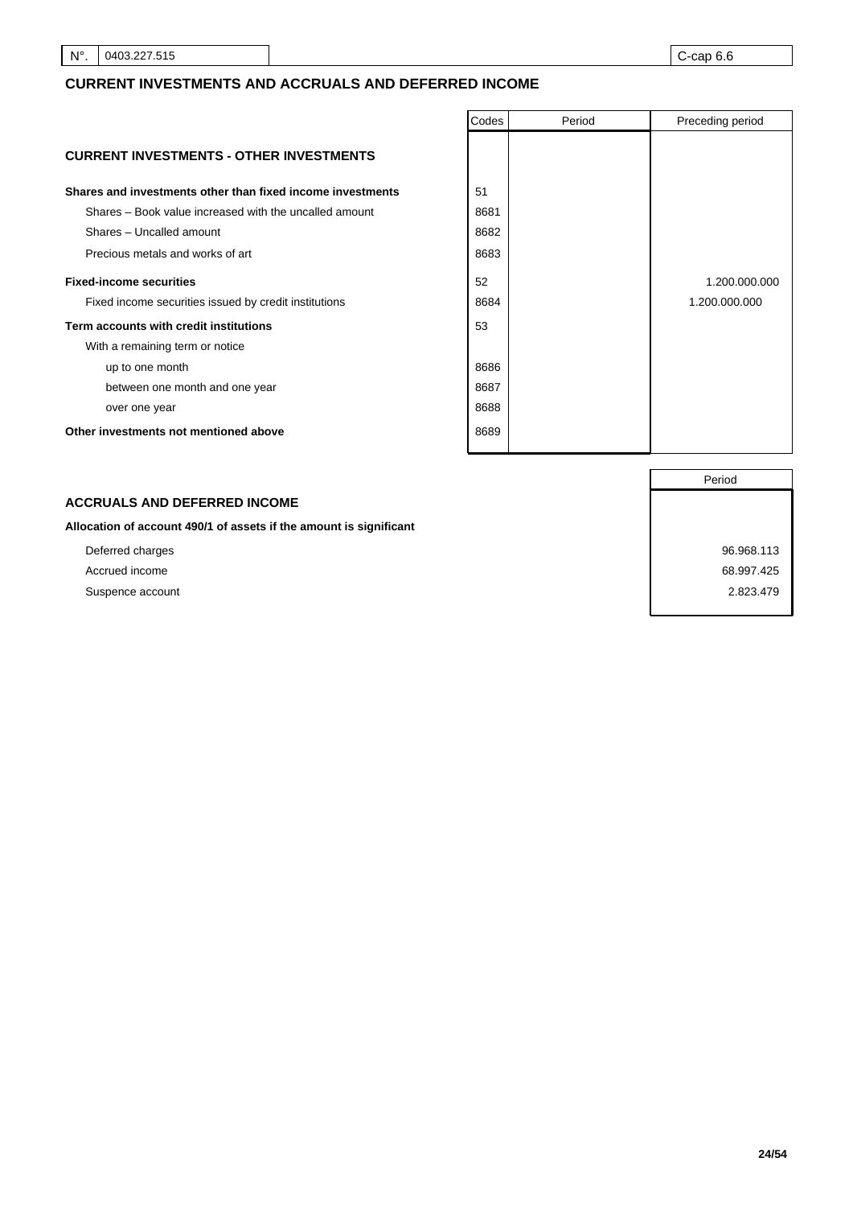N°. 0403.227.515 | C-cap 6.6

## CURRENT INVESTMENTS AND ACCRUALS AND DEFERRED INCOME

| | Codes | Period | Preceding period |
|---|---|---|---|
| **CURRENT INVESTMENTS - OTHER INVESTMENTS** | | | |
| **Shares and investments other than fixed income investments** | 51 | | |
| Shares – Book value increased with the uncalled amount | 8681 | | |
| Shares – Uncalled amount | 8682 | | |
| Precious metals and works of art | 8683 | | |
| **Fixed-income securities** | 52 | | 1.200.000.000 |
| Fixed income securities issued by credit institutions | 8684 | | 1.200.000.000 |
| **Term accounts with credit institutions** | 53 | | |
| With a remaining term or notice | | | |
| up to one month | 8686 | | |
| between one month and one year | 8687 | | |
| over one year | 8688 | | |
| **Other investments not mentioned above** | 8689 | | |

| | Period |
|---|---|
| **ACCRUALS AND DEFERRED INCOME** | |
| **Allocation of account 490/1 of assets if the amount is significant** | |
| Deferred charges | 96.968.113 |
| Accrued income | 68.997.425 |
| Suspence account | 2.823.479 |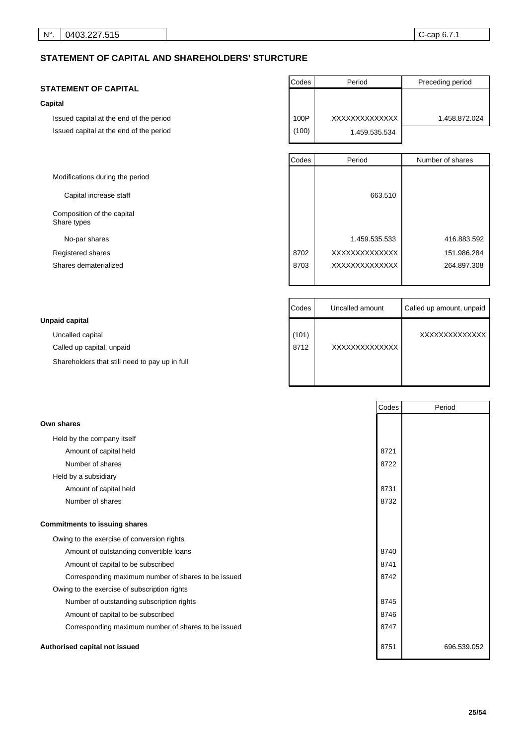| N°. | 0403.227.515 | C-cap 6.7.1 |
|---|---|---|

## STATEMENT OF CAPITAL AND SHAREHOLDERS' STURCTURE

### STATEMENT OF CAPITAL

| | Codes | Period | Preceding period |
|---|---|---|---|
| **Capital** | | | |
| Issued capital at the end of the period | 100P | XXXXXXXXXXXXX | 1.458.872.024 |
| Issued capital at the end of the period | (100) | 1.459.535.534 | |

| | Codes | Period | Number of shares |
|---|---|---|---|
| Modifications during the period | | | |
| Capital increase staff | | 663.510 | |
| Composition of the capital<br>Share types | | | |
| No-par shares | | 1.459.535.533 | 416.883.592 |
| Registered shares | 8702 | XXXXXXXXXXXXX | 151.986.284 |
| Shares dematerialized | 8703 | XXXXXXXXXXXXX | 264.897.308 |

| | Codes | Uncalled amount | Called up amount, unpaid |
|---|---|---|---|
| **Unpaid capital** | | | |
| Uncalled capital | (101) | | XXXXXXXXXXXXX |
| Called up capital, unpaid | 8712 | XXXXXXXXXXXXX | |
| Shareholders that still need to pay up in full | | | |

| | Codes | Period |
|---|---|---|
| **Own shares** | | |
| Held by the company itself | | |
| Amount of capital held | 8721 | |
| Number of shares | 8722 | |
| Held by a subsidiary | | |
| Amount of capital held | 8731 | |
| Number of shares | 8732 | |
| **Commitments to issuing shares** | | |
| Owing to the exercise of conversion rights | | |
| Amount of outstanding convertible loans | 8740 | |
| Amount of capital to be subscribed | 8741 | |
| Corresponding maximum number of shares to be issued | 8742 | |
| Owing to the exercise of subscription rights | | |
| Number of outstanding subscription rights | 8745 | |
| Amount of capital to be subscribed | 8746 | |
| Corresponding maximum number of shares to be issued | 8747 | |
| **Authorised capital not issued** | 8751 | 696.539.052 |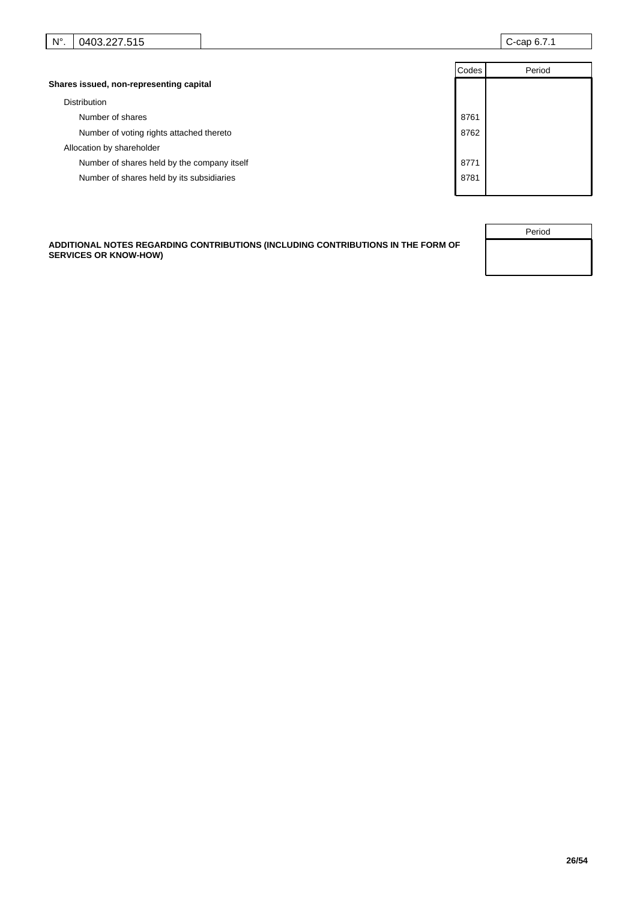| N°. | 0403.227.515 | C-cap 6.7.1 |
| --- | --- | --- |

| | Codes | Period |
| --- | --- | --- |
| **Shares issued, non-representing capital** | | |
| Distribution | | |
| Number of shares | 8761 | |
| Number of voting rights attached thereto | 8762 | |
| Allocation by shareholder | | |
| Number of shares held by the company itself | 8771 | |
| Number of shares held by its subsidiaries | 8781 | |

| | Period |
| --- | --- |
| **ADDITIONAL NOTES REGARDING CONTRIBUTIONS (INCLUDING CONTRIBUTIONS IN THE FORM OF SERVICES OR KNOW-HOW)** | |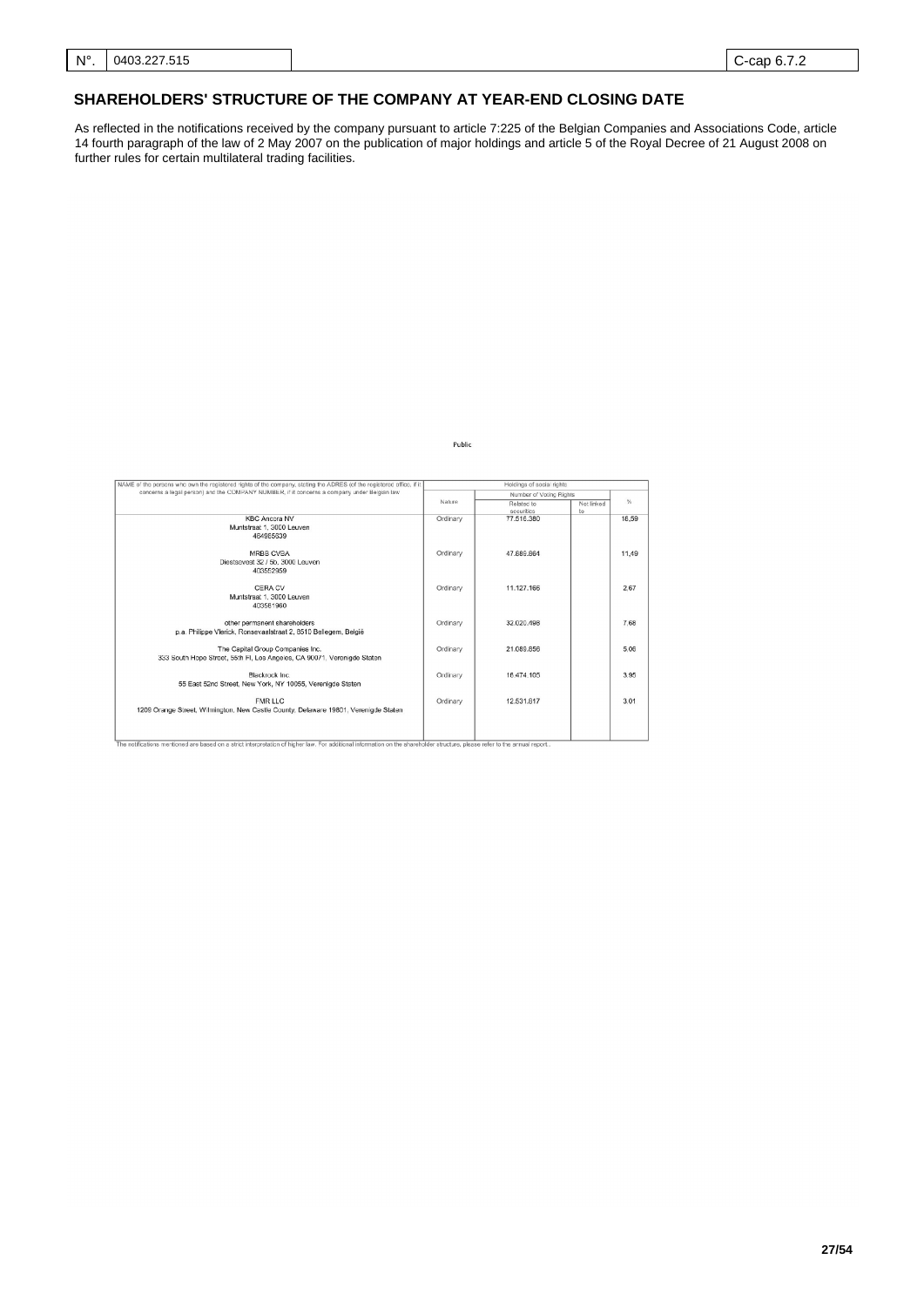## SHAREHOLDERS' STRUCTURE OF THE COMPANY AT YEAR-END CLOSING DATE

As reflected in the notifications received by the company pursuant to article 7:225 of the Belgian Companies and Associations Code, article 14 fourth paragraph of the law of 2 May 2007 on the publication of major holdings and article 5 of the Royal Decree of 21 August 2008 on further rules for certain multilateral trading facilities.

Public

| NAME of the persons who own the registered rights of the company, stating the ADRES (of the registered office, if it concerns a legal person) and the COMPANY NUMBER, if it concerns a company under Belgian law | Holdings of social rights | | | |
|---|---|---|---|---|
| | Nature | Number of Voting Rights | | % |
| | | Related to securities | Not linked to | |
| KBC Ancora NV<br>Muntstraat 1, 3000 Leuven<br>464965639 | Ordinary | 77.516.380 | | 18,59 |
| MRBB CVBA<br>Diestsevest 32 / 5b, 3000 Leuven<br>403552959 | Ordinary | 47.889.864 | | 11,49 |
| CERA CV<br>Muntstraat 1, 3000 Leuven<br>403581960 | Ordinary | 11.127.166 | | 2.67 |
| other permanent shareholders<br>p.a. Philippe Vlerick, Ronsevaalstraat 2, 8510 Bellegem, België | Ordinary | 32.020.498 | | 7.68 |
| The Capital Group Companies Inc.<br>333 South Hope Street, 55th Fl, Los Angeles, CA 90071, Verenigde Staten | Ordinary | 21.089.856 | | 5.06 |
| Blackrock Inc.<br>55 East 52nd Street, New York, NY 10055, Verenigde Staten | Ordinary | 16.474.105 | | 3.95 |
| FMR LLC<br>1209 Orange Street, Wilmington, New Castle County, Delaware 19801, Verenigde Staten | Ordinary | 12.531.817 | | 3.01 |

The notifications mentioned are based on a strict interpretation of higher law. For additional information on the shareholder structure, please refer to the annual report..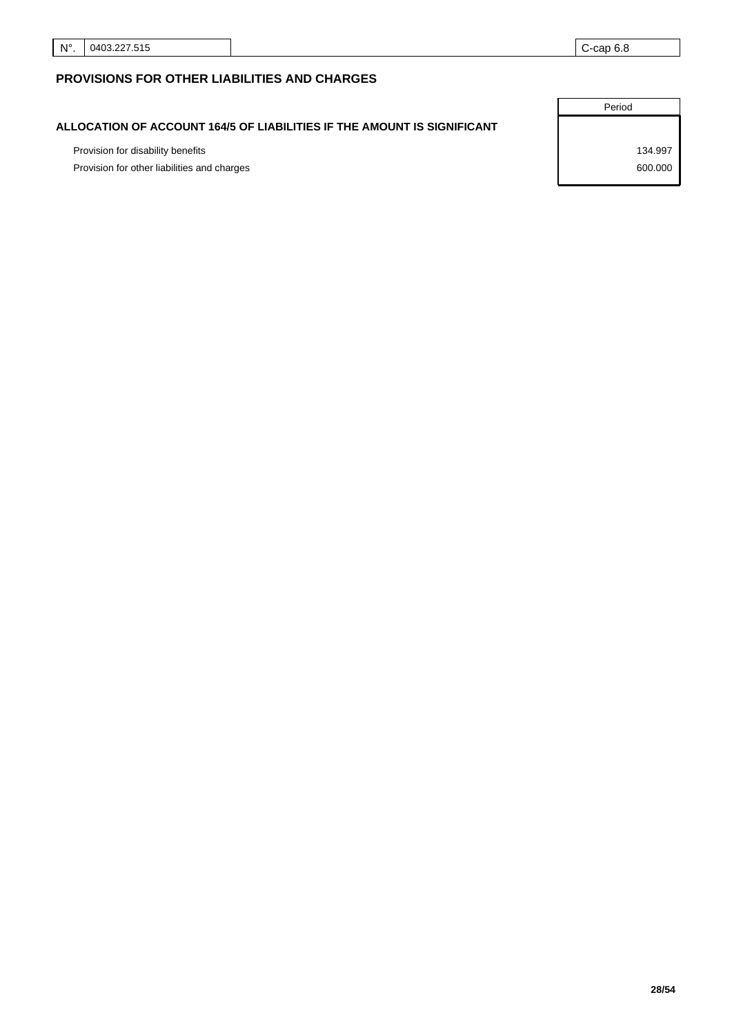| N°. | 0403.227.515 | C-cap 6.8 |
|---|---|---|

## PROVISIONS FOR OTHER LIABILITIES AND CHARGES

| | Period |
|---|---|
| **ALLOCATION OF ACCOUNT 164/5 OF LIABILITIES IF THE AMOUNT IS SIGNIFICANT** | |
| Provision for disability benefits | 134.997 |
| Provision for other liabilities and charges | 600.000 |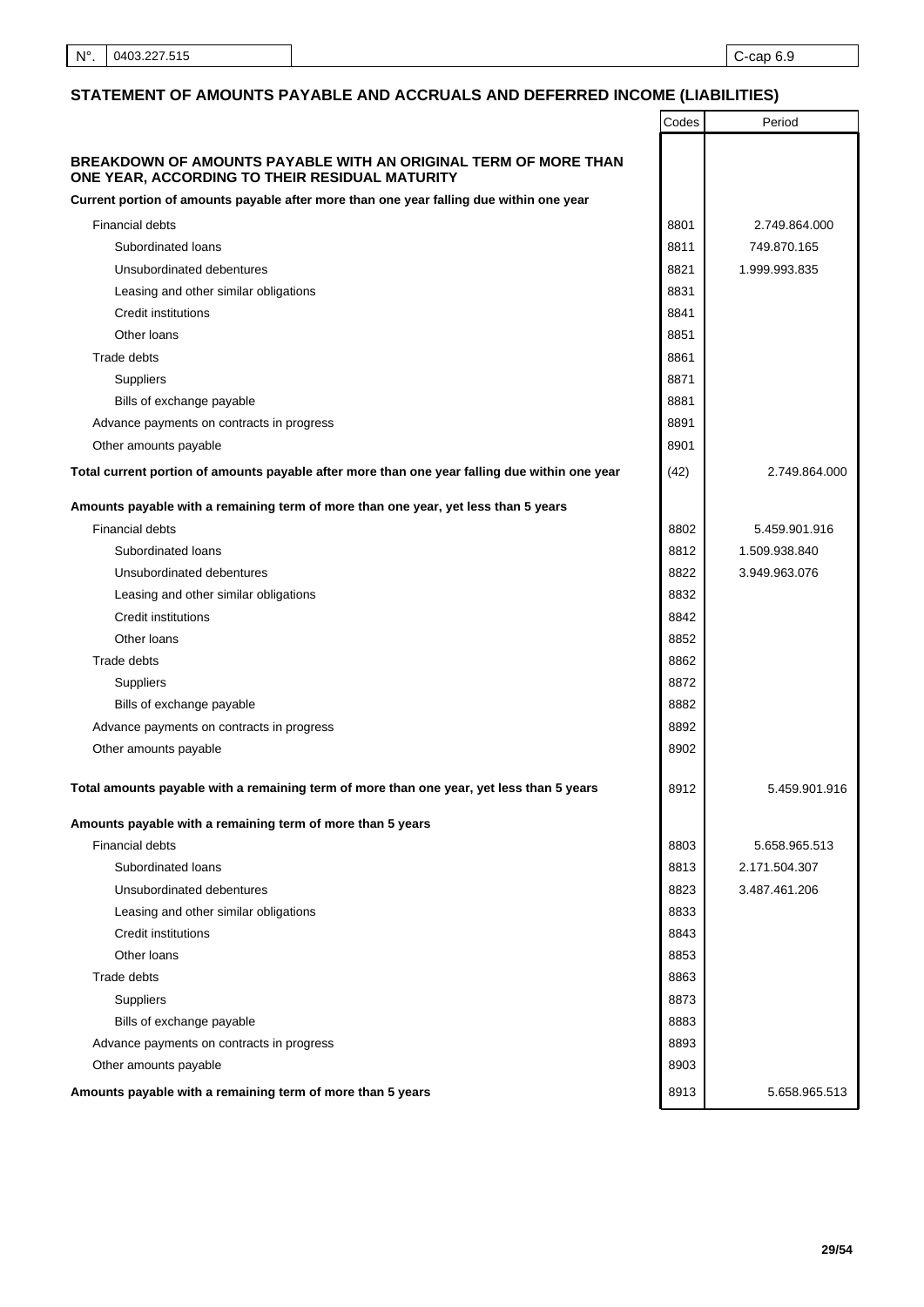| N°. | 0403.227.515 | | C-cap 6.9 |
|---|---|---|---|

## STATEMENT OF AMOUNTS PAYABLE AND ACCRUALS AND DEFERRED INCOME (LIABILITIES)

| | Codes | Period |
|---|---|---|
| **BREAKDOWN OF AMOUNTS PAYABLE WITH AN ORIGINAL TERM OF MORE THAN ONE YEAR, ACCORDING TO THEIR RESIDUAL MATURITY** | | |
| **Current portion of amounts payable after more than one year falling due within one year** | | |
| Financial debts | 8801 | 2.749.864.000 |
| Subordinated loans | 8811 | 749.870.165 |
| Unsubordinated debentures | 8821 | 1.999.993.835 |
| Leasing and other similar obligations | 8831 | |
| Credit institutions | 8841 | |
| Other loans | 8851 | |
| Trade debts | 8861 | |
| Suppliers | 8871 | |
| Bills of exchange payable | 8881 | |
| Advance payments on contracts in progress | 8891 | |
| Other amounts payable | 8901 | |
| **Total current portion of amounts payable after more than one year falling due within one year** | (42) | 2.749.864.000 |
| **Amounts payable with a remaining term of more than one year, yet less than 5 years** | | |
| Financial debts | 8802 | 5.459.901.916 |
| Subordinated loans | 8812 | 1.509.938.840 |
| Unsubordinated debentures | 8822 | 3.949.963.076 |
| Leasing and other similar obligations | 8832 | |
| Credit institutions | 8842 | |
| Other loans | 8852 | |
| Trade debts | 8862 | |
| Suppliers | 8872 | |
| Bills of exchange payable | 8882 | |
| Advance payments on contracts in progress | 8892 | |
| Other amounts payable | 8902 | |
| **Total amounts payable with a remaining term of more than one year, yet less than 5 years** | 8912 | 5.459.901.916 |
| **Amounts payable with a remaining term of more than 5 years** | | |
| Financial debts | 8803 | 5.658.965.513 |
| Subordinated loans | 8813 | 2.171.504.307 |
| Unsubordinated debentures | 8823 | 3.487.461.206 |
| Leasing and other similar obligations | 8833 | |
| Credit institutions | 8843 | |
| Other loans | 8853 | |
| Trade debts | 8863 | |
| Suppliers | 8873 | |
| Bills of exchange payable | 8883 | |
| Advance payments on contracts in progress | 8893 | |
| Other amounts payable | 8903 | |
| **Amounts payable with a remaining term of more than 5 years** | 8913 | 5.658.965.513 |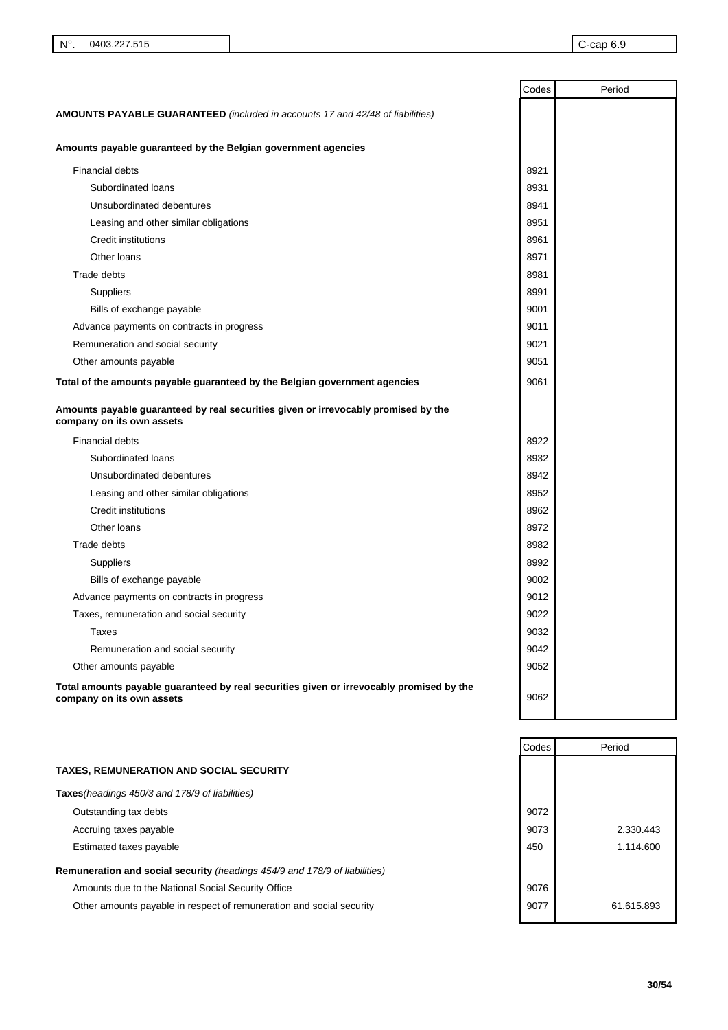| N°. | 0403.227.515 | C-cap 6.9 |
|---|---|---|

| | Codes | Period |
|---|---|---|
| **AMOUNTS PAYABLE GUARANTEED** *(included in accounts 17 and 42/48 of liabilities)* | | |
| **Amounts payable guaranteed by the Belgian government agencies** | | |
| Financial debts | 8921 | |
| Subordinated loans | 8931 | |
| Unsubordinated debentures | 8941 | |
| Leasing and other similar obligations | 8951 | |
| Credit institutions | 8961 | |
| Other loans | 8971 | |
| Trade debts | 8981 | |
| Suppliers | 8991 | |
| Bills of exchange payable | 9001 | |
| Advance payments on contracts in progress | 9011 | |
| Remuneration and social security | 9021 | |
| Other amounts payable | 9051 | |
| **Total of the amounts payable guaranteed by the Belgian government agencies** | 9061 | |
| **Amounts payable guaranteed by real securities given or irrevocably promised by the company on its own assets** | | |
| Financial debts | 8922 | |
| Subordinated loans | 8932 | |
| Unsubordinated debentures | 8942 | |
| Leasing and other similar obligations | 8952 | |
| Credit institutions | 8962 | |
| Other loans | 8972 | |
| Trade debts | 8982 | |
| Suppliers | 8992 | |
| Bills of exchange payable | 9002 | |
| Advance payments on contracts in progress | 9012 | |
| Taxes, remuneration and social security | 9022 | |
| Taxes | 9032 | |
| Remuneration and social security | 9042 | |
| Other amounts payable | 9052 | |
| **Total amounts payable guaranteed by real securities given or irrevocably promised by the company on its own assets** | 9062 | |

| | Codes | Period |
|---|---|---|
| **TAXES, REMUNERATION AND SOCIAL SECURITY** | | |
| **Taxes***(headings 450/3 and 178/9 of liabilities)* | | |
| Outstanding tax debts | 9072 | |
| Accruing taxes payable | 9073 | 2.330.443 |
| Estimated taxes payable | 450 | 1.114.600 |
| **Remuneration and social security** *(headings 454/9 and 178/9 of liabilities)* | | |
| Amounts due to the National Social Security Office | 9076 | |
| Other amounts payable in respect of remuneration and social security | 9077 | 61.615.893 |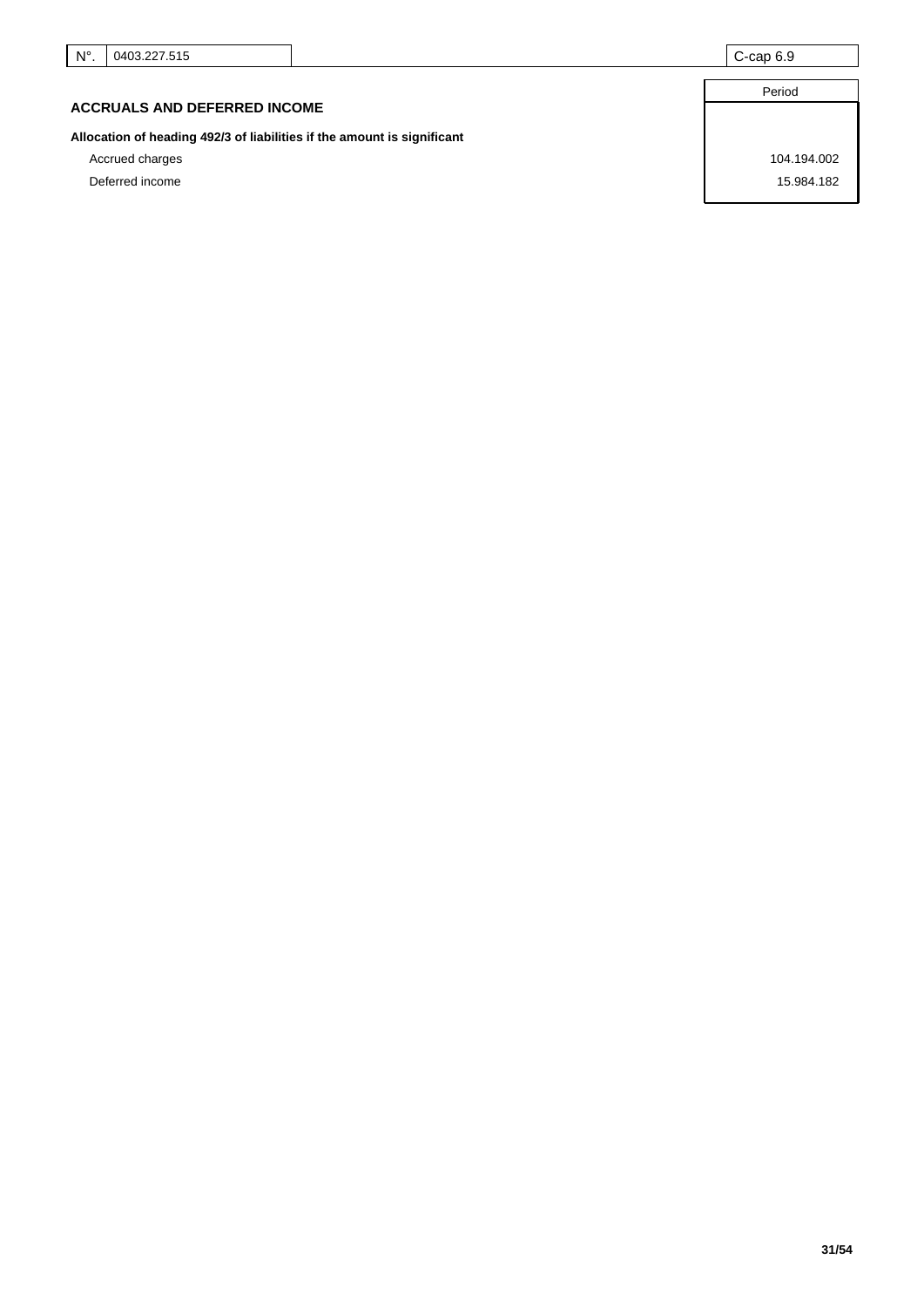| N°. | 0403.227.515 | C-cap 6.9 |
|---|---|---|

## ACCRUALS AND DEFERRED INCOME

| | Period |
|---|---|
| **Allocation of heading 492/3 of liabilities if the amount is significant** | |
| Accrued charges | 104.194.002 |
| Deferred income | 15.984.182 |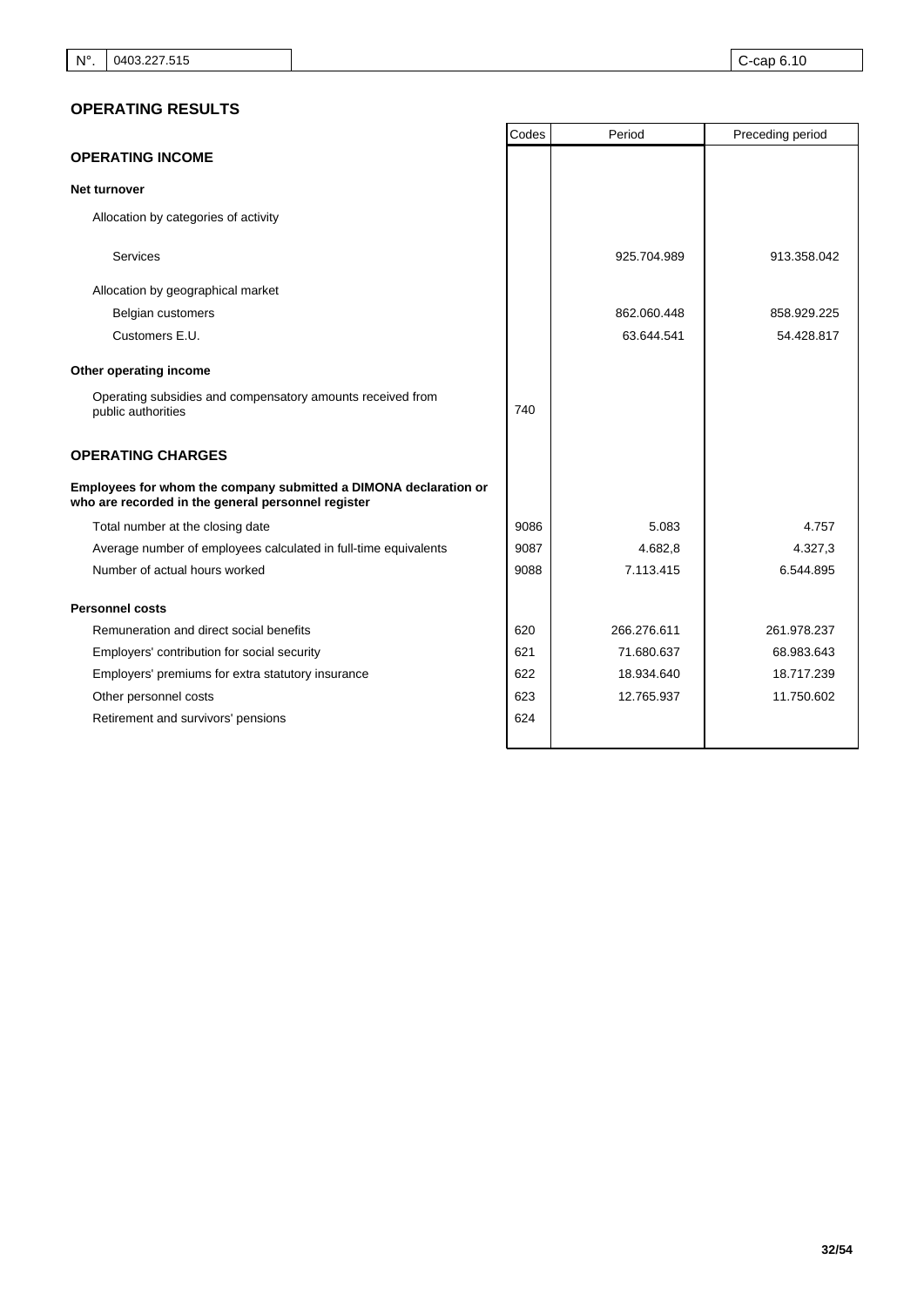## OPERATING RESULTS

| | Codes | Period | Preceding period |
|---|---|---|---|
| **OPERATING INCOME** | | | |
| **Net turnover** | | | |
| Allocation by categories of activity | | | |
| Services | | 925.704.989 | 913.358.042 |
| Allocation by geographical market | | | |
| Belgian customers | | 862.060.448 | 858.929.225 |
| Customers E.U. | | 63.644.541 | 54.428.817 |
| **Other operating income** | | | |
| Operating subsidies and compensatory amounts received from public authorities | 740 | | |
| **OPERATING CHARGES** | | | |
| **Employees for whom the company submitted a DIMONA declaration or who are recorded in the general personnel register** | | | |
| Total number at the closing date | 9086 | 5.083 | 4.757 |
| Average number of employees calculated in full-time equivalents | 9087 | 4.682,8 | 4.327,3 |
| Number of actual hours worked | 9088 | 7.113.415 | 6.544.895 |
| **Personnel costs** | | | |
| Remuneration and direct social benefits | 620 | 266.276.611 | 261.978.237 |
| Employers' contribution for social security | 621 | 71.680.637 | 68.983.643 |
| Employers' premiums for extra statutory insurance | 622 | 18.934.640 | 18.717.239 |
| Other personnel costs | 623 | 12.765.937 | 11.750.602 |
| Retirement and survivors' pensions | 624 | | |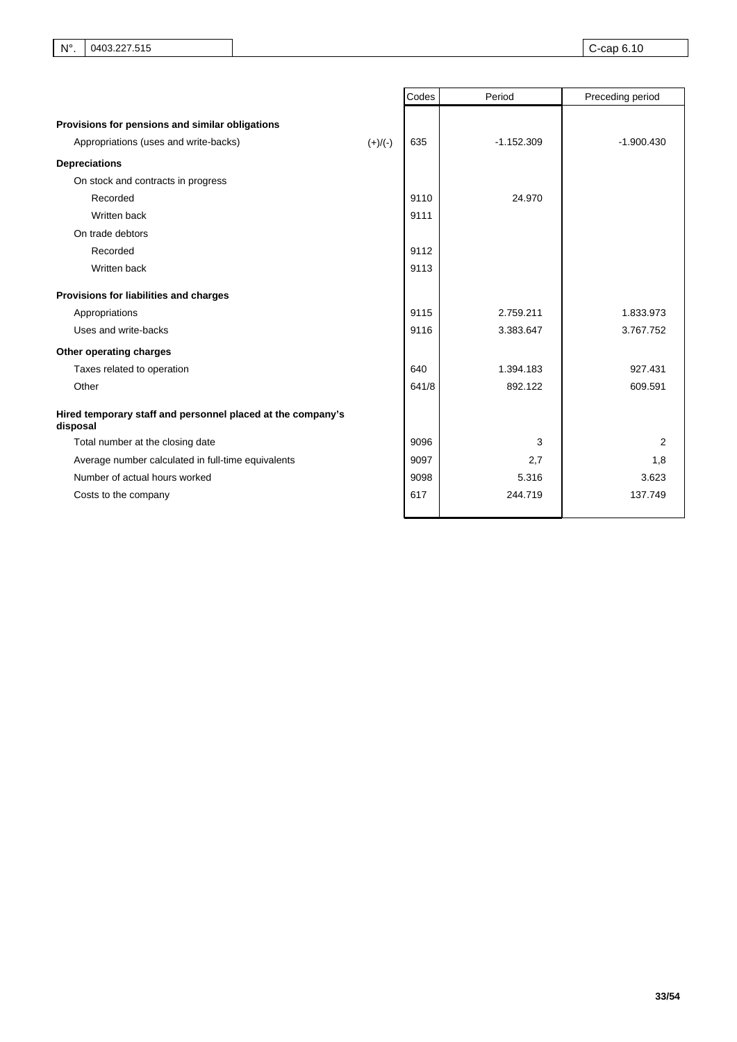| N°. | 0403.227.515 | C-cap 6.10 |
|---|---|---|

| | | Codes | Period | Preceding period |
|---|---|---|---|---|
| **Provisions for pensions and similar obligations** | | | | |
| Appropriations (uses and write-backs) | (+)/(-) | 635 | -1.152.309 | -1.900.430 |
| **Depreciations** | | | | |
| On stock and contracts in progress | | | | |
| Recorded | | 9110 | 24.970 | |
| Written back | | 9111 | | |
| On trade debtors | | | | |
| Recorded | | 9112 | | |
| Written back | | 9113 | | |
| **Provisions for liabilities and charges** | | | | |
| Appropriations | | 9115 | 2.759.211 | 1.833.973 |
| Uses and write-backs | | 9116 | 3.383.647 | 3.767.752 |
| **Other operating charges** | | | | |
| Taxes related to operation | | 640 | 1.394.183 | 927.431 |
| Other | | 641/8 | 892.122 | 609.591 |
| **Hired temporary staff and personnel placed at the company's disposal** | | | | |
| Total number at the closing date | | 9096 | 3 | 2 |
| Average number calculated in full-time equivalents | | 9097 | 2,7 | 1,8 |
| Number of actual hours worked | | 9098 | 5.316 | 3.623 |
| Costs to the company | | 617 | 244.719 | 137.749 |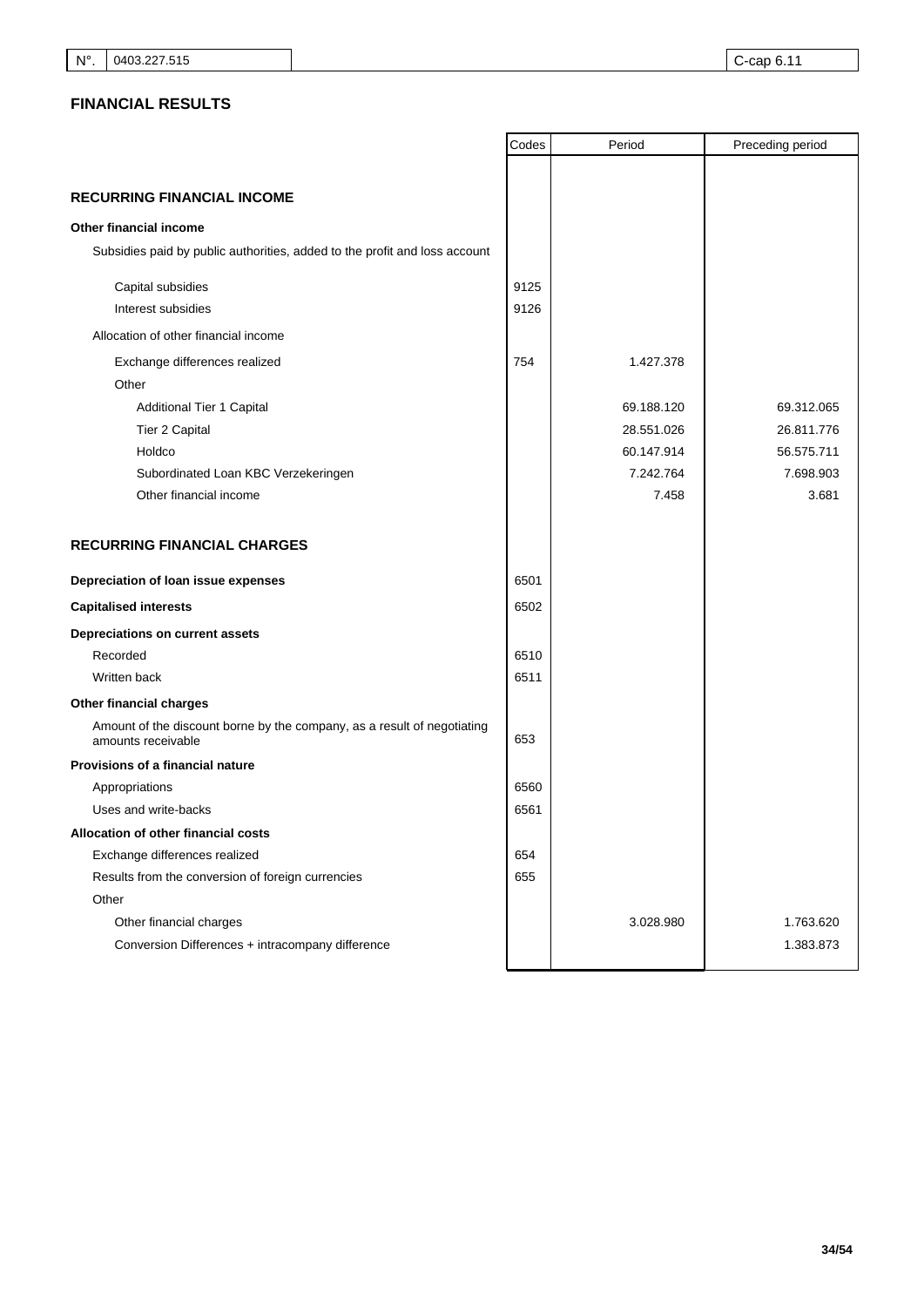| N°. | 0403.227.515 | C-cap 6.11 |
|---|---|---|

## FINANCIAL RESULTS

| | Codes | Period | Preceding period |
|---|---|---|---|
| **RECURRING FINANCIAL INCOME** | | | |
| **Other financial income** | | | |
| Subsidies paid by public authorities, added to the profit and loss account | | | |
| Capital subsidies | 9125 | | |
| Interest subsidies | 9126 | | |
| Allocation of other financial income | | | |
| Exchange differences realized | 754 | 1.427.378 | |
| Other | | | |
| Additional Tier 1 Capital | | 69.188.120 | 69.312.065 |
| Tier 2 Capital | | 28.551.026 | 26.811.776 |
| Holdco | | 60.147.914 | 56.575.711 |
| Subordinated Loan KBC Verzekeringen | | 7.242.764 | 7.698.903 |
| Other financial income | | 7.458 | 3.681 |
| **RECURRING FINANCIAL CHARGES** | | | |
| **Depreciation of loan issue expenses** | 6501 | | |
| **Capitalised interests** | 6502 | | |
| **Depreciations on current assets** | | | |
| Recorded | 6510 | | |
| Written back | 6511 | | |
| **Other financial charges** | | | |
| Amount of the discount borne by the company, as a result of negotiating amounts receivable | 653 | | |
| **Provisions of a financial nature** | | | |
| Appropriations | 6560 | | |
| Uses and write-backs | 6561 | | |
| **Allocation of other financial costs** | | | |
| Exchange differences realized | 654 | | |
| Results from the conversion of foreign currencies | 655 | | |
| Other | | | |
| Other financial charges | | 3.028.980 | 1.763.620 |
| Conversion Differences + intracompany difference | | | 1.383.873 |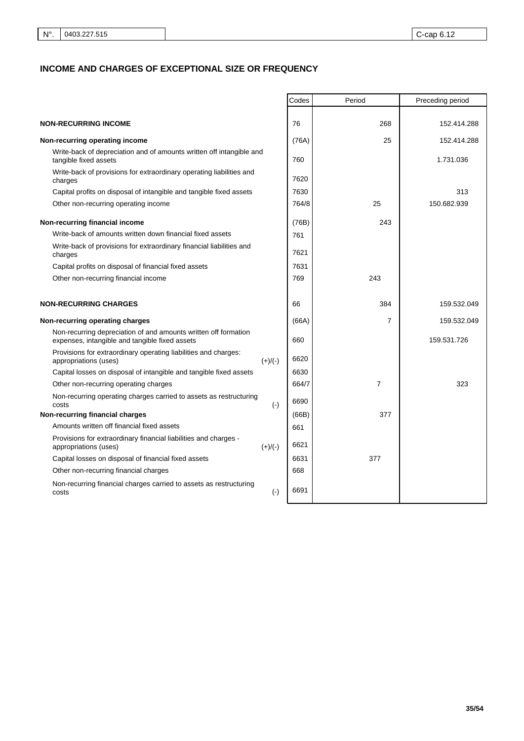| N°. | 0403.227.515 | C-cap 6.12 |
|---|---|---|

## INCOME AND CHARGES OF EXCEPTIONAL SIZE OR FREQUENCY

| | | Codes | Period | Preceding period |
|---|---|---|---|---|
| **NON-RECURRING INCOME** | | 76 | 268 | 152.414.288 |
| **Non-recurring operating income** | | (76A) | 25 | 152.414.288 |
| Write-back of depreciation and of amounts written off intangible and tangible fixed assets | | 760 | | 1.731.036 |
| Write-back of provisions for extraordinary operating liabilities and charges | | 7620 | | |
| Capital profits on disposal of intangible and tangible fixed assets | | 7630 | | 313 |
| Other non-recurring operating income | | 764/8 | 25 | 150.682.939 |
| **Non-recurring financial income** | | (76B) | 243 | |
| Write-back of amounts written down financial fixed assets | | 761 | | |
| Write-back of provisions for extraordinary financial liabilities and charges | | 7621 | | |
| Capital profits on disposal of financial fixed assets | | 7631 | | |
| Other non-recurring financial income | | 769 | 243 | |
| **NON-RECURRING CHARGES** | | 66 | 384 | 159.532.049 |
| **Non-recurring operating charges** | | (66A) | 7 | 159.532.049 |
| Non-recurring depreciation of and amounts written off formation expenses, intangible and tangible fixed assets | | 660 | | 159.531.726 |
| Provisions for extraordinary operating liabilities and charges: appropriations (uses) | (+)/(-) | 6620 | | |
| Capital losses on disposal of intangible and tangible fixed assets | | 6630 | | |
| Other non-recurring operating charges | | 664/7 | 7 | 323 |
| Non-recurring operating charges carried to assets as restructuring costs | (-) | 6690 | | |
| **Non-recurring financial charges** | | (66B) | 377 | |
| Amounts written off financial fixed assets | | 661 | | |
| Provisions for extraordinary financial liabilities and charges - appropriations (uses) | (+)/(-) | 6621 | | |
| Capital losses on disposal of financial fixed assets | | 6631 | 377 | |
| Other non-recurring financial charges | | 668 | | |
| Non-recurring financial charges carried to assets as restructuring costs | (-) | 6691 | | |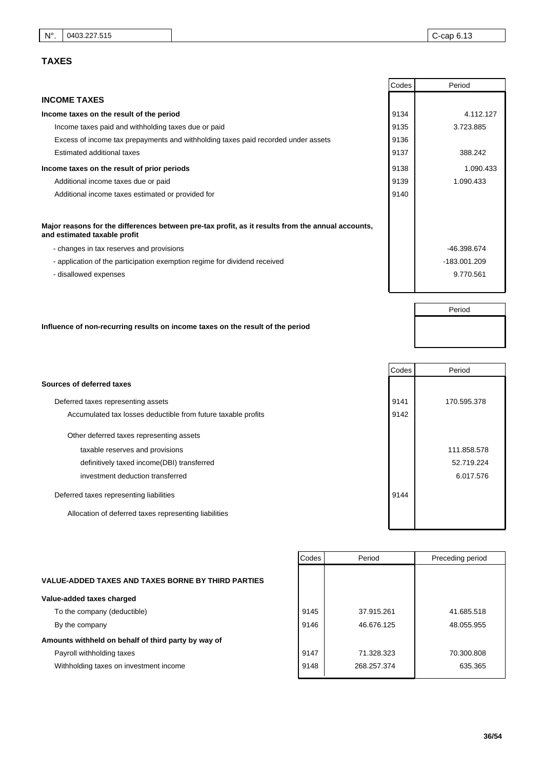| N°. | 0403.227.515 | C-cap 6.13 |
|---|---|---|

## TAXES

| | Codes | Period |
|---|---|---|
| **INCOME TAXES** | | |
| **Income taxes on the result of the period** | 9134 | 4.112.127 |
| Income taxes paid and withholding taxes due or paid | 9135 | 3.723.885 |
| Excess of income tax prepayments and withholding taxes paid recorded under assets | 9136 | |
| Estimated additional taxes | 9137 | 388.242 |
| **Income taxes on the result of prior periods** | 9138 | 1.090.433 |
| Additional income taxes due or paid | 9139 | 1.090.433 |
| Additional income taxes estimated or provided for | 9140 | |
| **Major reasons for the differences between pre-tax profit, as it results from the annual accounts, and estimated taxable profit** | | |
| - changes in tax reserves and provisions | | -46.398.674 |
| - application of the participation exemption regime for dividend received | | -183.001.209 |
| - disallowed expenses | | 9.770.561 |

| | Period |
|---|---|
| **Influence of non-recurring results on income taxes on the result of the period** | |

| | Codes | Period |
|---|---|---|
| **Sources of deferred taxes** | | |
| Deferred taxes representing assets | 9141 | 170.595.378 |
| Accumulated tax losses deductible from future taxable profits | 9142 | |
| Other deferred taxes representing assets | | |
| taxable reserves and provisions | | 111.858.578 |
| definitively taxed income(DBI) transferred | | 52.719.224 |
| investment deduction transferred | | 6.017.576 |
| Deferred taxes representing liabilities | 9144 | |
| Allocation of deferred taxes representing liabilities | | |

| | Codes | Period | Preceding period |
|---|---|---|---|
| **VALUE-ADDED TAXES AND TAXES BORNE BY THIRD PARTIES** | | | |
| **Value-added taxes charged** | | | |
| To the company (deductible) | 9145 | 37.915.261 | 41.685.518 |
| By the company | 9146 | 46.676.125 | 48.055.955 |
| **Amounts withheld on behalf of third party by way of** | | | |
| Payroll withholding taxes | 9147 | 71.328.323 | 70.300.808 |
| Withholding taxes on investment income | 9148 | 268.257.374 | 635.365 |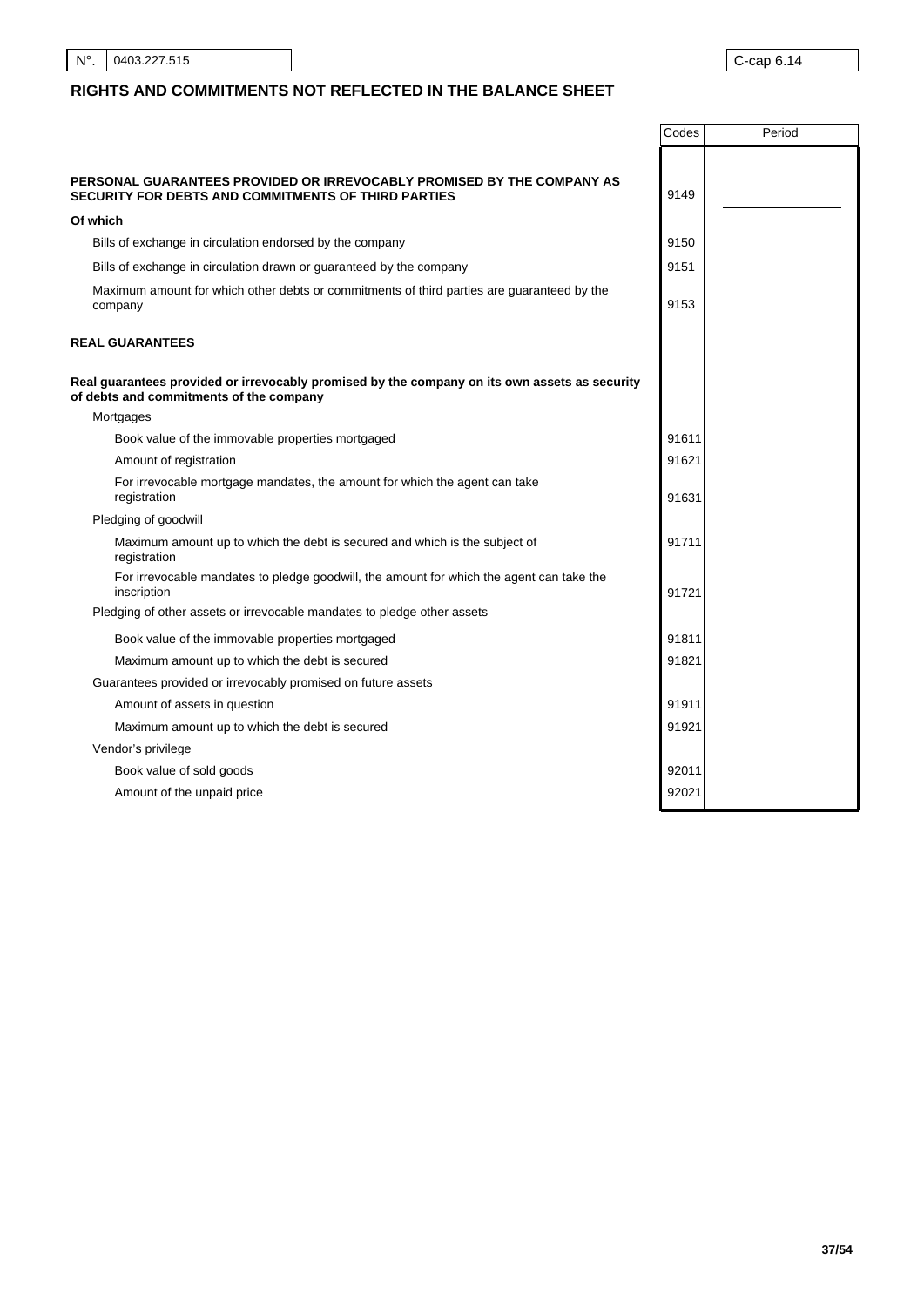## RIGHTS AND COMMITMENTS NOT REFLECTED IN THE BALANCE SHEET

| | Codes | Period |
|---|---|---|
| **PERSONAL GUARANTEES PROVIDED OR IRREVOCABLY PROMISED BY THE COMPANY AS SECURITY FOR DEBTS AND COMMITMENTS OF THIRD PARTIES** | 9149 | |
| **Of which** | | |
| Bills of exchange in circulation endorsed by the company | 9150 | |
| Bills of exchange in circulation drawn or guaranteed by the company | 9151 | |
| Maximum amount for which other debts or commitments of third parties are guaranteed by the company | 9153 | |
| **REAL GUARANTEES** | | |
| **Real guarantees provided or irrevocably promised by the company on its own assets as security of debts and commitments of the company** | | |
| Mortgages | | |
| Book value of the immovable properties mortgaged | 91611 | |
| Amount of registration | 91621 | |
| For irrevocable mortgage mandates, the amount for which the agent can take registration | 91631 | |
| Pledging of goodwill | | |
| Maximum amount up to which the debt is secured and which is the subject of registration | 91711 | |
| For irrevocable mandates to pledge goodwill, the amount for which the agent can take the inscription | 91721 | |
| Pledging of other assets or irrevocable mandates to pledge other assets | | |
| Book value of the immovable properties mortgaged | 91811 | |
| Maximum amount up to which the debt is secured | 91821 | |
| Guarantees provided or irrevocably promised on future assets | | |
| Amount of assets in question | 91911 | |
| Maximum amount up to which the debt is secured | 91921 | |
| Vendor's privilege | | |
| Book value of sold goods | 92011 | |
| Amount of the unpaid price | 92021 | |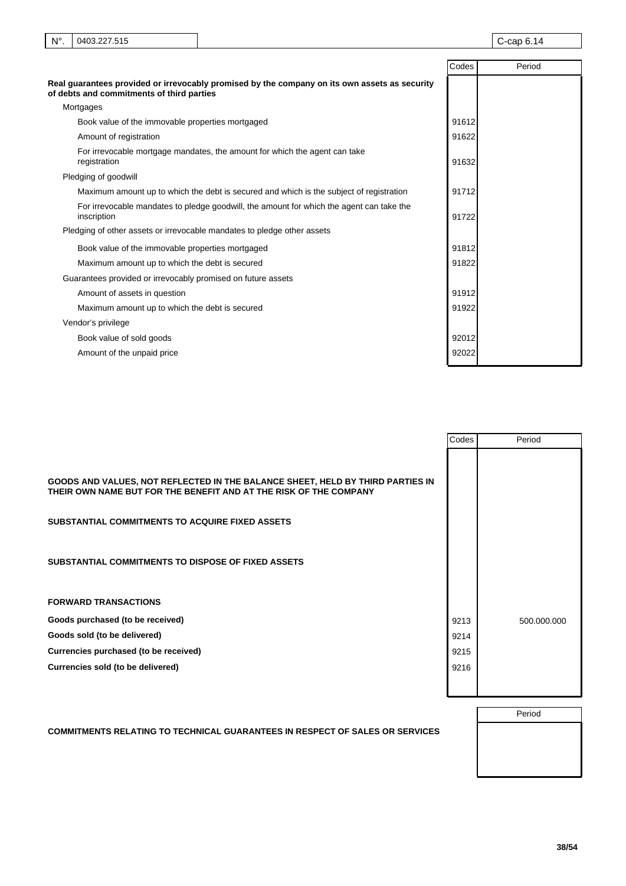| N°. | 0403.227.515 | C-cap 6.14 |
|---|---|---|

| | Codes | Period |
|---|---|---|
| **Real guarantees provided or irrevocably promised by the company on its own assets as security of debts and commitments of third parties** | | |
| Mortgages | | |
| Book value of the immovable properties mortgaged | 91612 | |
| Amount of registration | 91622 | |
| For irrevocable mortgage mandates, the amount for which the agent can take registration | 91632 | |
| Pledging of goodwill | | |
| Maximum amount up to which the debt is secured and which is the subject of registration | 91712 | |
| For irrevocable mandates to pledge goodwill, the amount for which the agent can take the inscription | 91722 | |
| Pledging of other assets or irrevocable mandates to pledge other assets | | |
| Book value of the immovable properties mortgaged | 91812 | |
| Maximum amount up to which the debt is secured | 91822 | |
| Guarantees provided or irrevocably promised on future assets | | |
| Amount of assets in question | 91912 | |
| Maximum amount up to which the debt is secured | 91922 | |
| Vendor's privilege | | |
| Book value of sold goods | 92012 | |
| Amount of the unpaid price | 92022 | |

| | Codes | Period |
|---|---|---|
| **GOODS AND VALUES, NOT REFLECTED IN THE BALANCE SHEET, HELD BY THIRD PARTIES IN THEIR OWN NAME BUT FOR THE BENEFIT AND AT THE RISK OF THE COMPANY** | | |
| **SUBSTANTIAL COMMITMENTS TO ACQUIRE FIXED ASSETS** | | |
| **SUBSTANTIAL COMMITMENTS TO DISPOSE OF FIXED ASSETS** | | |
| **FORWARD TRANSACTIONS** | | |
| **Goods purchased (to be received)** | 9213 | 500.000.000 |
| **Goods sold (to be delivered)** | 9214 | |
| **Currencies purchased (to be received)** | 9215 | |
| **Currencies sold (to be delivered)** | 9216 | |

| | Period |
|---|---|
| **COMMITMENTS RELATING TO TECHNICAL GUARANTEES IN RESPECT OF SALES OR SERVICES** | |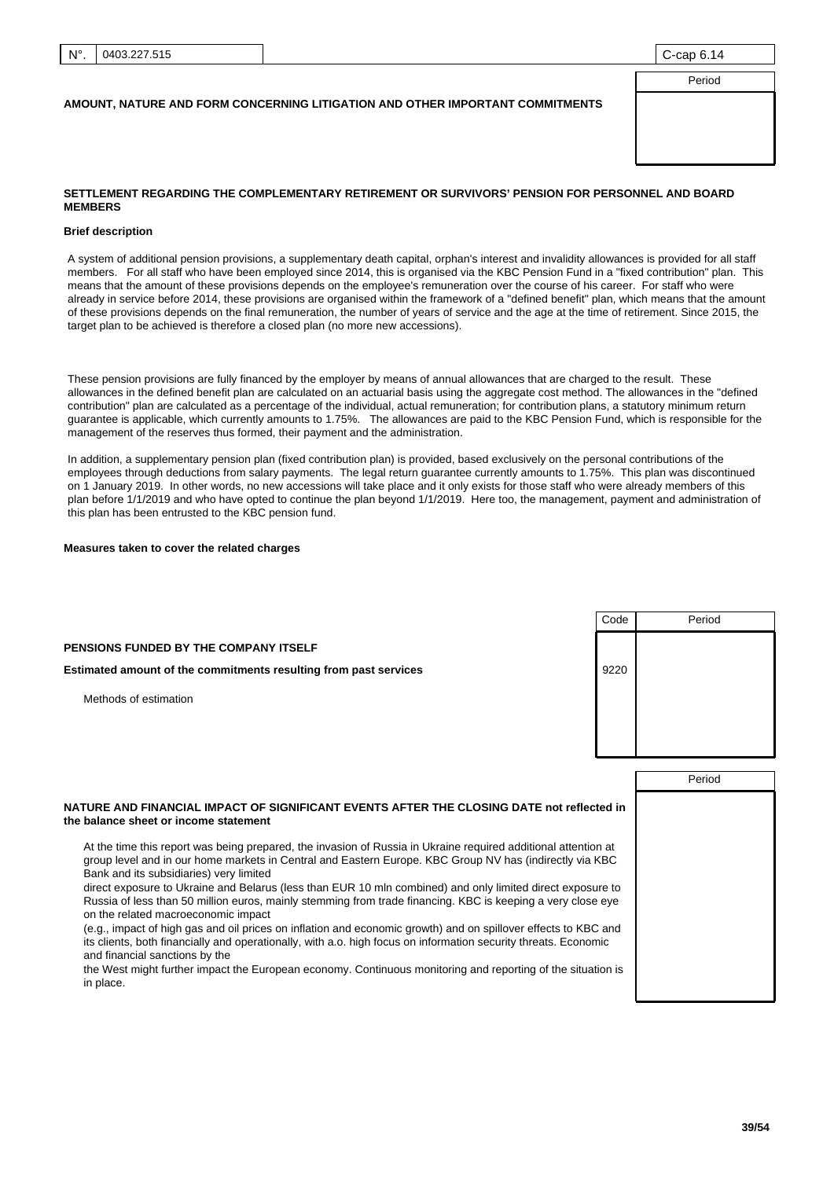| N°. | 0403.227.515 | C-cap 6.14 |
|---|---|---|

## AMOUNT, NATURE AND FORM CONCERNING LITIGATION AND OTHER IMPORTANT COMMITMENTS

| | Period |
|---|---|
| | |

### SETTLEMENT REGARDING THE COMPLEMENTARY RETIREMENT OR SURVIVORS' PENSION FOR PERSONNEL AND BOARD MEMBERS

**Brief description**

A system of additional pension provisions, a supplementary death capital, orphan's interest and invalidity allowances is provided for all staff members. For all staff who have been employed since 2014, this is organised via the KBC Pension Fund in a "fixed contribution" plan. This means that the amount of these provisions depends on the employee's remuneration over the course of his career. For staff who were already in service before 2014, these provisions are organised within the framework of a "defined benefit" plan, which means that the amount of these provisions depends on the final remuneration, the number of years of service and the age at the time of retirement. Since 2015, the target plan to be achieved is therefore a closed plan (no more new accessions).

These pension provisions are fully financed by the employer by means of annual allowances that are charged to the result. These allowances in the defined benefit plan are calculated on an actuarial basis using the aggregate cost method. The allowances in the "defined contribution" plan are calculated as a percentage of the individual, actual remuneration; for contribution plans, a statutory minimum return guarantee is applicable, which currently amounts to 1.75%. The allowances are paid to the KBC Pension Fund, which is responsible for the management of the reserves thus formed, their payment and the administration.

In addition, a supplementary pension plan (fixed contribution plan) is provided, based exclusively on the personal contributions of the employees through deductions from salary payments. The legal return guarantee currently amounts to 1.75%. This plan was discontinued on 1 January 2019. In other words, no new accessions will take place and it only exists for those staff who were already members of this plan before 1/1/2019 and who have opted to continue the plan beyond 1/1/2019. Here too, the management, payment and administration of this plan has been entrusted to the KBC pension fund.

**Measures taken to cover the related charges**

| | Code | Period |
|---|---|---|
| **PENSIONS FUNDED BY THE COMPANY ITSELF** | | |
| **Estimated amount of the commitments resulting from past services** | 9220 | |
| Methods of estimation | | |

| | Period |
|---|---|
| **NATURE AND FINANCIAL IMPACT OF SIGNIFICANT EVENTS AFTER THE CLOSING DATE not reflected in the balance sheet or income statement** | |

At the time this report was being prepared, the invasion of Russia in Ukraine required additional attention at group level and in our home markets in Central and Eastern Europe. KBC Group NV has (indirectly via KBC Bank and its subsidiaries) very limited
direct exposure to Ukraine and Belarus (less than EUR 10 mln combined) and only limited direct exposure to Russia of less than 50 million euros, mainly stemming from trade financing. KBC is keeping a very close eye on the related macroeconomic impact
(e.g., impact of high gas and oil prices on inflation and economic growth) and on spillover effects to KBC and its clients, both financially and operationally, with a.o. high focus on information security threats. Economic and financial sanctions by the
the West might further impact the European economy. Continuous monitoring and reporting of the situation is in place.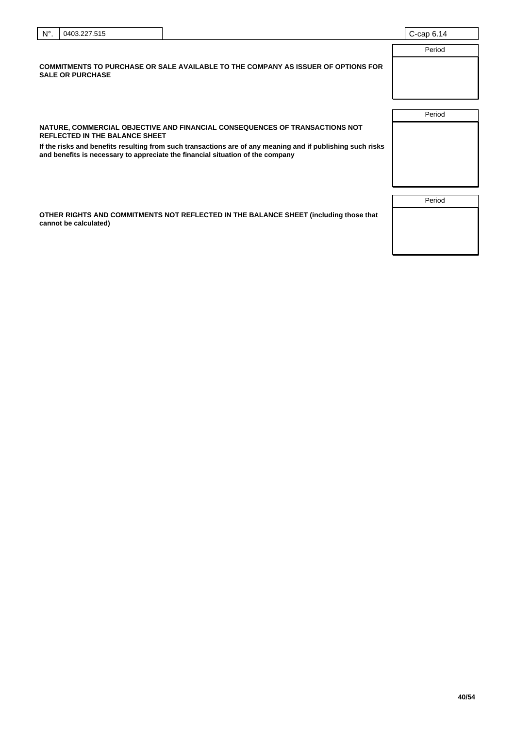| N°. | 0403.227.515 | C-cap 6.14 |
|---|---|---|

| | Period |
|---|---|
| **COMMITMENTS TO PURCHASE OR SALE AVAILABLE TO THE COMPANY AS ISSUER OF OPTIONS FOR SALE OR PURCHASE** | |

| | Period |
|---|---|
| **NATURE, COMMERCIAL OBJECTIVE AND FINANCIAL CONSEQUENCES OF TRANSACTIONS NOT REFLECTED IN THE BALANCE SHEET**<br>**If the risks and benefits resulting from such transactions are of any meaning and if publishing such risks and benefits is necessary to appreciate the financial situation of the company** | |

| | Period |
|---|---|
| **OTHER RIGHTS AND COMMITMENTS NOT REFLECTED IN THE BALANCE SHEET (including those that cannot be calculated)** | |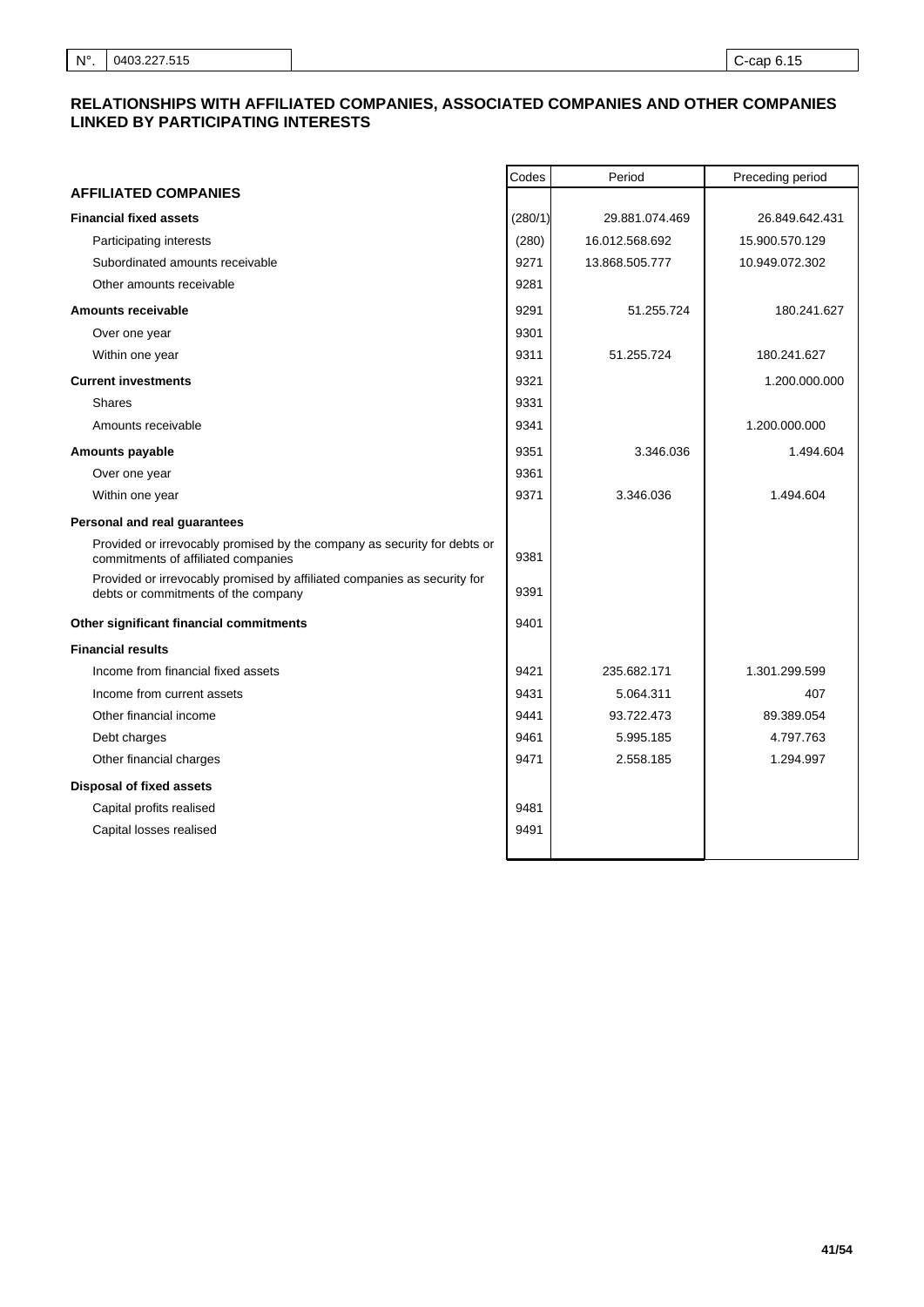| N°. | 0403.227.515 | C-cap 6.15 |
|---|---|---|

## RELATIONSHIPS WITH AFFILIATED COMPANIES, ASSOCIATED COMPANIES AND OTHER COMPANIES LINKED BY PARTICIPATING INTERESTS

| | Codes | Period | Preceding period |
|---|---|---|---|
| **AFFILIATED COMPANIES** | | | |
| **Financial fixed assets** | (280/1) | 29.881.074.469 | 26.849.642.431 |
| Participating interests | (280) | 16.012.568.692 | 15.900.570.129 |
| Subordinated amounts receivable | 9271 | 13.868.505.777 | 10.949.072.302 |
| Other amounts receivable | 9281 | | |
| **Amounts receivable** | 9291 | 51.255.724 | 180.241.627 |
| Over one year | 9301 | | |
| Within one year | 9311 | 51.255.724 | 180.241.627 |
| **Current investments** | 9321 | | 1.200.000.000 |
| Shares | 9331 | | |
| Amounts receivable | 9341 | | 1.200.000.000 |
| **Amounts payable** | 9351 | 3.346.036 | 1.494.604 |
| Over one year | 9361 | | |
| Within one year | 9371 | 3.346.036 | 1.494.604 |
| **Personal and real guarantees** | | | |
| Provided or irrevocably promised by the company as security for debts or commitments of affiliated companies | 9381 | | |
| Provided or irrevocably promised by affiliated companies as security for debts or commitments of the company | 9391 | | |
| **Other significant financial commitments** | 9401 | | |
| **Financial results** | | | |
| Income from financial fixed assets | 9421 | 235.682.171 | 1.301.299.599 |
| Income from current assets | 9431 | 5.064.311 | 407 |
| Other financial income | 9441 | 93.722.473 | 89.389.054 |
| Debt charges | 9461 | 5.995.185 | 4.797.763 |
| Other financial charges | 9471 | 2.558.185 | 1.294.997 |
| **Disposal of fixed assets** | | | |
| Capital profits realised | 9481 | | |
| Capital losses realised | 9491 | | |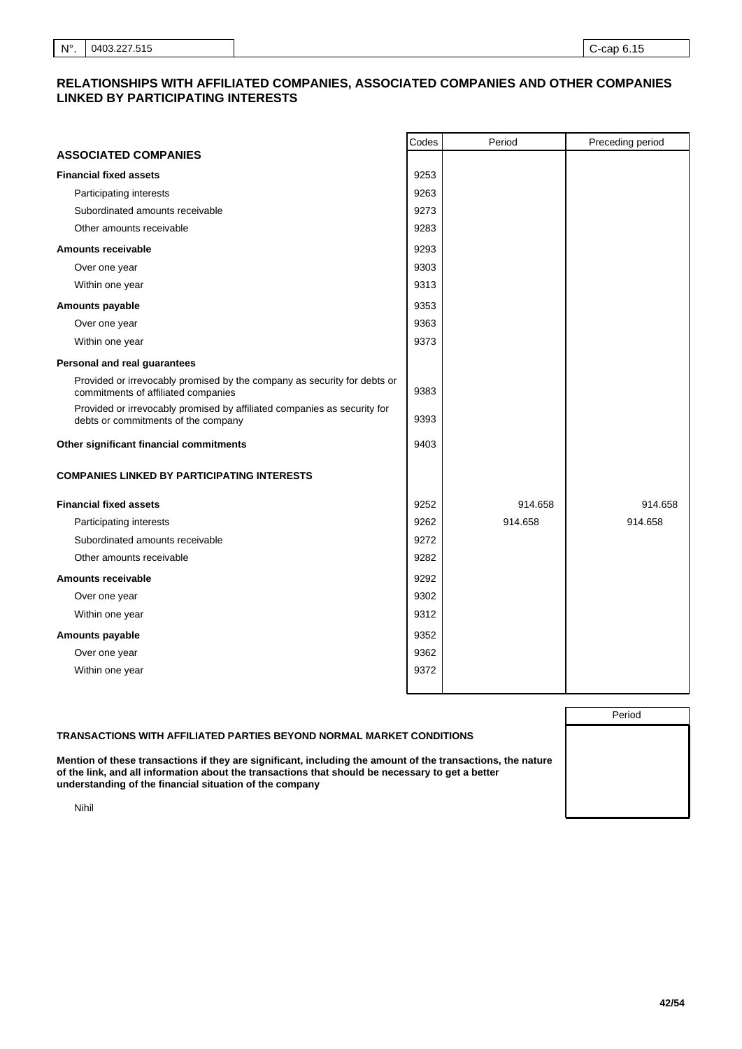## RELATIONSHIPS WITH AFFILIATED COMPANIES, ASSOCIATED COMPANIES AND OTHER COMPANIES LINKED BY PARTICIPATING INTERESTS

| | Codes | Period | Preceding period |
|---|---|---|---|
| **ASSOCIATED COMPANIES** | | | |
| **Financial fixed assets** | 9253 | | |
| Participating interests | 9263 | | |
| Subordinated amounts receivable | 9273 | | |
| Other amounts receivable | 9283 | | |
| **Amounts receivable** | 9293 | | |
| Over one year | 9303 | | |
| Within one year | 9313 | | |
| **Amounts payable** | 9353 | | |
| Over one year | 9363 | | |
| Within one year | 9373 | | |
| **Personal and real guarantees** | | | |
| Provided or irrevocably promised by the company as security for debts or commitments of affiliated companies | 9383 | | |
| Provided or irrevocably promised by affiliated companies as security for debts or commitments of the company | 9393 | | |
| **Other significant financial commitments** | 9403 | | |
| **COMPANIES LINKED BY PARTICIPATING INTERESTS** | | | |
| **Financial fixed assets** | 9252 | 914.658 | 914.658 |
| Participating interests | 9262 | 914.658 | 914.658 |
| Subordinated amounts receivable | 9272 | | |
| Other amounts receivable | 9282 | | |
| **Amounts receivable** | 9292 | | |
| Over one year | 9302 | | |
| Within one year | 9312 | | |
| **Amounts payable** | 9352 | | |
| Over one year | 9362 | | |
| Within one year | 9372 | | |

| | Period |
|---|---|
| **TRANSACTIONS WITH AFFILIATED PARTIES BEYOND NORMAL MARKET CONDITIONS** | |
| **Mention of these transactions if they are significant, including the amount of the transactions, the nature of the link, and all information about the transactions that should be necessary to get a better understanding of the financial situation of the company** | |
| Nihil | |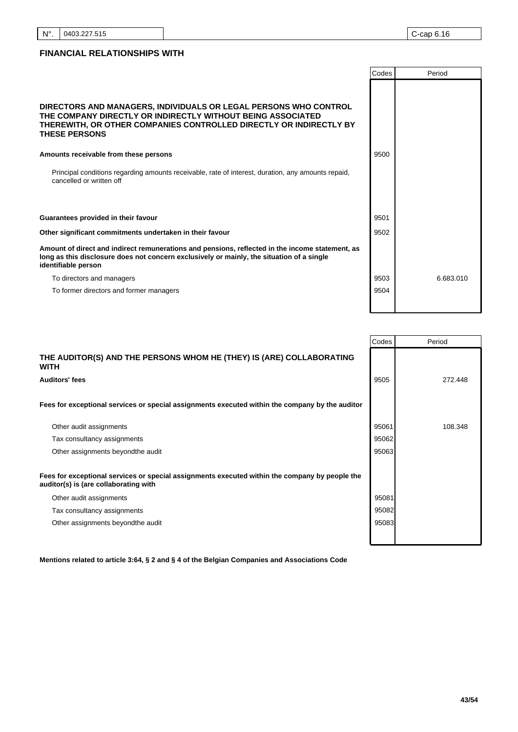| N°. | 0403.227.515 | | C-cap 6.16 |
|---|---|---|---|

## FINANCIAL RELATIONSHIPS WITH

| | Codes | Period |
|---|---|---|
| **DIRECTORS AND MANAGERS, INDIVIDUALS OR LEGAL PERSONS WHO CONTROL THE COMPANY DIRECTLY OR INDIRECTLY WITHOUT BEING ASSOCIATED THEREWITH, OR OTHER COMPANIES CONTROLLED DIRECTLY OR INDIRECTLY BY THESE PERSONS** | | |
| **Amounts receivable from these persons** | 9500 | |
| Principal conditions regarding amounts receivable, rate of interest, duration, any amounts repaid, cancelled or written off | | |
| **Guarantees provided in their favour** | 9501 | |
| **Other significant commitments undertaken in their favour** | 9502 | |
| **Amount of direct and indirect remunerations and pensions, reflected in the income statement, as long as this disclosure does not concern exclusively or mainly, the situation of a single identifiable person** | | |
| To directors and managers | 9503 | 6.683.010 |
| To former directors and former managers | 9504 | |

| | Codes | Period |
|---|---|---|
| **THE AUDITOR(S) AND THE PERSONS WHOM HE (THEY) IS (ARE) COLLABORATING WITH** | | |
| **Auditors' fees** | 9505 | 272.448 |
| **Fees for exceptional services or special assignments executed within the company by the auditor** | | |
| Other audit assignments | 95061 | 108.348 |
| Tax consultancy assignments | 95062 | |
| Other assignments beyondthe audit | 95063 | |
| **Fees for exceptional services or special assignments executed within the company by people the auditor(s) is (are collaborating with** | | |
| Other audit assignments | 95081 | |
| Tax consultancy assignments | 95082 | |
| Other assignments beyondthe audit | 95083 | |

**Mentions related to article 3:64, § 2 and § 4 of the Belgian Companies and Associations Code**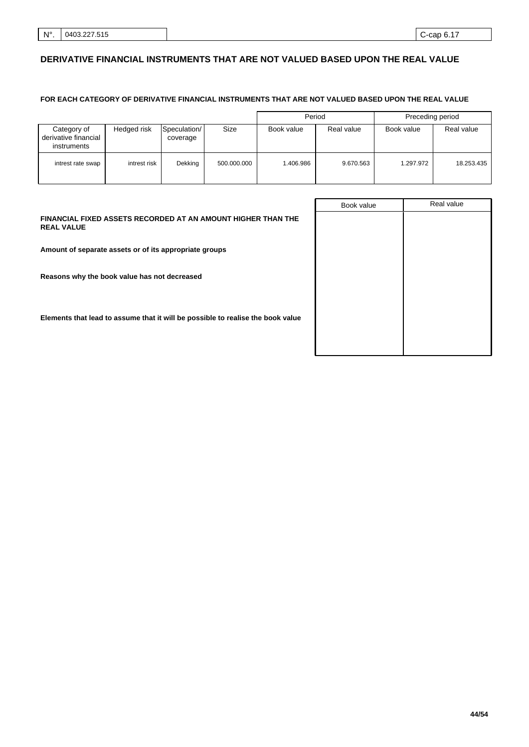| N°. | 0403.227.515 | C-cap 6.17 |
|---|---|---|

## DERIVATIVE FINANCIAL INSTRUMENTS THAT ARE NOT VALUED BASED UPON THE REAL VALUE

**FOR EACH CATEGORY OF DERIVATIVE FINANCIAL INSTRUMENTS THAT ARE NOT VALUED BASED UPON THE REAL VALUE**

| | | | | Period | | Preceding period | |
|---|---|---|---|---|---|---|---|
| Category of derivative financial instruments | Hedged risk | Speculation/ coverage | Size | Book value | Real value | Book value | Real value |
| intrest rate swap | intrest risk | Dekking | 500.000.000 | 1.406.986 | 9.670.563 | 1.297.972 | 18.253.435 |

| | Book value | Real value |
|---|---|---|
| **FINANCIAL FIXED ASSETS RECORDED AT AN AMOUNT HIGHER THAN THE REAL VALUE** | | |
| **Amount of separate assets or of its appropriate groups** | | |
| **Reasons why the book value has not decreased** | | |
| **Elements that lead to assume that it will be possible to realise the book value** | | |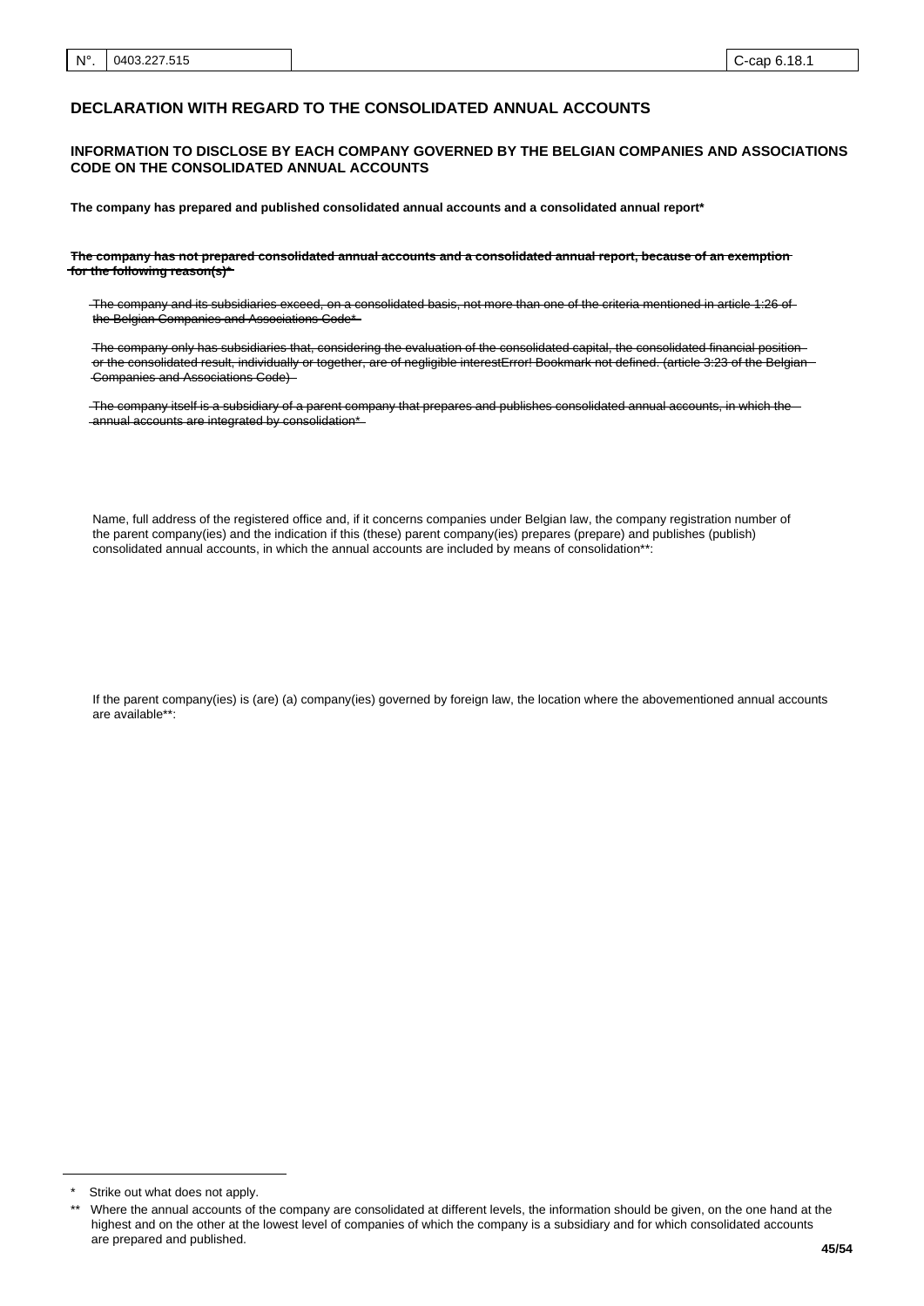| N°. | 0403.227.515 | C-cap 6.18.1 |
|---|---|---|

## DECLARATION WITH REGARD TO THE CONSOLIDATED ANNUAL ACCOUNTS

### INFORMATION TO DISCLOSE BY EACH COMPANY GOVERNED BY THE BELGIAN COMPANIES AND ASSOCIATIONS CODE ON THE CONSOLIDATED ANNUAL ACCOUNTS

**The company has prepared and published consolidated annual accounts and a consolidated annual report***

~~**The company has not prepared consolidated annual accounts and a consolidated annual report, because of an exemption for the following reason(s)***~~

~~The company and its subsidiaries exceed, on a consolidated basis, not more than one of the criteria mentioned in article 1:26 of the Belgian Companies and Associations Code*~~

~~The company only has subsidiaries that, considering the evaluation of the consolidated capital, the consolidated financial position or the consolidated result, individually or together, are of negligible interestError! Bookmark not defined. (article 3:23 of the Belgian Companies and Associations Code)~~

~~The company itself is a subsidiary of a parent company that prepares and publishes consolidated annual accounts, in which the annual accounts are integrated by consolidation*~~

Name, full address of the registered office and, if it concerns companies under Belgian law, the company registration number of the parent company(ies) and the indication if this (these) parent company(ies) prepares (prepare) and publishes (publish) consolidated annual accounts, in which the annual accounts are included by means of consolidation**:

If the parent company(ies) is (are) (a) company(ies) governed by foreign law, the location where the abovementioned annual accounts are available**:

\* Strike out what does not apply.

\*\* Where the annual accounts of the company are consolidated at different levels, the information should be given, on the one hand at the highest and on the other at the lowest level of companies of which the company is a subsidiary and for which consolidated accounts are prepared and published.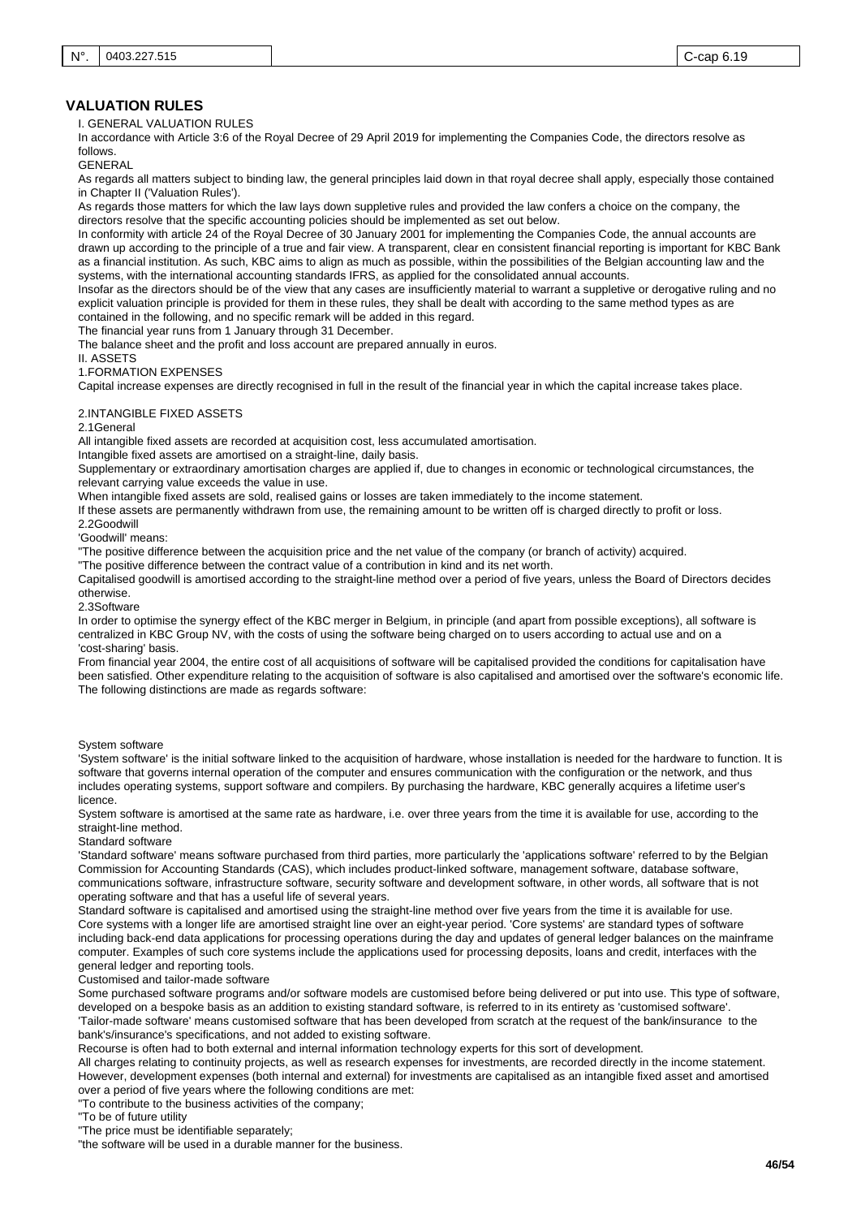## VALUATION RULES

I. GENERAL VALUATION RULES

In accordance with Article 3:6 of the Royal Decree of 29 April 2019 for implementing the Companies Code, the directors resolve as follows.

GENERAL

As regards all matters subject to binding law, the general principles laid down in that royal decree shall apply, especially those contained in Chapter II ('Valuation Rules').

As regards those matters for which the law lays down suppletive rules and provided the law confers a choice on the company, the directors resolve that the specific accounting policies should be implemented as set out below.

In conformity with article 24 of the Royal Decree of 30 January 2001 for implementing the Companies Code, the annual accounts are drawn up according to the principle of a true and fair view. A transparent, clear en consistent financial reporting is important for KBC Bank as a financial institution. As such, KBC aims to align as much as possible, within the possibilities of the Belgian accounting law and the systems, with the international accounting standards IFRS, as applied for the consolidated annual accounts.

Insofar as the directors should be of the view that any cases are insufficiently material to warrant a suppletive or derogative ruling and no explicit valuation principle is provided for them in these rules, they shall be dealt with according to the same method types as are contained in the following, and no specific remark will be added in this regard.

The financial year runs from 1 January through 31 December.

The balance sheet and the profit and loss account are prepared annually in euros.

II. ASSETS

1.FORMATION EXPENSES

Capital increase expenses are directly recognised in full in the result of the financial year in which the capital increase takes place.

2.INTANGIBLE FIXED ASSETS

2.1General

All intangible fixed assets are recorded at acquisition cost, less accumulated amortisation.

Intangible fixed assets are amortised on a straight-line, daily basis.

Supplementary or extraordinary amortisation charges are applied if, due to changes in economic or technological circumstances, the relevant carrying value exceeds the value in use.

When intangible fixed assets are sold, realised gains or losses are taken immediately to the income statement.

If these assets are permanently withdrawn from use, the remaining amount to be written off is charged directly to profit or loss.

2.2Goodwill

'Goodwill' means:

"The positive difference between the acquisition price and the net value of the company (or branch of activity) acquired.

"The positive difference between the contract value of a contribution in kind and its net worth.

Capitalised goodwill is amortised according to the straight-line method over a period of five years, unless the Board of Directors decides otherwise.

2.3Software

In order to optimise the synergy effect of the KBC merger in Belgium, in principle (and apart from possible exceptions), all software is centralized in KBC Group NV, with the costs of using the software being charged on to users according to actual use and on a 'cost-sharing' basis.

From financial year 2004, the entire cost of all acquisitions of software will be capitalised provided the conditions for capitalisation have been satisfied. Other expenditure relating to the acquisition of software is also capitalised and amortised over the software's economic life.

The following distinctions are made as regards software:

System software

'System software' is the initial software linked to the acquisition of hardware, whose installation is needed for the hardware to function. It is software that governs internal operation of the computer and ensures communication with the configuration or the network, and thus includes operating systems, support software and compilers. By purchasing the hardware, KBC generally acquires a lifetime user's licence.

System software is amortised at the same rate as hardware, i.e. over three years from the time it is available for use, according to the straight-line method.

Standard software

'Standard software' means software purchased from third parties, more particularly the 'applications software' referred to by the Belgian Commission for Accounting Standards (CAS), which includes product-linked software, management software, database software, communications software, infrastructure software, security software and development software, in other words, all software that is not operating software and that has a useful life of several years.

Standard software is capitalised and amortised using the straight-line method over five years from the time it is available for use.

Core systems with a longer life are amortised straight line over an eight-year period. 'Core systems' are standard types of software including back-end data applications for processing operations during the day and updates of general ledger balances on the mainframe computer. Examples of such core systems include the applications used for processing deposits, loans and credit, interfaces with the general ledger and reporting tools.

Customised and tailor-made software

Some purchased software programs and/or software models are customised before being delivered or put into use. This type of software, developed on a bespoke basis as an addition to existing standard software, is referred to in its entirety as 'customised software'.

'Tailor-made software' means customised software that has been developed from scratch at the request of the bank/insurance to the bank's/insurance's specifications, and not added to existing software.

Recourse is often had to both external and internal information technology experts for this sort of development.

All charges relating to continuity projects, as well as research expenses for investments, are recorded directly in the income statement. However, development expenses (both internal and external) for investments are capitalised as an intangible fixed asset and amortised over a period of five years where the following conditions are met:

"To contribute to the business activities of the company;

"To be of future utility

"The price must be identifiable separately;

"the software will be used in a durable manner for the business.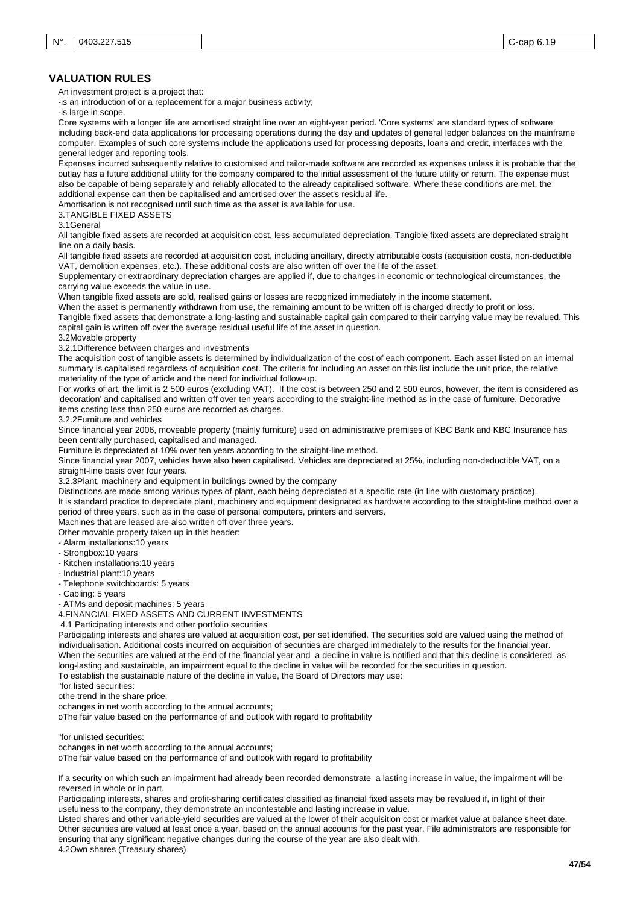## VALUATION RULES

An investment project is a project that:

-is an introduction of or a replacement for a major business activity;

-is large in scope.

Core systems with a longer life are amortised straight line over an eight-year period. 'Core systems' are standard types of software including back-end data applications for processing operations during the day and updates of general ledger balances on the mainframe computer. Examples of such core systems include the applications used for processing deposits, loans and credit, interfaces with the general ledger and reporting tools.

Expenses incurred subsequently relative to customised and tailor-made software are recorded as expenses unless it is probable that the outlay has a future additional utility for the company compared to the initial assessment of the future utility or return. The expense must also be capable of being separately and reliably allocated to the already capitalised software. Where these conditions are met, the additional expense can then be capitalised and amortised over the asset's residual life.

Amortisation is not recognised until such time as the asset is available for use.

3.TANGIBLE FIXED ASSETS

3.1General

All tangible fixed assets are recorded at acquisition cost, less accumulated depreciation. Tangible fixed assets are depreciated straight line on a daily basis.

All tangible fixed assets are recorded at acquisition cost, including ancillary, directly atrributable costs (acquisition costs, non-deductible VAT, demolition expenses, etc.). These additional costs are also written off over the life of the asset.

Supplementary or extraordinary depreciation charges are applied if, due to changes in economic or technological circumstances, the carrying value exceeds the value in use.

When tangible fixed assets are sold, realised gains or losses are recognized immediately in the income statement.

When the asset is permanently withdrawn from use, the remaining amount to be written off is charged directly to profit or loss.

Tangible fixed assets that demonstrate a long-lasting and sustainable capital gain compared to their carrying value may be revalued. This capital gain is written off over the average residual useful life of the asset in question.

3.2Movable property

3.2.1Difference between charges and investments

The acquisition cost of tangible assets is determined by individualization of the cost of each component. Each asset listed on an internal summary is capitalised regardless of acquisition cost. The criteria for including an asset on this list include the unit price, the relative materiality of the type of article and the need for individual follow-up.

For works of art, the limit is 2 500 euros (excluding VAT). If the cost is between 250 and 2 500 euros, however, the item is considered as 'decoration' and capitalised and written off over ten years according to the straight-line method as in the case of furniture. Decorative items costing less than 250 euros are recorded as charges.

3.2.2Furniture and vehicles

Since financial year 2006, moveable property (mainly furniture) used on administrative premises of KBC Bank and KBC Insurance has been centrally purchased, capitalised and managed.

Furniture is depreciated at 10% over ten years according to the straight-line method.

Since financial year 2007, vehicles have also been capitalised. Vehicles are depreciated at 25%, including non-deductible VAT, on a straight-line basis over four years.

3.2.3Plant, machinery and equipment in buildings owned by the company

Distinctions are made among various types of plant, each being depreciated at a specific rate (in line with customary practice).

It is standard practice to depreciate plant, machinery and equipment designated as hardware according to the straight-line method over a period of three years, such as in the case of personal computers, printers and servers.

Machines that are leased are also written off over three years.

Other movable property taken up in this header:

- Alarm installations:10 years
- Strongbox:10 years
- Kitchen installations:10 years
- Industrial plant:10 years
- Telephone switchboards: 5 years
- Cabling: 5 years
- ATMs and deposit machines: 5 years

4.FINANCIAL FIXED ASSETS AND CURRENT INVESTMENTS

4.1 Participating interests and other portfolio securities

Participating interests and shares are valued at acquisition cost, per set identified. The securities sold are valued using the method of individualisation. Additional costs incurred on acquisition of securities are charged immediately to the results for the financial year.

When the securities are valued at the end of the financial year and a decline in value is notified and that this decline is considered as long-lasting and sustainable, an impairment equal to the decline in value will be recorded for the securities in question.

To establish the sustainable nature of the decline in value, the Board of Directors may use:

"for listed securities:

othe trend in the share price;

ochanges in net worth according to the annual accounts;

oThe fair value based on the performance of and outlook with regard to profitability

"for unlisted securities:

ochanges in net worth according to the annual accounts;

oThe fair value based on the performance of and outlook with regard to profitability

If a security on which such an impairment had already been recorded demonstrate a lasting increase in value, the impairment will be reversed in whole or in part.

Participating interests, shares and profit-sharing certificates classified as financial fixed assets may be revalued if, in light of their usefulness to the company, they demonstrate an incontestable and lasting increase in value.

Listed shares and other variable-yield securities are valued at the lower of their acquisition cost or market value at balance sheet date. Other securities are valued at least once a year, based on the annual accounts for the past year. File administrators are responsible for ensuring that any significant negative changes during the course of the year are also dealt with.

4.2Own shares (Treasury shares)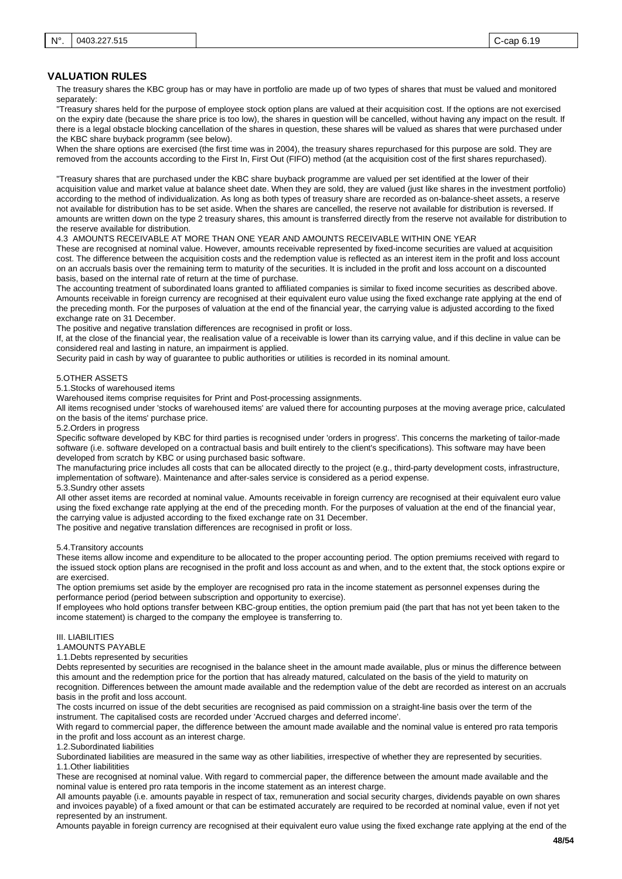## VALUATION RULES

The treasury shares the KBC group has or may have in portfolio are made up of two types of shares that must be valued and monitored separately:

"Treasury shares held for the purpose of employee stock option plans are valued at their acquisition cost. If the options are not exercised on the expiry date (because the share price is too low), the shares in question will be cancelled, without having any impact on the result. If there is a legal obstacle blocking cancellation of the shares in question, these shares will be valued as shares that were purchased under the KBC share buyback programm (see below).

When the share options are exercised (the first time was in 2004), the treasury shares repurchased for this purpose are sold. They are removed from the accounts according to the First In, First Out (FIFO) method (at the acquisition cost of the first shares repurchased).

"Treasury shares that are purchased under the KBC share buyback programme are valued per set identified at the lower of their acquisition value and market value at balance sheet date. When they are sold, they are valued (just like shares in the investment portfolio) according to the method of individualization. As long as both types of treasury share are recorded as on-balance-sheet assets, a reserve not available for distribution has to be set aside. When the shares are cancelled, the reserve not available for distribution is reversed. If amounts are written down on the type 2 treasury shares, this amount is transferred directly from the reserve not available for distribution to the reserve available for distribution.

4.3 AMOUNTS RECEIVABLE AT MORE THAN ONE YEAR AND AMOUNTS RECEIVABLE WITHIN ONE YEAR

These are recognised at nominal value. However, amounts receivable represented by fixed-income securities are valued at acquisition cost. The difference between the acquisition costs and the redemption value is reflected as an interest item in the profit and loss account on an accruals basis over the remaining term to maturity of the securities. It is included in the profit and loss account on a discounted basis, based on the internal rate of return at the time of purchase.

The accounting treatment of subordinated loans granted to affiliated companies is similar to fixed income securities as described above.

Amounts receivable in foreign currency are recognised at their equivalent euro value using the fixed exchange rate applying at the end of the preceding month. For the purposes of valuation at the end of the financial year, the carrying value is adjusted according to the fixed exchange rate on 31 December.

The positive and negative translation differences are recognised in profit or loss.

If, at the close of the financial year, the realisation value of a receivable is lower than its carrying value, and if this decline in value can be considered real and lasting in nature, an impairment is applied.

Security paid in cash by way of guarantee to public authorities or utilities is recorded in its nominal amount.

5.OTHER ASSETS

5.1.Stocks of warehoused items

Warehoused items comprise requisites for Print and Post-processing assignments.

All items recognised under 'stocks of warehoused items' are valued there for accounting purposes at the moving average price, calculated on the basis of the items' purchase price.

5.2.Orders in progress

Specific software developed by KBC for third parties is recognised under 'orders in progress'. This concerns the marketing of tailor-made software (i.e. software developed on a contractual basis and built entirely to the client's specifications). This software may have been developed from scratch by KBC or using purchased basic software.

The manufacturing price includes all costs that can be allocated directly to the project (e.g., third-party development costs, infrastructure, implementation of software). Maintenance and after-sales service is considered as a period expense.

5.3.Sundry other assets

All other asset items are recorded at nominal value. Amounts receivable in foreign currency are recognised at their equivalent euro value using the fixed exchange rate applying at the end of the preceding month. For the purposes of valuation at the end of the financial year, the carrying value is adjusted according to the fixed exchange rate on 31 December.

The positive and negative translation differences are recognised in profit or loss.

5.4.Transitory accounts

These items allow income and expenditure to be allocated to the proper accounting period. The option premiums received with regard to the issued stock option plans are recognised in the profit and loss account as and when, and to the extent that, the stock options expire or are exercised.

The option premiums set aside by the employer are recognised pro rata in the income statement as personnel expenses during the performance period (period between subscription and opportunity to exercise).

If employees who hold options transfer between KBC-group entities, the option premium paid (the part that has not yet been taken to the income statement) is charged to the company the employee is transferring to.

III. LIABILITIES

1.AMOUNTS PAYABLE

1.1.Debts represented by securities

Debts represented by securities are recognised in the balance sheet in the amount made available, plus or minus the difference between this amount and the redemption price for the portion that has already matured, calculated on the basis of the yield to maturity on recognition. Differences between the amount made available and the redemption value of the debt are recorded as interest on an accruals basis in the profit and loss account.

The costs incurred on issue of the debt securities are recognised as paid commission on a straight-line basis over the term of the instrument. The capitalised costs are recorded under 'Accrued charges and deferred income'.

With regard to commercial paper, the difference between the amount made available and the nominal value is entered pro rata temporis in the profit and loss account as an interest charge.

1.2.Subordinated liabilities

Subordinated liabilities are measured in the same way as other liabilities, irrespective of whether they are represented by securities.

1.1.Other liabilitities

These are recognised at nominal value. With regard to commercial paper, the difference between the amount made available and the nominal value is entered pro rata temporis in the income statement as an interest charge.

All amounts payable (i.e. amounts payable in respect of tax, remuneration and social security charges, dividends payable on own shares and invoices payable) of a fixed amount or that can be estimated accurately are required to be recorded at nominal value, even if not yet represented by an instrument.

Amounts payable in foreign currency are recognised at their equivalent euro value using the fixed exchange rate applying at the end of the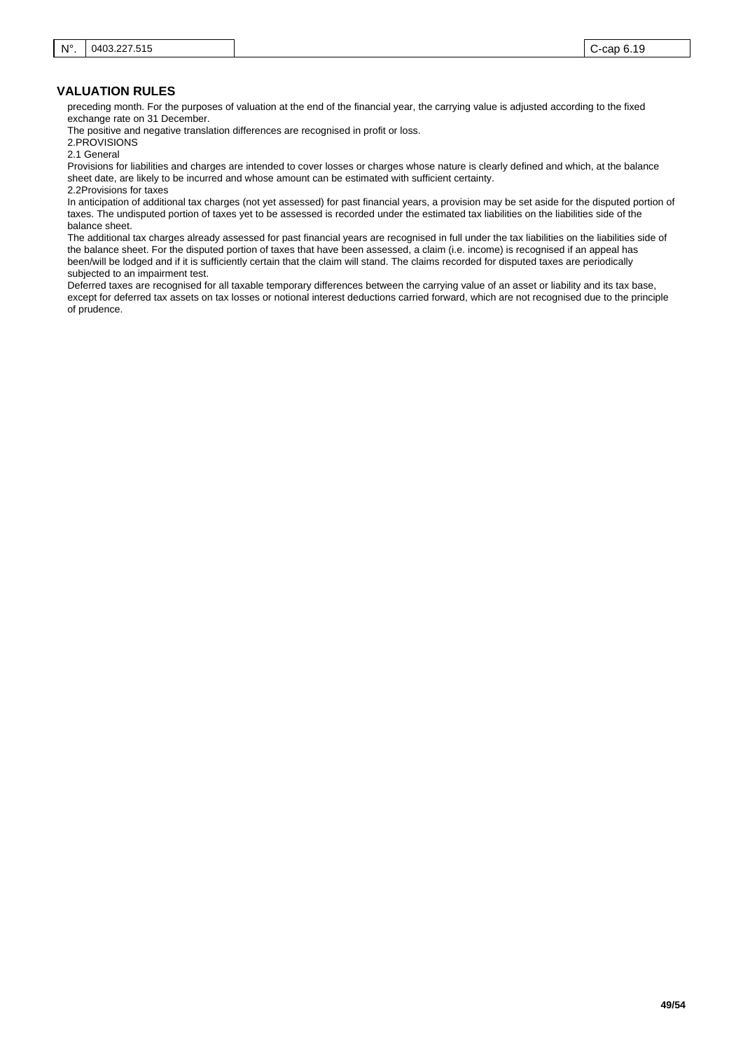## VALUATION RULES

preceding month. For the purposes of valuation at the end of the financial year, the carrying value is adjusted according to the fixed exchange rate on 31 December.

The positive and negative translation differences are recognised in profit or loss.

2.PROVISIONS

2.1 General

Provisions for liabilities and charges are intended to cover losses or charges whose nature is clearly defined and which, at the balance sheet date, are likely to be incurred and whose amount can be estimated with sufficient certainty.

2.2Provisions for taxes

In anticipation of additional tax charges (not yet assessed) for past financial years, a provision may be set aside for the disputed portion of taxes. The undisputed portion of taxes yet to be assessed is recorded under the estimated tax liabilities on the liabilities side of the balance sheet.

The additional tax charges already assessed for past financial years are recognised in full under the tax liabilities on the liabilities side of the balance sheet. For the disputed portion of taxes that have been assessed, a claim (i.e. income) is recognised if an appeal has been/will be lodged and if it is sufficiently certain that the claim will stand. The claims recorded for disputed taxes are periodically subjected to an impairment test.

Deferred taxes are recognised for all taxable temporary differences between the carrying value of an asset or liability and its tax base, except for deferred tax assets on tax losses or notional interest deductions carried forward, which are not recognised due to the principle of prudence.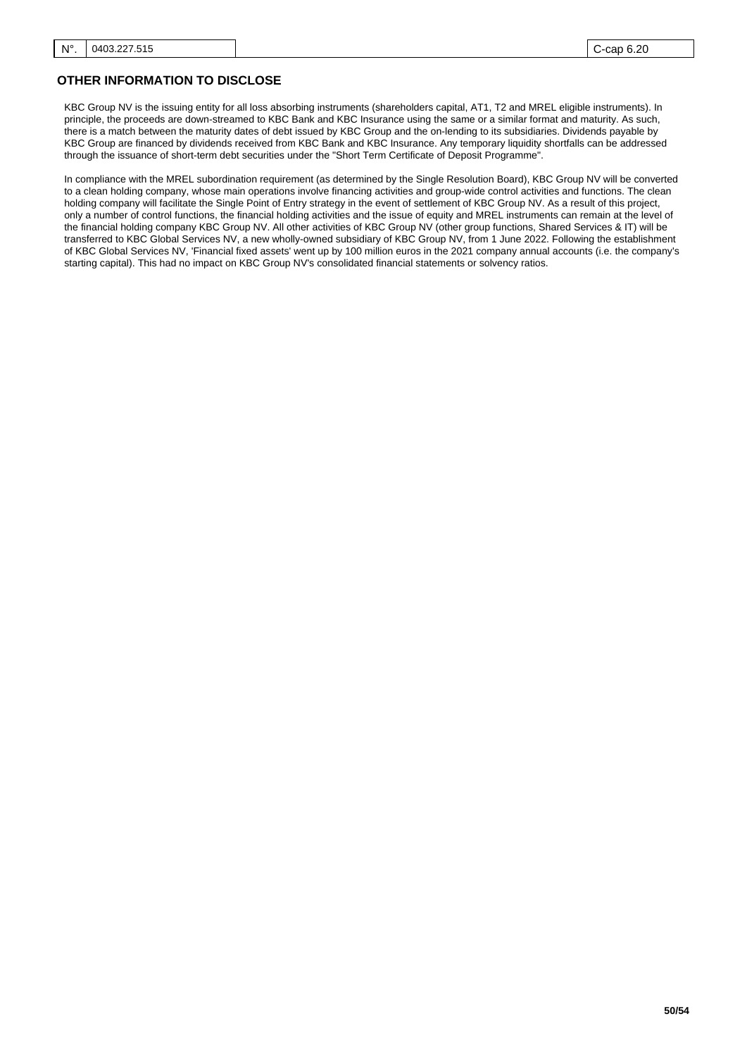## OTHER INFORMATION TO DISCLOSE

KBC Group NV is the issuing entity for all loss absorbing instruments (shareholders capital, AT1, T2 and MREL eligible instruments). In principle, the proceeds are down-streamed to KBC Bank and KBC Insurance using the same or a similar format and maturity. As such, there is a match between the maturity dates of debt issued by KBC Group and the on-lending to its subsidiaries. Dividends payable by KBC Group are financed by dividends received from KBC Bank and KBC Insurance. Any temporary liquidity shortfalls can be addressed through the issuance of short-term debt securities under the "Short Term Certificate of Deposit Programme".

In compliance with the MREL subordination requirement (as determined by the Single Resolution Board), KBC Group NV will be converted to a clean holding company, whose main operations involve financing activities and group-wide control activities and functions. The clean holding company will facilitate the Single Point of Entry strategy in the event of settlement of KBC Group NV. As a result of this project, only a number of control functions, the financial holding activities and the issue of equity and MREL instruments can remain at the level of the financial holding company KBC Group NV. All other activities of KBC Group NV (other group functions, Shared Services & IT) will be transferred to KBC Global Services NV, a new wholly-owned subsidiary of KBC Group NV, from 1 June 2022. Following the establishment of KBC Global Services NV, 'Financial fixed assets' went up by 100 million euros in the 2021 company annual accounts (i.e. the company's starting capital). This had no impact on KBC Group NV's consolidated financial statements or solvency ratios.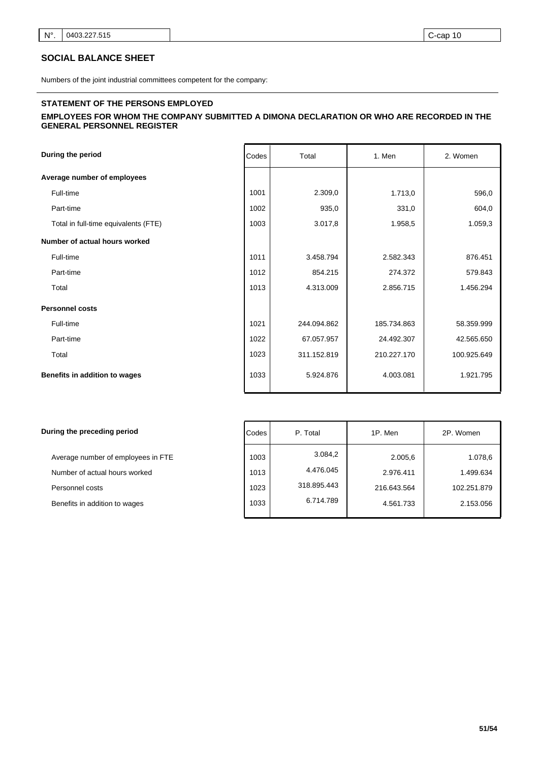| N°. | 0403.227.515 | C-cap 10 |
|---|---|---|

## SOCIAL BALANCE SHEET

Numbers of the joint industrial committees competent for the company:

### STATEMENT OF THE PERSONS EMPLOYED

### EMPLOYEES FOR WHOM THE COMPANY SUBMITTED A DIMONA DECLARATION OR WHO ARE RECORDED IN THE GENERAL PERSONNEL REGISTER

| During the period | Codes | Total | 1. Men | 2. Women |
|---|---|---|---|---|
| **Average number of employees** | | | | |
| Full-time | 1001 | 2.309,0 | 1.713,0 | 596,0 |
| Part-time | 1002 | 935,0 | 331,0 | 604,0 |
| Total in full-time equivalents (FTE) | 1003 | 3.017,8 | 1.958,5 | 1.059,3 |
| **Number of actual hours worked** | | | | |
| Full-time | 1011 | 3.458.794 | 2.582.343 | 876.451 |
| Part-time | 1012 | 854.215 | 274.372 | 579.843 |
| Total | 1013 | 4.313.009 | 2.856.715 | 1.456.294 |
| **Personnel costs** | | | | |
| Full-time | 1021 | 244.094.862 | 185.734.863 | 58.359.999 |
| Part-time | 1022 | 67.057.957 | 24.492.307 | 42.565.650 |
| Total | 1023 | 311.152.819 | 210.227.170 | 100.925.649 |
| **Benefits in addition to wages** | 1033 | 5.924.876 | 4.003.081 | 1.921.795 |

| During the preceding period | Codes | P. Total | 1P. Men | 2P. Women |
|---|---|---|---|---|
| Average number of employees in FTE | 1003 | 3.084,2 | 2.005,6 | 1.078,6 |
| Number of actual hours worked | 1013 | 4.476.045 | 2.976.411 | 1.499.634 |
| Personnel costs | 1023 | 318.895.443 | 216.643.564 | 102.251.879 |
| Benefits in addition to wages | 1033 | 6.714.789 | 4.561.733 | 2.153.056 |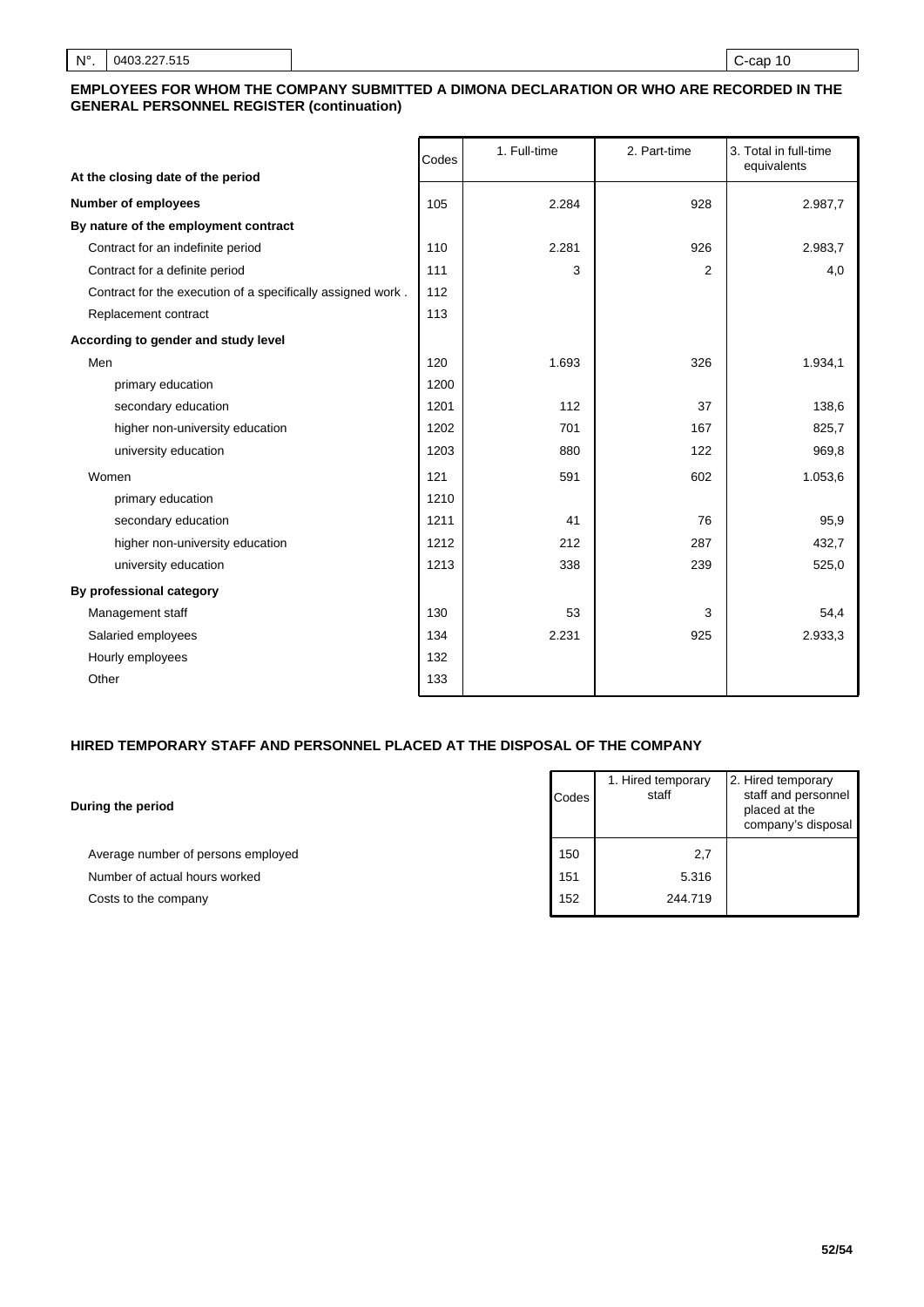| N°. | 0403.227.515 | C-cap 10 |
|---|---|---|

## EMPLOYEES FOR WHOM THE COMPANY SUBMITTED A DIMONA DECLARATION OR WHO ARE RECORDED IN THE GENERAL PERSONNEL REGISTER (continuation)

| At the closing date of the period | Codes | 1. Full-time | 2. Part-time | 3. Total in full-time equivalents |
|---|---|---|---|---|
| **Number of employees** | 105 | 2.284 | 928 | 2.987,7 |
| **By nature of the employment contract** | | | | |
| Contract for an indefinite period | 110 | 2.281 | 926 | 2.983,7 |
| Contract for a definite period | 111 | 3 | 2 | 4,0 |
| Contract for the execution of a specifically assigned work . | 112 | | | |
| Replacement contract | 113 | | | |
| **According to gender and study level** | | | | |
| Men | 120 | 1.693 | 326 | 1.934,1 |
| primary education | 1200 | | | |
| secondary education | 1201 | 112 | 37 | 138,6 |
| higher non-university education | 1202 | 701 | 167 | 825,7 |
| university education | 1203 | 880 | 122 | 969,8 |
| Women | 121 | 591 | 602 | 1.053,6 |
| primary education | 1210 | | | |
| secondary education | 1211 | 41 | 76 | 95,9 |
| higher non-university education | 1212 | 212 | 287 | 432,7 |
| university education | 1213 | 338 | 239 | 525,0 |
| **By professional category** | | | | |
| Management staff | 130 | 53 | 3 | 54,4 |
| Salaried employees | 134 | 2.231 | 925 | 2.933,3 |
| Hourly employees | 132 | | | |
| Other | 133 | | | |

## HIRED TEMPORARY STAFF AND PERSONNEL PLACED AT THE DISPOSAL OF THE COMPANY

| During the period | Codes | 1. Hired temporary staff | 2. Hired temporary staff and personnel placed at the company's disposal |
|---|---|---|---|
| Average number of persons employed | 150 | 2,7 | |
| Number of actual hours worked | 151 | 5.316 | |
| Costs to the company | 152 | 244.719 | |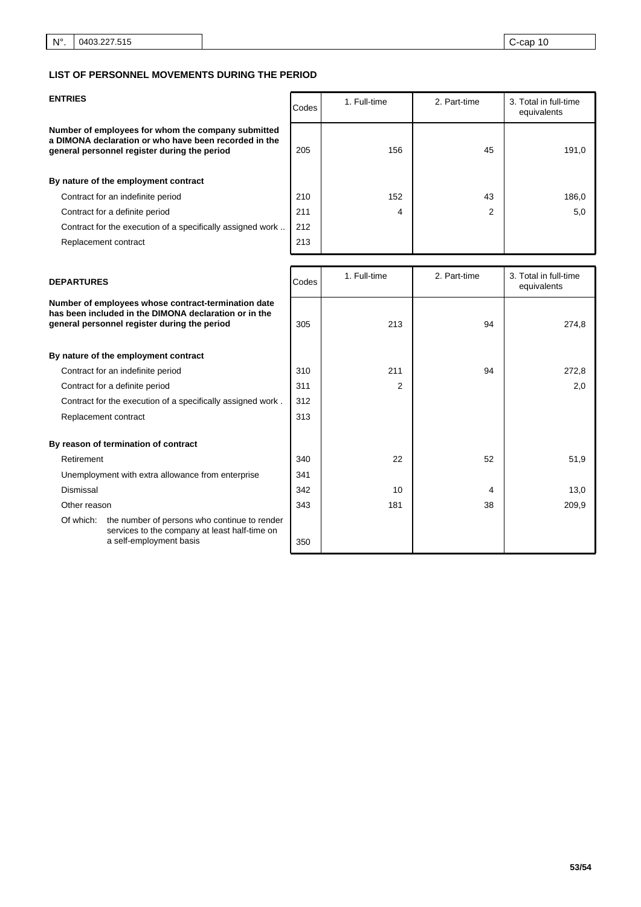| N°. | 0403.227.515 | C-cap 10 |
|---|---|---|

## LIST OF PERSONNEL MOVEMENTS DURING THE PERIOD

| ENTRIES | Codes | 1. Full-time | 2. Part-time | 3. Total in full-time equivalents |
|---|---|---|---|---|
| **Number of employees for whom the company submitted a DIMONA declaration or who have been recorded in the general personnel register during the period** | 205 | 156 | 45 | 191,0 |
| **By nature of the employment contract** | | | | |
| Contract for an indefinite period | 210 | 152 | 43 | 186,0 |
| Contract for a definite period | 211 | 4 | 2 | 5,0 |
| Contract for the execution of a specifically assigned work .. | 212 | | | |
| Replacement contract | 213 | | | |

| DEPARTURES | Codes | 1. Full-time | 2. Part-time | 3. Total in full-time equivalents |
|---|---|---|---|---|
| **Number of employees whose contract-termination date has been included in the DIMONA declaration or in the general personnel register during the period** | 305 | 213 | 94 | 274,8 |
| **By nature of the employment contract** | | | | |
| Contract for an indefinite period | 310 | 211 | 94 | 272,8 |
| Contract for a definite period | 311 | 2 | | 2,0 |
| Contract for the execution of a specifically assigned work . | 312 | | | |
| Replacement contract | 313 | | | |
| **By reason of termination of contract** | | | | |
| Retirement | 340 | 22 | 52 | 51,9 |
| Unemployment with extra allowance from enterprise | 341 | | | |
| Dismissal | 342 | 10 | 4 | 13,0 |
| Other reason | 343 | 181 | 38 | 209,9 |
| Of which: the number of persons who continue to render services to the company at least half-time on a self-employment basis | 350 | | | |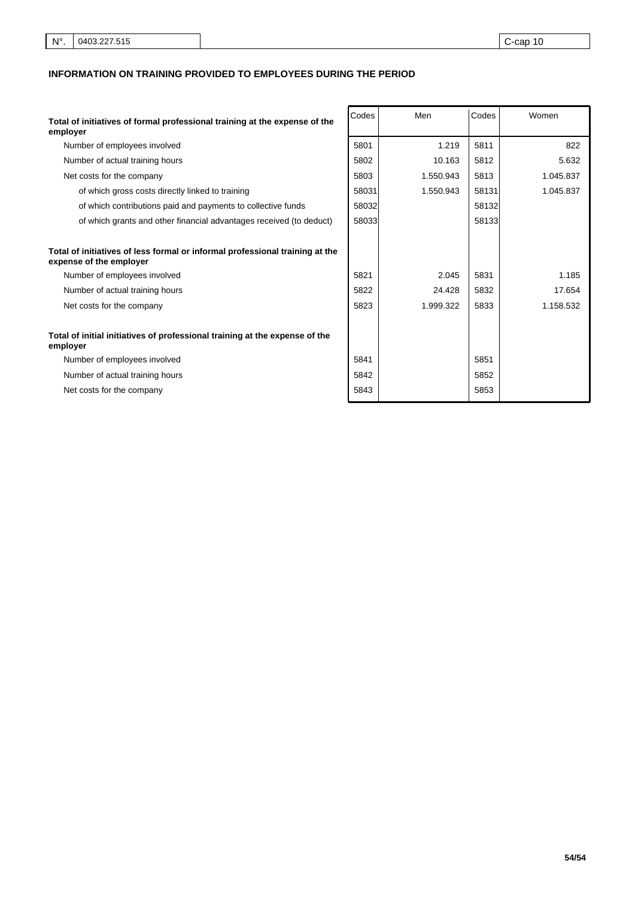| N°. | 0403.227.515 | C-cap 10 |
|---|---|---|

## INFORMATION ON TRAINING PROVIDED TO EMPLOYEES DURING THE PERIOD

| | Codes | Men | Codes | Women |
|---|---|---|---|---|
| **Total of initiatives of formal professional training at the expense of the employer** | | | | |
| Number of employees involved | 5801 | 1.219 | 5811 | 822 |
| Number of actual training hours | 5802 | 10.163 | 5812 | 5.632 |
| Net costs for the company | 5803 | 1.550.943 | 5813 | 1.045.837 |
| of which gross costs directly linked to training | 58031 | 1.550.943 | 58131 | 1.045.837 |
| of which contributions paid and payments to collective funds | 58032 | | 58132 | |
| of which grants and other financial advantages received (to deduct) | 58033 | | 58133 | |
| **Total of initiatives of less formal or informal professional training at the expense of the employer** | | | | |
| Number of employees involved | 5821 | 2.045 | 5831 | 1.185 |
| Number of actual training hours | 5822 | 24.428 | 5832 | 17.654 |
| Net costs for the company | 5823 | 1.999.322 | 5833 | 1.158.532 |
| **Total of initial initiatives of professional training at the expense of the employer** | | | | |
| Number of employees involved | 5841 | | 5851 | |
| Number of actual training hours | 5842 | | 5852 | |
| Net costs for the company | 5843 | | 5853 | |